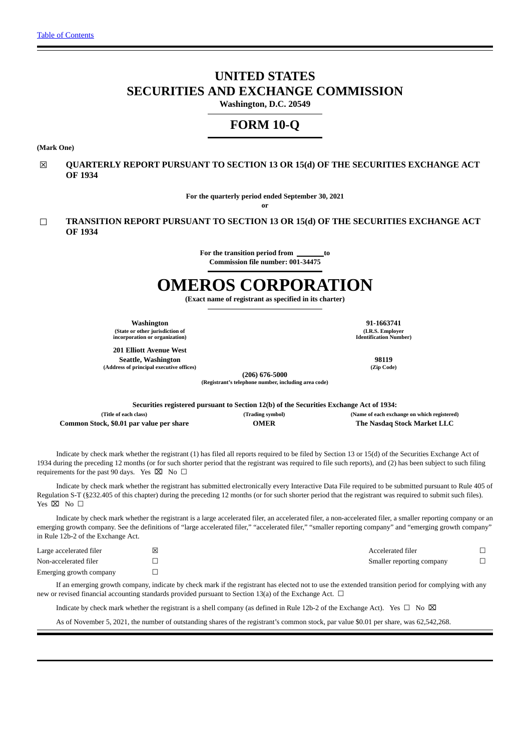[Table of Contents](#)

# UNITED STATES
# SECURITIES AND EXCHANGE COMMISSION
**Washington, D.C. 20549**

## FORM 10-Q

**(Mark One)**

☒ **QUARTERLY REPORT PURSUANT TO SECTION 13 OR 15(d) OF THE SECURITIES EXCHANGE ACT OF 1934**

**For the quarterly period ended September 30, 2021**

**or**

☐ **TRANSITION REPORT PURSUANT TO SECTION 13 OR 15(d) OF THE SECURITIES EXCHANGE ACT OF 1934**

**For the transition period from \_\_\_\_\_\_\_ to**

**Commission file number: 001-34475**

# OMEROS CORPORATION

**(Exact name of registrant as specified in its charter)**

| **Washington** | **91-1663741** |
|---|---|
| **(State or other jurisdiction of incorporation or organization)** | **(I.R.S. Employer Identification Number)** |
| **201 Elliott Avenue West Seattle, Washington** | **98119** |
| **(Address of principal executive offices)** | **(Zip Code)** |

**(206) 676-5000**
**(Registrant's telephone number, including area code)**

**Securities registered pursuant to Section 12(b) of the Securities Exchange Act of 1934:**

| (Title of each class) | (Trading symbol) | (Name of each exchange on which registered) |
|---|---|---|
| **Common Stock, $0.01 par value per share** | **OMER** | **The Nasdaq Stock Market LLC** |

Indicate by check mark whether the registrant (1) has filed all reports required to be filed by Section 13 or 15(d) of the Securities Exchange Act of 1934 during the preceding 12 months (or for such shorter period that the registrant was required to file such reports), and (2) has been subject to such filing requirements for the past 90 days. Yes ☒ No ☐

Indicate by check mark whether the registrant has submitted electronically every Interactive Data File required to be submitted pursuant to Rule 405 of Regulation S-T (§232.405 of this chapter) during the preceding 12 months (or for such shorter period that the registrant was required to submit such files). Yes ☒ No ☐

Indicate by check mark whether the registrant is a large accelerated filer, an accelerated filer, a non-accelerated filer, a smaller reporting company or an emerging growth company. See the definitions of "large accelerated filer," "accelerated filer," "smaller reporting company" and "emerging growth company" in Rule 12b-2 of the Exchange Act.

| | | | |
|---|---|---|---|
| Large accelerated filer | ☒ | Accelerated filer | ☐ |
| Non-accelerated filer | ☐ | Smaller reporting company | ☐ |
| Emerging growth company | ☐ | | |

If an emerging growth company, indicate by check mark if the registrant has elected not to use the extended transition period for complying with any new or revised financial accounting standards provided pursuant to Section 13(a) of the Exchange Act. ☐

Indicate by check mark whether the registrant is a shell company (as defined in Rule 12b-2 of the Exchange Act). Yes ☐ No ☒

As of November 5, 2021, the number of outstanding shares of the registrant's common stock, par value $0.01 per share, was 62,542,268.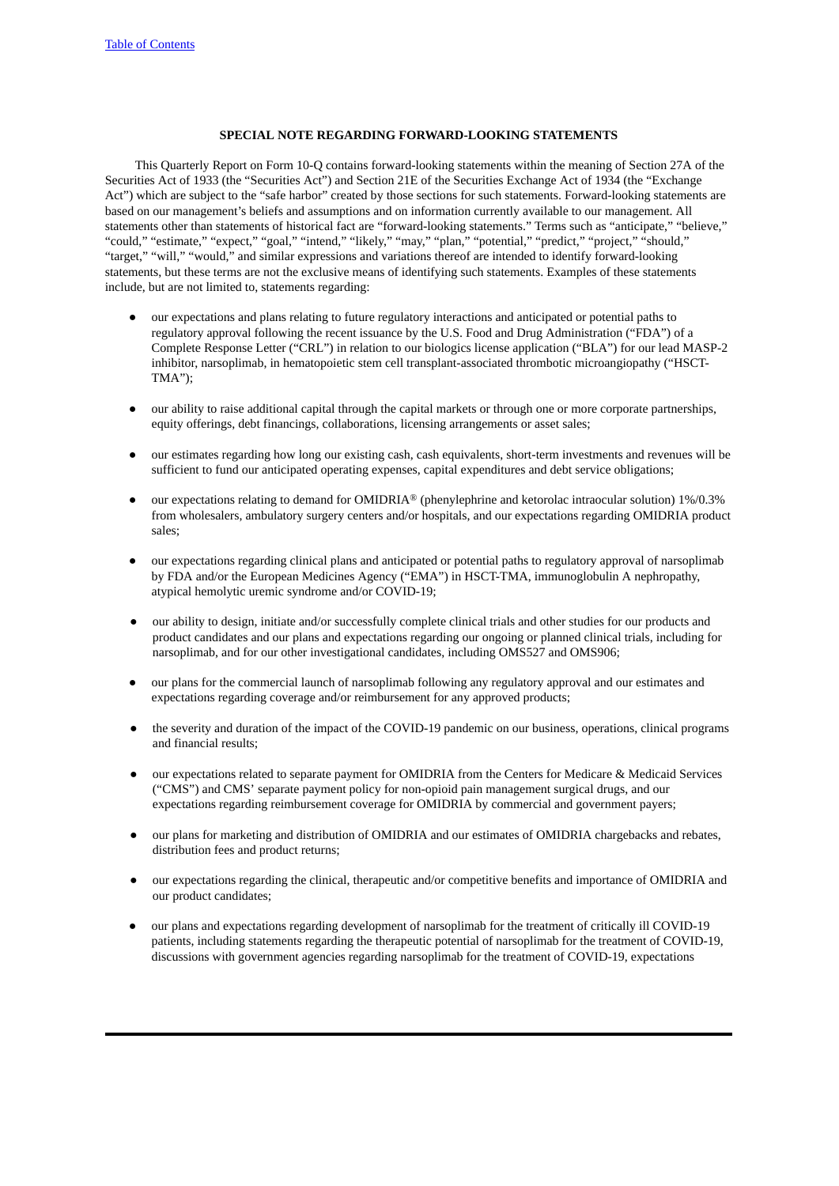**SPECIAL NOTE REGARDING FORWARD-LOOKING STATEMENTS**

This Quarterly Report on Form 10-Q contains forward-looking statements within the meaning of Section 27A of the Securities Act of 1933 (the "Securities Act") and Section 21E of the Securities Exchange Act of 1934 (the "Exchange Act") which are subject to the "safe harbor" created by those sections for such statements. Forward-looking statements are based on our management's beliefs and assumptions and on information currently available to our management. All statements other than statements of historical fact are "forward-looking statements." Terms such as "anticipate," "believe," "could," "estimate," "expect," "goal," "intend," "likely," "may," "plan," "potential," "predict," "project," "should," "target," "will," "would," and similar expressions and variations thereof are intended to identify forward-looking statements, but these terms are not the exclusive means of identifying such statements. Examples of these statements include, but are not limited to, statements regarding:

- our expectations and plans relating to future regulatory interactions and anticipated or potential paths to regulatory approval following the recent issuance by the U.S. Food and Drug Administration ("FDA") of a Complete Response Letter ("CRL") in relation to our biologics license application ("BLA") for our lead MASP-2 inhibitor, narsoplimab, in hematopoietic stem cell transplant-associated thrombotic microangiopathy ("HSCT-TMA");
- our ability to raise additional capital through the capital markets or through one or more corporate partnerships, equity offerings, debt financings, collaborations, licensing arrangements or asset sales;
- our estimates regarding how long our existing cash, cash equivalents, short-term investments and revenues will be sufficient to fund our anticipated operating expenses, capital expenditures and debt service obligations;
- our expectations relating to demand for OMIDRIA® (phenylephrine and ketorolac intraocular solution) 1%/0.3% from wholesalers, ambulatory surgery centers and/or hospitals, and our expectations regarding OMIDRIA product sales;
- our expectations regarding clinical plans and anticipated or potential paths to regulatory approval of narsoplimab by FDA and/or the European Medicines Agency ("EMA") in HSCT-TMA, immunoglobulin A nephropathy, atypical hemolytic uremic syndrome and/or COVID-19;
- our ability to design, initiate and/or successfully complete clinical trials and other studies for our products and product candidates and our plans and expectations regarding our ongoing or planned clinical trials, including for narsoplimab, and for our other investigational candidates, including OMS527 and OMS906;
- our plans for the commercial launch of narsoplimab following any regulatory approval and our estimates and expectations regarding coverage and/or reimbursement for any approved products;
- the severity and duration of the impact of the COVID-19 pandemic on our business, operations, clinical programs and financial results;
- our expectations related to separate payment for OMIDRIA from the Centers for Medicare & Medicaid Services ("CMS") and CMS' separate payment policy for non-opioid pain management surgical drugs, and our expectations regarding reimbursement coverage for OMIDRIA by commercial and government payers;
- our plans for marketing and distribution of OMIDRIA and our estimates of OMIDRIA chargebacks and rebates, distribution fees and product returns;
- our expectations regarding the clinical, therapeutic and/or competitive benefits and importance of OMIDRIA and our product candidates;
- our plans and expectations regarding development of narsoplimab for the treatment of critically ill COVID-19 patients, including statements regarding the therapeutic potential of narsoplimab for the treatment of COVID-19, discussions with government agencies regarding narsoplimab for the treatment of COVID-19, expectations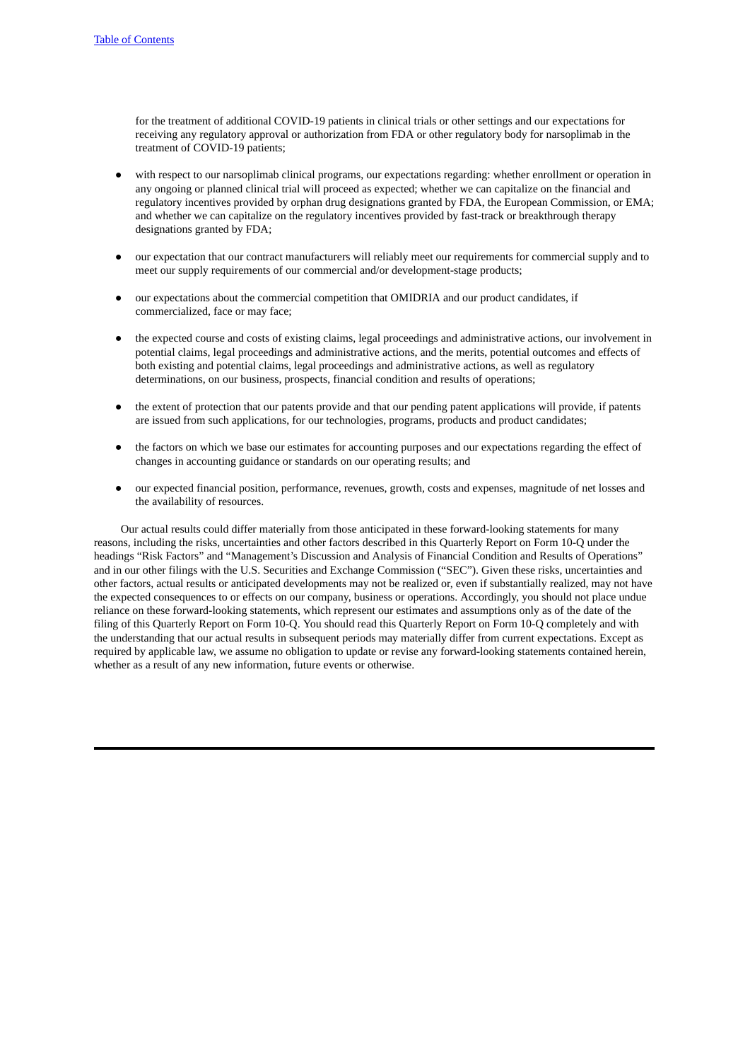for the treatment of additional COVID-19 patients in clinical trials or other settings and our expectations for receiving any regulatory approval or authorization from FDA or other regulatory body for narsoplimab in the treatment of COVID-19 patients;

- with respect to our narsoplimab clinical programs, our expectations regarding: whether enrollment or operation in any ongoing or planned clinical trial will proceed as expected; whether we can capitalize on the financial and regulatory incentives provided by orphan drug designations granted by FDA, the European Commission, or EMA; and whether we can capitalize on the regulatory incentives provided by fast-track or breakthrough therapy designations granted by FDA;

- our expectation that our contract manufacturers will reliably meet our requirements for commercial supply and to meet our supply requirements of our commercial and/or development-stage products;

- our expectations about the commercial competition that OMIDRIA and our product candidates, if commercialized, face or may face;

- the expected course and costs of existing claims, legal proceedings and administrative actions, our involvement in potential claims, legal proceedings and administrative actions, and the merits, potential outcomes and effects of both existing and potential claims, legal proceedings and administrative actions, as well as regulatory determinations, on our business, prospects, financial condition and results of operations;

- the extent of protection that our patents provide and that our pending patent applications will provide, if patents are issued from such applications, for our technologies, programs, products and product candidates;

- the factors on which we base our estimates for accounting purposes and our expectations regarding the effect of changes in accounting guidance or standards on our operating results; and

- our expected financial position, performance, revenues, growth, costs and expenses, magnitude of net losses and the availability of resources.

Our actual results could differ materially from those anticipated in these forward-looking statements for many reasons, including the risks, uncertainties and other factors described in this Quarterly Report on Form 10-Q under the headings "Risk Factors" and "Management's Discussion and Analysis of Financial Condition and Results of Operations" and in our other filings with the U.S. Securities and Exchange Commission ("SEC"). Given these risks, uncertainties and other factors, actual results or anticipated developments may not be realized or, even if substantially realized, may not have the expected consequences to or effects on our company, business or operations. Accordingly, you should not place undue reliance on these forward-looking statements, which represent our estimates and assumptions only as of the date of the filing of this Quarterly Report on Form 10-Q. You should read this Quarterly Report on Form 10-Q completely and with the understanding that our actual results in subsequent periods may materially differ from current expectations. Except as required by applicable law, we assume no obligation to update or revise any forward-looking statements contained herein, whether as a result of any new information, future events or otherwise.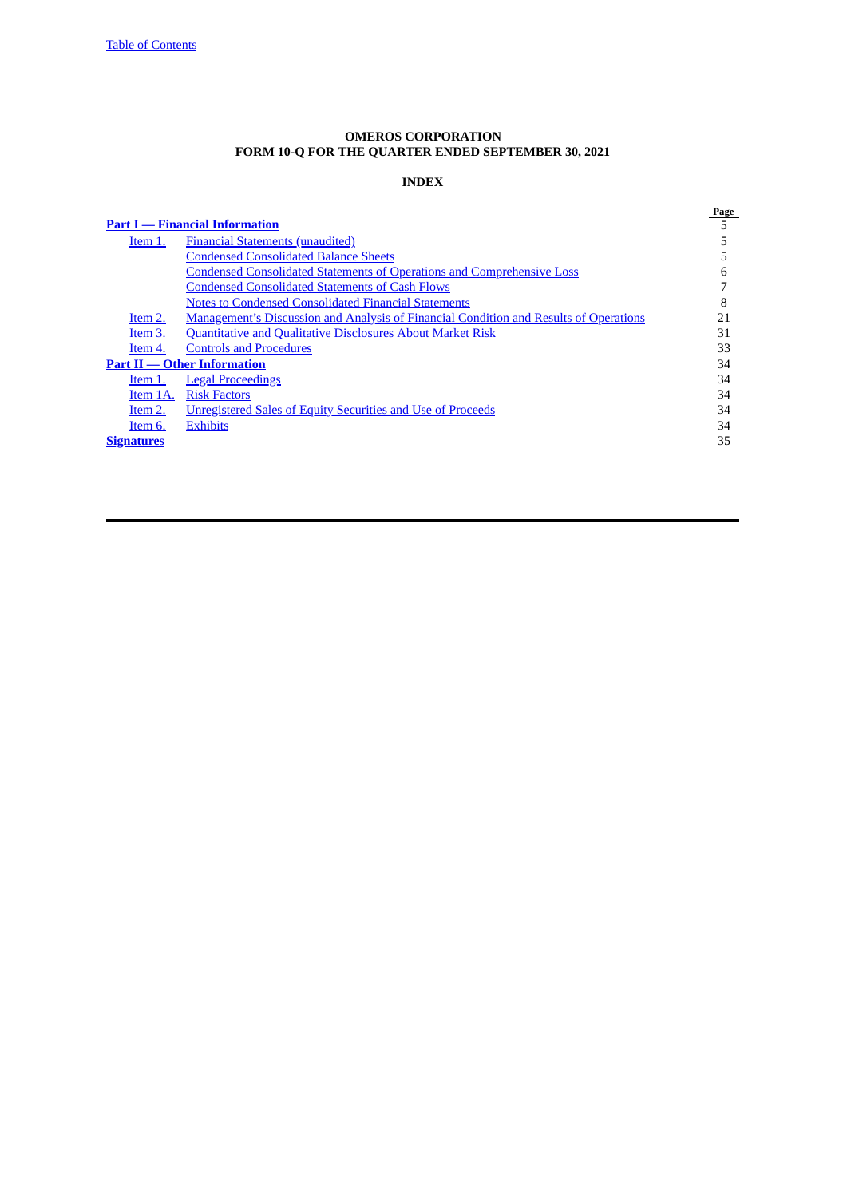**OMEROS CORPORATION**
**FORM 10-Q FOR THE QUARTER ENDED SEPTEMBER 30, 2021**

**INDEX**

| | | Page |
|---|---|---|
| **Part I — Financial Information** | | 5 |
| Item 1. | Financial Statements (unaudited) | 5 |
| | Condensed Consolidated Balance Sheets | 5 |
| | Condensed Consolidated Statements of Operations and Comprehensive Loss | 6 |
| | Condensed Consolidated Statements of Cash Flows | 7 |
| | Notes to Condensed Consolidated Financial Statements | 8 |
| Item 2. | Management's Discussion and Analysis of Financial Condition and Results of Operations | 21 |
| Item 3. | Quantitative and Qualitative Disclosures About Market Risk | 31 |
| Item 4. | Controls and Procedures | 33 |
| **Part II — Other Information** | | 34 |
| Item 1. | Legal Proceedings | 34 |
| Item 1A. | Risk Factors | 34 |
| Item 2. | Unregistered Sales of Equity Securities and Use of Proceeds | 34 |
| Item 6. | Exhibits | 34 |
| **Signatures** | | 35 |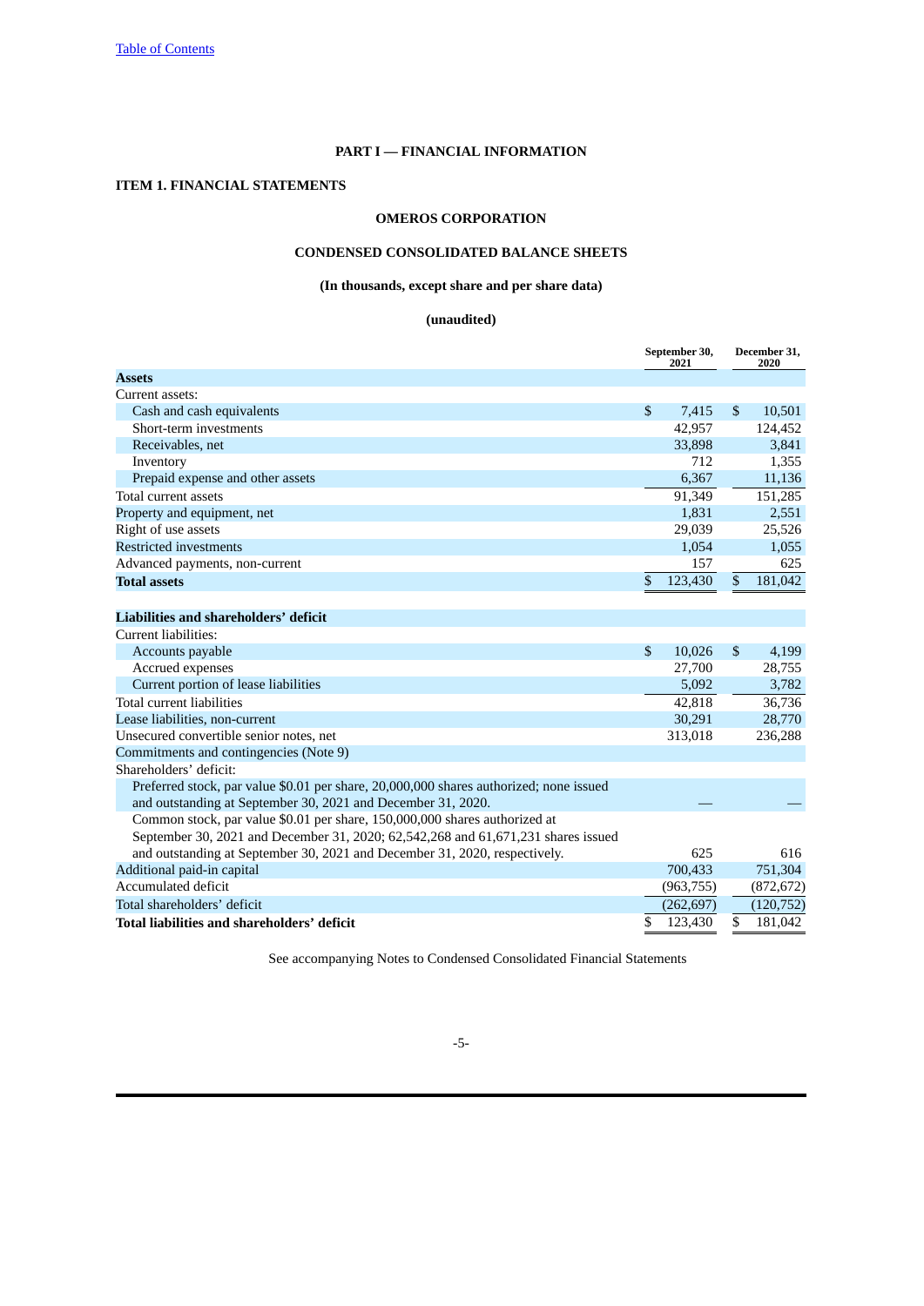# PART I — FINANCIAL INFORMATION

## ITEM 1. FINANCIAL STATEMENTS

### OMEROS CORPORATION

### CONDENSED CONSOLIDATED BALANCE SHEETS

**(In thousands, except share and per share data)**

**(unaudited)**

| | September 30, 2021 | December 31, 2020 |
|---|---|---|
| **Assets** | | |
| Current assets: | | |
| Cash and cash equivalents | $ 7,415 | $ 10,501 |
| Short-term investments | 42,957 | 124,452 |
| Receivables, net | 33,898 | 3,841 |
| Inventory | 712 | 1,355 |
| Prepaid expense and other assets | 6,367 | 11,136 |
| Total current assets | 91,349 | 151,285 |
| Property and equipment, net | 1,831 | 2,551 |
| Right of use assets | 29,039 | 25,526 |
| Restricted investments | 1,054 | 1,055 |
| Advanced payments, non-current | 157 | 625 |
| **Total assets** | $ 123,430 | $ 181,042 |
| **Liabilities and shareholders' deficit** | | |
| Current liabilities: | | |
| Accounts payable | $ 10,026 | $ 4,199 |
| Accrued expenses | 27,700 | 28,755 |
| Current portion of lease liabilities | 5,092 | 3,782 |
| Total current liabilities | 42,818 | 36,736 |
| Lease liabilities, non-current | 30,291 | 28,770 |
| Unsecured convertible senior notes, net | 313,018 | 236,288 |
| Commitments and contingencies (Note 9) | | |
| Shareholders' deficit: | | |
| Preferred stock, par value $0.01 per share, 20,000,000 shares authorized; none issued and outstanding at September 30, 2021 and December 31, 2020. | — | — |
| Common stock, par value $0.01 per share, 150,000,000 shares authorized at September 30, 2021 and December 31, 2020; 62,542,268 and 61,671,231 shares issued and outstanding at September 30, 2021 and December 31, 2020, respectively. | 625 | 616 |
| Additional paid-in capital | 700,433 | 751,304 |
| Accumulated deficit | (963,755) | (872,672) |
| Total shareholders' deficit | (262,697) | (120,752) |
| **Total liabilities and shareholders' deficit** | $ 123,430 | $ 181,042 |

See accompanying Notes to Condensed Consolidated Financial Statements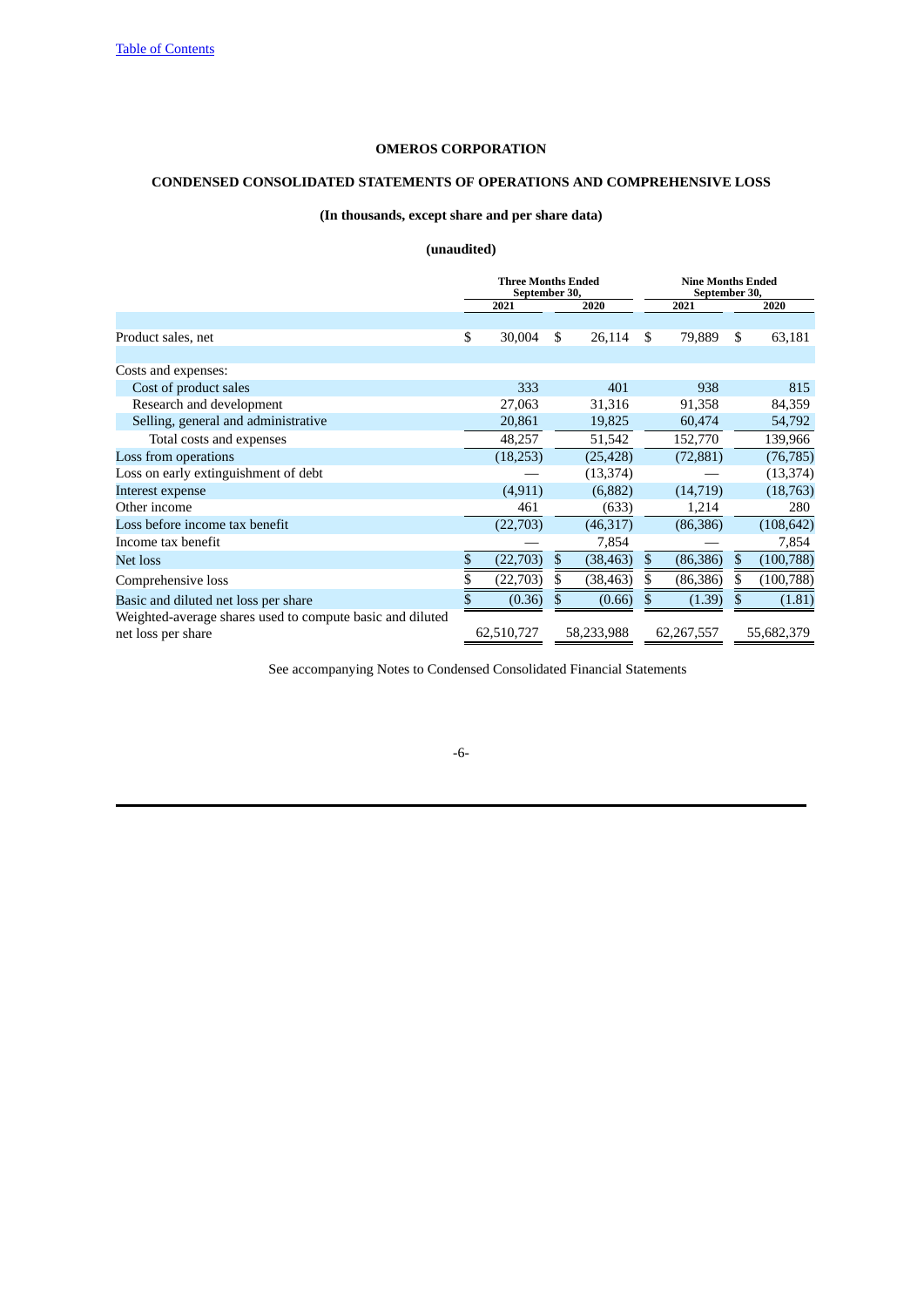# OMEROS CORPORATION

## CONDENSED CONSOLIDATED STATEMENTS OF OPERATIONS AND COMPREHENSIVE LOSS

### (In thousands, except share and per share data)

### (unaudited)

| | Three Months Ended September 30, | | Nine Months Ended September 30, | |
|---|---|---|---|---|
| | 2021 | 2020 | 2021 | 2020 |
| Product sales, net | $ 30,004 | $ 26,114 | $ 79,889 | $ 63,181 |
| Costs and expenses: | | | | |
| Cost of product sales | 333 | 401 | 938 | 815 |
| Research and development | 27,063 | 31,316 | 91,358 | 84,359 |
| Selling, general and administrative | 20,861 | 19,825 | 60,474 | 54,792 |
| Total costs and expenses | 48,257 | 51,542 | 152,770 | 139,966 |
| Loss from operations | (18,253) | (25,428) | (72,881) | (76,785) |
| Loss on early extinguishment of debt | — | (13,374) | — | (13,374) |
| Interest expense | (4,911) | (6,882) | (14,719) | (18,763) |
| Other income | 461 | (633) | 1,214 | 280 |
| Loss before income tax benefit | (22,703) | (46,317) | (86,386) | (108,642) |
| Income tax benefit | — | 7,854 | — | 7,854 |
| Net loss | $ (22,703) | $ (38,463) | $ (86,386) | $ (100,788) |
| Comprehensive loss | $ (22,703) | $ (38,463) | $ (86,386) | $ (100,788) |
| Basic and diluted net loss per share | $ (0.36) | $ (0.66) | $ (1.39) | $ (1.81) |
| Weighted-average shares used to compute basic and diluted net loss per share | 62,510,727 | 58,233,988 | 62,267,557 | 55,682,379 |

See accompanying Notes to Condensed Consolidated Financial Statements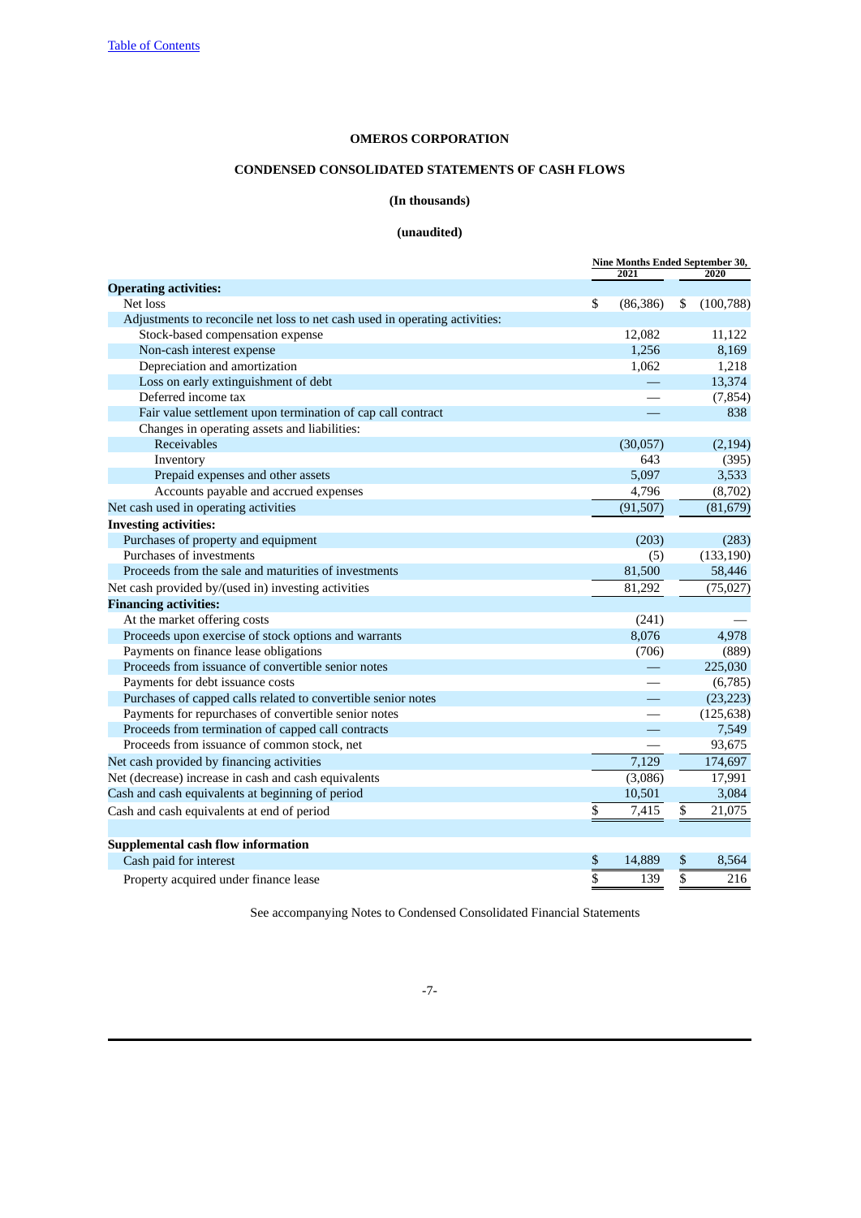[Table of Contents](#)

**OMEROS CORPORATION**

**CONDENSED CONSOLIDATED STATEMENTS OF CASH FLOWS**

**(In thousands)**

**(unaudited)**

| | Nine Months Ended September 30, | |
|---|---|---|
| | 2021 | 2020 |
| **Operating activities:** | | |
| Net loss | $ (86,386) | $ (100,788) |
| Adjustments to reconcile net loss to net cash used in operating activities: | | |
| Stock-based compensation expense | 12,082 | 11,122 |
| Non-cash interest expense | 1,256 | 8,169 |
| Depreciation and amortization | 1,062 | 1,218 |
| Loss on early extinguishment of debt | — | 13,374 |
| Deferred income tax | — | (7,854) |
| Fair value settlement upon termination of cap call contract | — | 838 |
| Changes in operating assets and liabilities: | | |
| Receivables | (30,057) | (2,194) |
| Inventory | 643 | (395) |
| Prepaid expenses and other assets | 5,097 | 3,533 |
| Accounts payable and accrued expenses | 4,796 | (8,702) |
| Net cash used in operating activities | (91,507) | (81,679) |
| **Investing activities:** | | |
| Purchases of property and equipment | (203) | (283) |
| Purchases of investments | (5) | (133,190) |
| Proceeds from the sale and maturities of investments | 81,500 | 58,446 |
| Net cash provided by/(used in) investing activities | 81,292 | (75,027) |
| **Financing activities:** | | |
| At the market offering costs | (241) | — |
| Proceeds upon exercise of stock options and warrants | 8,076 | 4,978 |
| Payments on finance lease obligations | (706) | (889) |
| Proceeds from issuance of convertible senior notes | — | 225,030 |
| Payments for debt issuance costs | — | (6,785) |
| Purchases of capped calls related to convertible senior notes | — | (23,223) |
| Payments for repurchases of convertible senior notes | — | (125,638) |
| Proceeds from termination of capped call contracts | — | 7,549 |
| Proceeds from issuance of common stock, net | — | 93,675 |
| Net cash provided by financing activities | 7,129 | 174,697 |
| Net (decrease) increase in cash and cash equivalents | (3,086) | 17,991 |
| Cash and cash equivalents at beginning of period | 10,501 | 3,084 |
| Cash and cash equivalents at end of period | $ 7,415 | $ 21,075 |
| | | |
| **Supplemental cash flow information** | | |
| Cash paid for interest | $ 14,889 | $ 8,564 |
| Property acquired under finance lease | $ 139 | $ 216 |

See accompanying Notes to Condensed Consolidated Financial Statements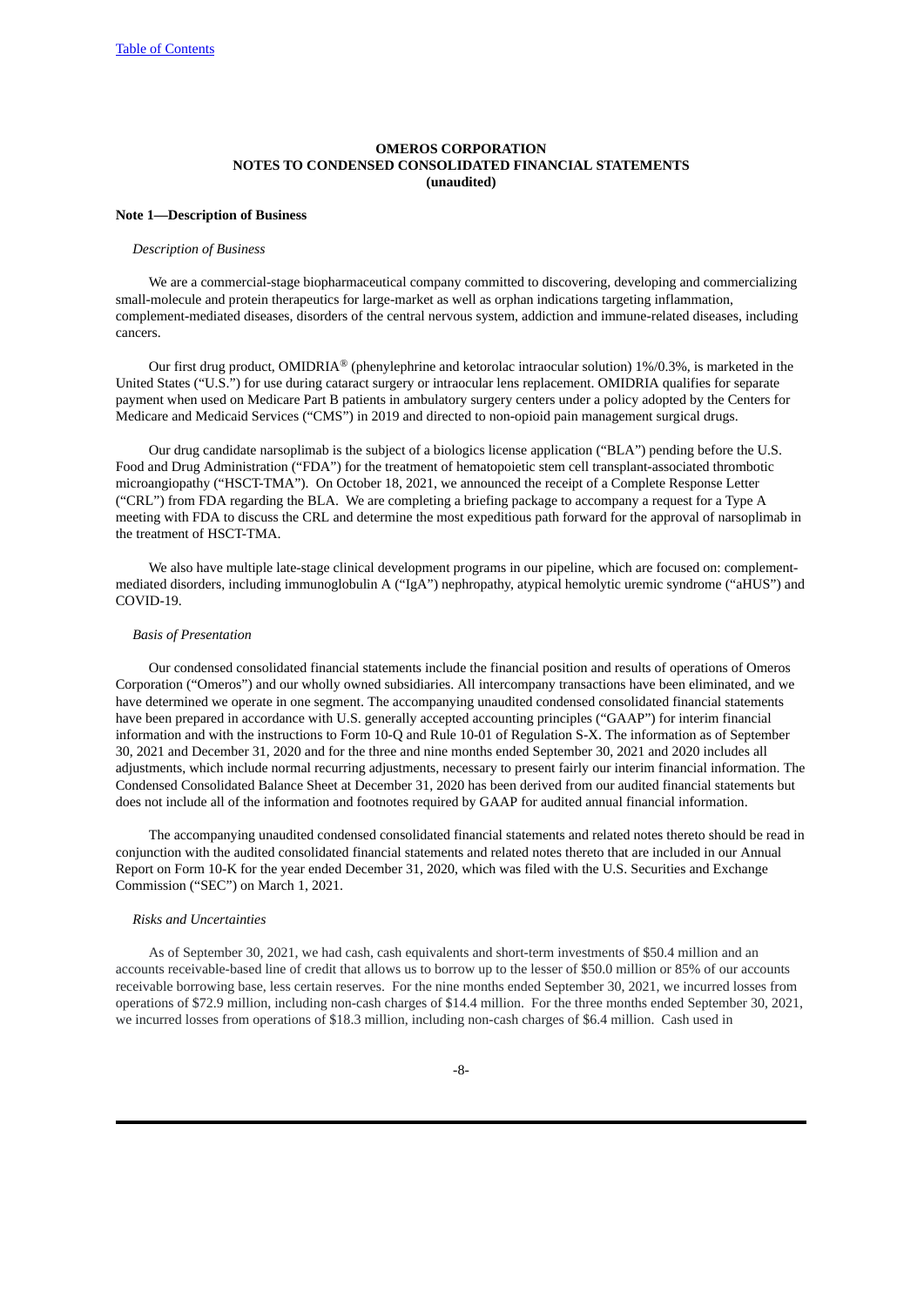**OMEROS CORPORATION**
**NOTES TO CONDENSED CONSOLIDATED FINANCIAL STATEMENTS**
**(unaudited)**

**Note 1—Description of Business**

*Description of Business*

We are a commercial-stage biopharmaceutical company committed to discovering, developing and commercializing small-molecule and protein therapeutics for large-market as well as orphan indications targeting inflammation, complement-mediated diseases, disorders of the central nervous system, addiction and immune-related diseases, including cancers.

Our first drug product, OMIDRIA® (phenylephrine and ketorolac intraocular solution) 1%/0.3%, is marketed in the United States ("U.S.") for use during cataract surgery or intraocular lens replacement. OMIDRIA qualifies for separate payment when used on Medicare Part B patients in ambulatory surgery centers under a policy adopted by the Centers for Medicare and Medicaid Services ("CMS") in 2019 and directed to non-opioid pain management surgical drugs.

Our drug candidate narsoplimab is the subject of a biologics license application ("BLA") pending before the U.S. Food and Drug Administration ("FDA") for the treatment of hematopoietic stem cell transplant-associated thrombotic microangiopathy ("HSCT-TMA"). On October 18, 2021, we announced the receipt of a Complete Response Letter ("CRL") from FDA regarding the BLA. We are completing a briefing package to accompany a request for a Type A meeting with FDA to discuss the CRL and determine the most expeditious path forward for the approval of narsoplimab in the treatment of HSCT-TMA.

We also have multiple late-stage clinical development programs in our pipeline, which are focused on: complement-mediated disorders, including immunoglobulin A ("IgA") nephropathy, atypical hemolytic uremic syndrome ("aHUS") and COVID-19.

*Basis of Presentation*

Our condensed consolidated financial statements include the financial position and results of operations of Omeros Corporation ("Omeros") and our wholly owned subsidiaries. All intercompany transactions have been eliminated, and we have determined we operate in one segment. The accompanying unaudited condensed consolidated financial statements have been prepared in accordance with U.S. generally accepted accounting principles ("GAAP") for interim financial information and with the instructions to Form 10-Q and Rule 10-01 of Regulation S-X. The information as of September 30, 2021 and December 31, 2020 and for the three and nine months ended September 30, 2021 and 2020 includes all adjustments, which include normal recurring adjustments, necessary to present fairly our interim financial information. The Condensed Consolidated Balance Sheet at December 31, 2020 has been derived from our audited financial statements but does not include all of the information and footnotes required by GAAP for audited annual financial information.

The accompanying unaudited condensed consolidated financial statements and related notes thereto should be read in conjunction with the audited consolidated financial statements and related notes thereto that are included in our Annual Report on Form 10-K for the year ended December 31, 2020, which was filed with the U.S. Securities and Exchange Commission ("SEC") on March 1, 2021.

*Risks and Uncertainties*

As of September 30, 2021, we had cash, cash equivalents and short-term investments of $50.4 million and an accounts receivable-based line of credit that allows us to borrow up to the lesser of $50.0 million or 85% of our accounts receivable borrowing base, less certain reserves. For the nine months ended September 30, 2021, we incurred losses from operations of $72.9 million, including non-cash charges of $14.4 million. For the three months ended September 30, 2021, we incurred losses from operations of $18.3 million, including non-cash charges of $6.4 million. Cash used in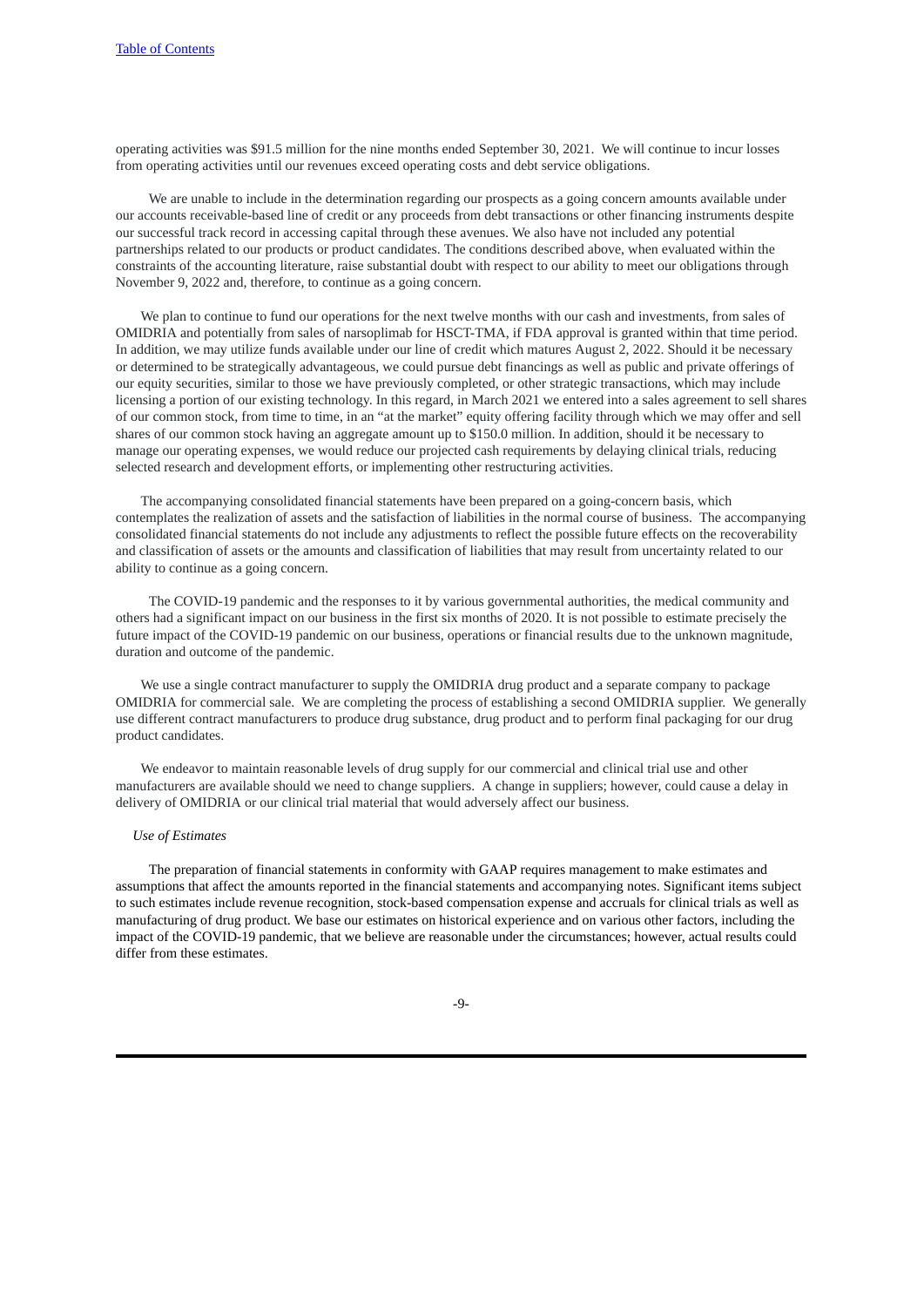operating activities was $91.5 million for the nine months ended September 30, 2021. We will continue to incur losses from operating activities until our revenues exceed operating costs and debt service obligations.

We are unable to include in the determination regarding our prospects as a going concern amounts available under our accounts receivable-based line of credit or any proceeds from debt transactions or other financing instruments despite our successful track record in accessing capital through these avenues. We also have not included any potential partnerships related to our products or product candidates. The conditions described above, when evaluated within the constraints of the accounting literature, raise substantial doubt with respect to our ability to meet our obligations through November 9, 2022 and, therefore, to continue as a going concern.

We plan to continue to fund our operations for the next twelve months with our cash and investments, from sales of OMIDRIA and potentially from sales of narsoplimab for HSCT-TMA, if FDA approval is granted within that time period. In addition, we may utilize funds available under our line of credit which matures August 2, 2022. Should it be necessary or determined to be strategically advantageous, we could pursue debt financings as well as public and private offerings of our equity securities, similar to those we have previously completed, or other strategic transactions, which may include licensing a portion of our existing technology. In this regard, in March 2021 we entered into a sales agreement to sell shares of our common stock, from time to time, in an "at the market" equity offering facility through which we may offer and sell shares of our common stock having an aggregate amount up to $150.0 million. In addition, should it be necessary to manage our operating expenses, we would reduce our projected cash requirements by delaying clinical trials, reducing selected research and development efforts, or implementing other restructuring activities.

The accompanying consolidated financial statements have been prepared on a going-concern basis, which contemplates the realization of assets and the satisfaction of liabilities in the normal course of business. The accompanying consolidated financial statements do not include any adjustments to reflect the possible future effects on the recoverability and classification of assets or the amounts and classification of liabilities that may result from uncertainty related to our ability to continue as a going concern.

The COVID-19 pandemic and the responses to it by various governmental authorities, the medical community and others had a significant impact on our business in the first six months of 2020. It is not possible to estimate precisely the future impact of the COVID-19 pandemic on our business, operations or financial results due to the unknown magnitude, duration and outcome of the pandemic.

We use a single contract manufacturer to supply the OMIDRIA drug product and a separate company to package OMIDRIA for commercial sale. We are completing the process of establishing a second OMIDRIA supplier. We generally use different contract manufacturers to produce drug substance, drug product and to perform final packaging for our drug product candidates.

We endeavor to maintain reasonable levels of drug supply for our commercial and clinical trial use and other manufacturers are available should we need to change suppliers. A change in suppliers; however, could cause a delay in delivery of OMIDRIA or our clinical trial material that would adversely affect our business.

*Use of Estimates*

The preparation of financial statements in conformity with GAAP requires management to make estimates and assumptions that affect the amounts reported in the financial statements and accompanying notes. Significant items subject to such estimates include revenue recognition, stock-based compensation expense and accruals for clinical trials as well as manufacturing of drug product. We base our estimates on historical experience and on various other factors, including the impact of the COVID-19 pandemic, that we believe are reasonable under the circumstances; however, actual results could differ from these estimates.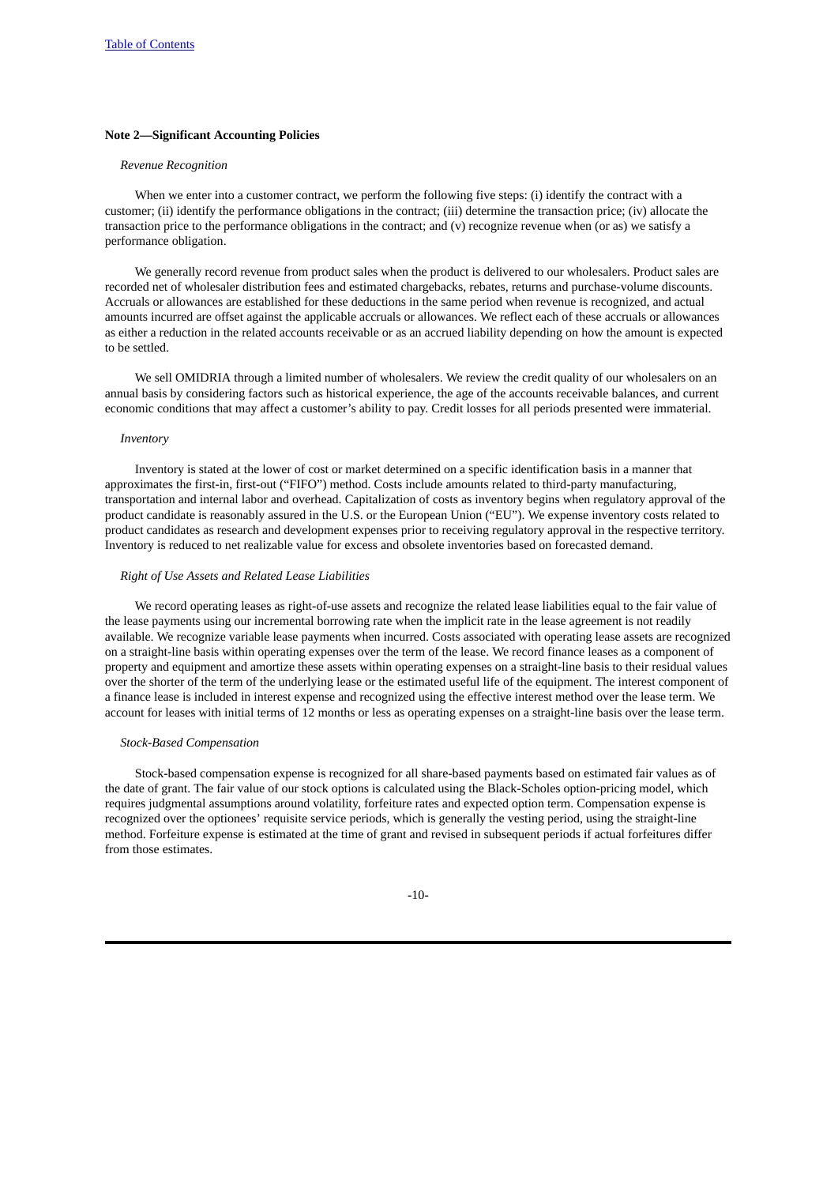### Note 2—Significant Accounting Policies

*Revenue Recognition*

When we enter into a customer contract, we perform the following five steps: (i) identify the contract with a customer; (ii) identify the performance obligations in the contract; (iii) determine the transaction price; (iv) allocate the transaction price to the performance obligations in the contract; and (v) recognize revenue when (or as) we satisfy a performance obligation.

We generally record revenue from product sales when the product is delivered to our wholesalers. Product sales are recorded net of wholesaler distribution fees and estimated chargebacks, rebates, returns and purchase-volume discounts. Accruals or allowances are established for these deductions in the same period when revenue is recognized, and actual amounts incurred are offset against the applicable accruals or allowances. We reflect each of these accruals or allowances as either a reduction in the related accounts receivable or as an accrued liability depending on how the amount is expected to be settled.

We sell OMIDRIA through a limited number of wholesalers. We review the credit quality of our wholesalers on an annual basis by considering factors such as historical experience, the age of the accounts receivable balances, and current economic conditions that may affect a customer's ability to pay. Credit losses for all periods presented were immaterial.

*Inventory*

Inventory is stated at the lower of cost or market determined on a specific identification basis in a manner that approximates the first-in, first-out ("FIFO") method. Costs include amounts related to third-party manufacturing, transportation and internal labor and overhead. Capitalization of costs as inventory begins when regulatory approval of the product candidate is reasonably assured in the U.S. or the European Union ("EU"). We expense inventory costs related to product candidates as research and development expenses prior to receiving regulatory approval in the respective territory. Inventory is reduced to net realizable value for excess and obsolete inventories based on forecasted demand.

*Right of Use Assets and Related Lease Liabilities*

We record operating leases as right-of-use assets and recognize the related lease liabilities equal to the fair value of the lease payments using our incremental borrowing rate when the implicit rate in the lease agreement is not readily available. We recognize variable lease payments when incurred. Costs associated with operating lease assets are recognized on a straight-line basis within operating expenses over the term of the lease. We record finance leases as a component of property and equipment and amortize these assets within operating expenses on a straight-line basis to their residual values over the shorter of the term of the underlying lease or the estimated useful life of the equipment. The interest component of a finance lease is included in interest expense and recognized using the effective interest method over the lease term. We account for leases with initial terms of 12 months or less as operating expenses on a straight-line basis over the lease term.

*Stock-Based Compensation*

Stock-based compensation expense is recognized for all share-based payments based on estimated fair values as of the date of grant. The fair value of our stock options is calculated using the Black-Scholes option-pricing model, which requires judgmental assumptions around volatility, forfeiture rates and expected option term. Compensation expense is recognized over the optionees' requisite service periods, which is generally the vesting period, using the straight-line method. Forfeiture expense is estimated at the time of grant and revised in subsequent periods if actual forfeitures differ from those estimates.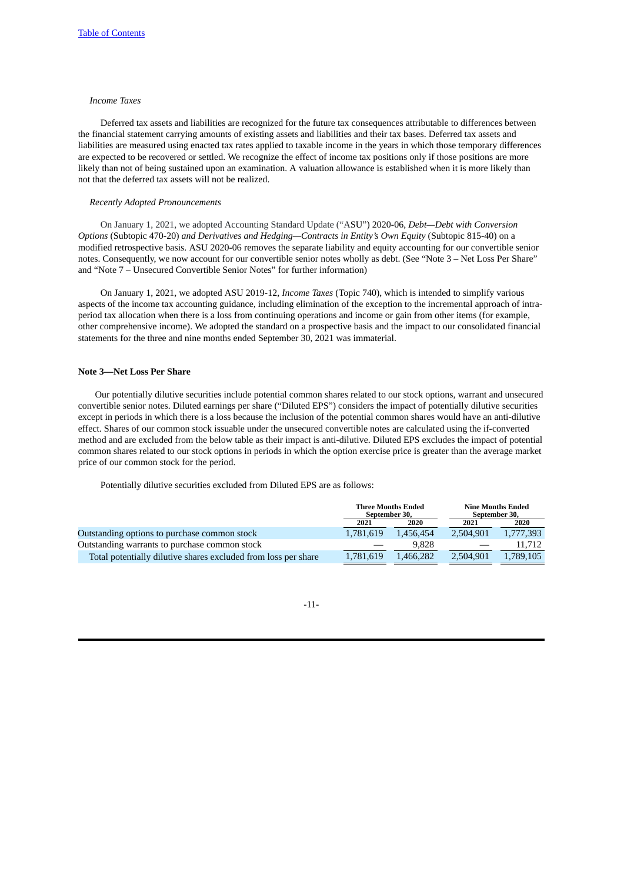*Income Taxes*

Deferred tax assets and liabilities are recognized for the future tax consequences attributable to differences between the financial statement carrying amounts of existing assets and liabilities and their tax bases. Deferred tax assets and liabilities are measured using enacted tax rates applied to taxable income in the years in which those temporary differences are expected to be recovered or settled. We recognize the effect of income tax positions only if those positions are more likely than not of being sustained upon an examination. A valuation allowance is established when it is more likely than not that the deferred tax assets will not be realized.

*Recently Adopted Pronouncements*

On January 1, 2021, we adopted Accounting Standard Update ("ASU") 2020-06, *Debt—Debt with Conversion Options* (Subtopic 470-20) *and Derivatives and Hedging—Contracts in Entity's Own Equity* (Subtopic 815-40) on a modified retrospective basis. ASU 2020-06 removes the separate liability and equity accounting for our convertible senior notes. Consequently, we now account for our convertible senior notes wholly as debt. (See "Note 3 – Net Loss Per Share" and "Note 7 – Unsecured Convertible Senior Notes" for further information)

On January 1, 2021, we adopted ASU 2019-12, *Income Taxes* (Topic 740), which is intended to simplify various aspects of the income tax accounting guidance, including elimination of the exception to the incremental approach of intra-period tax allocation when there is a loss from continuing operations and income or gain from other items (for example, other comprehensive income). We adopted the standard on a prospective basis and the impact to our consolidated financial statements for the three and nine months ended September 30, 2021 was immaterial.

**Note 3—Net Loss Per Share**

Our potentially dilutive securities include potential common shares related to our stock options, warrant and unsecured convertible senior notes. Diluted earnings per share ("Diluted EPS") considers the impact of potentially dilutive securities except in periods in which there is a loss because the inclusion of the potential common shares would have an anti-dilutive effect. Shares of our common stock issuable under the unsecured convertible notes are calculated using the if-converted method and are excluded from the below table as their impact is anti-dilutive. Diluted EPS excludes the impact of potential common shares related to our stock options in periods in which the option exercise price is greater than the average market price of our common stock for the period.

Potentially dilutive securities excluded from Diluted EPS are as follows:

| | Three Months Ended September 30, | | Nine Months Ended September 30, | |
|---|---|---|---|---|
| | 2021 | 2020 | 2021 | 2020 |
| Outstanding options to purchase common stock | 1,781,619 | 1,456,454 | 2,504,901 | 1,777,393 |
| Outstanding warrants to purchase common stock | — | 9,828 | — | 11,712 |
| Total potentially dilutive shares excluded from loss per share | 1,781,619 | 1,466,282 | 2,504,901 | 1,789,105 |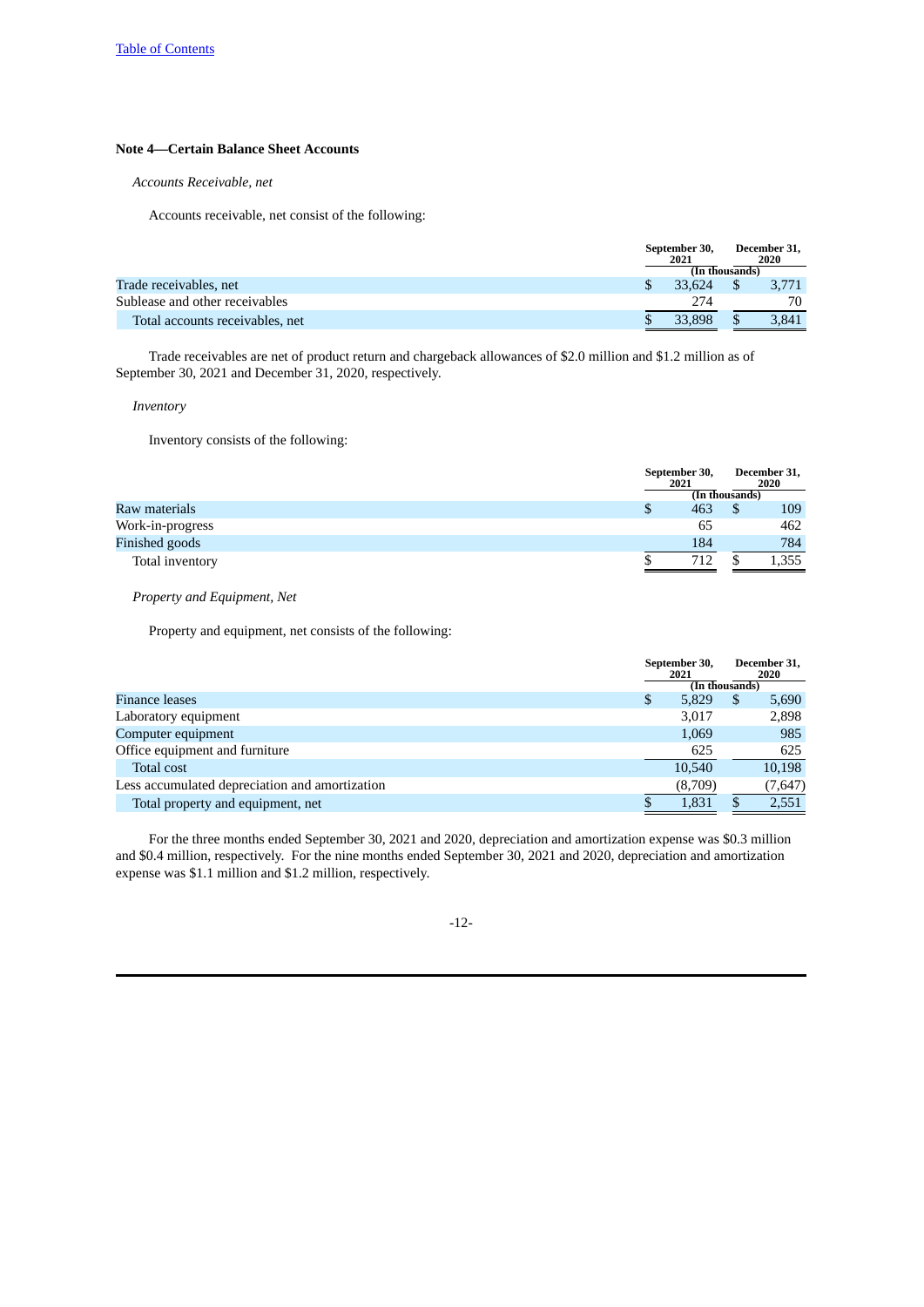[Table of Contents](#)

**Note 4—Certain Balance Sheet Accounts**

*Accounts Receivable, net*

Accounts receivable, net consist of the following:

| | September 30, 2021 | December 31, 2020 |
|---|---|---|
| | (In thousands) | |
| Trade receivables, net | $ 33,624 | $ 3,771 |
| Sublease and other receivables | 274 | 70 |
| Total accounts receivables, net | $ 33,898 | $ 3,841 |

Trade receivables are net of product return and chargeback allowances of $2.0 million and $1.2 million as of September 30, 2021 and December 31, 2020, respectively.

*Inventory*

Inventory consists of the following:

| | September 30, 2021 | December 31, 2020 |
|---|---|---|
| | (In thousands) | |
| Raw materials | $ 463 | $ 109 |
| Work-in-progress | 65 | 462 |
| Finished goods | 184 | 784 |
| Total inventory | $ 712 | $ 1,355 |

*Property and Equipment, Net*

Property and equipment, net consists of the following:

| | September 30, 2021 | December 31, 2020 |
|---|---|---|
| | (In thousands) | |
| Finance leases | $ 5,829 | $ 5,690 |
| Laboratory equipment | 3,017 | 2,898 |
| Computer equipment | 1,069 | 985 |
| Office equipment and furniture | 625 | 625 |
| Total cost | 10,540 | 10,198 |
| Less accumulated depreciation and amortization | (8,709) | (7,647) |
| Total property and equipment, net | $ 1,831 | $ 2,551 |

For the three months ended September 30, 2021 and 2020, depreciation and amortization expense was $0.3 million and $0.4 million, respectively. For the nine months ended September 30, 2021 and 2020, depreciation and amortization expense was $1.1 million and $1.2 million, respectively.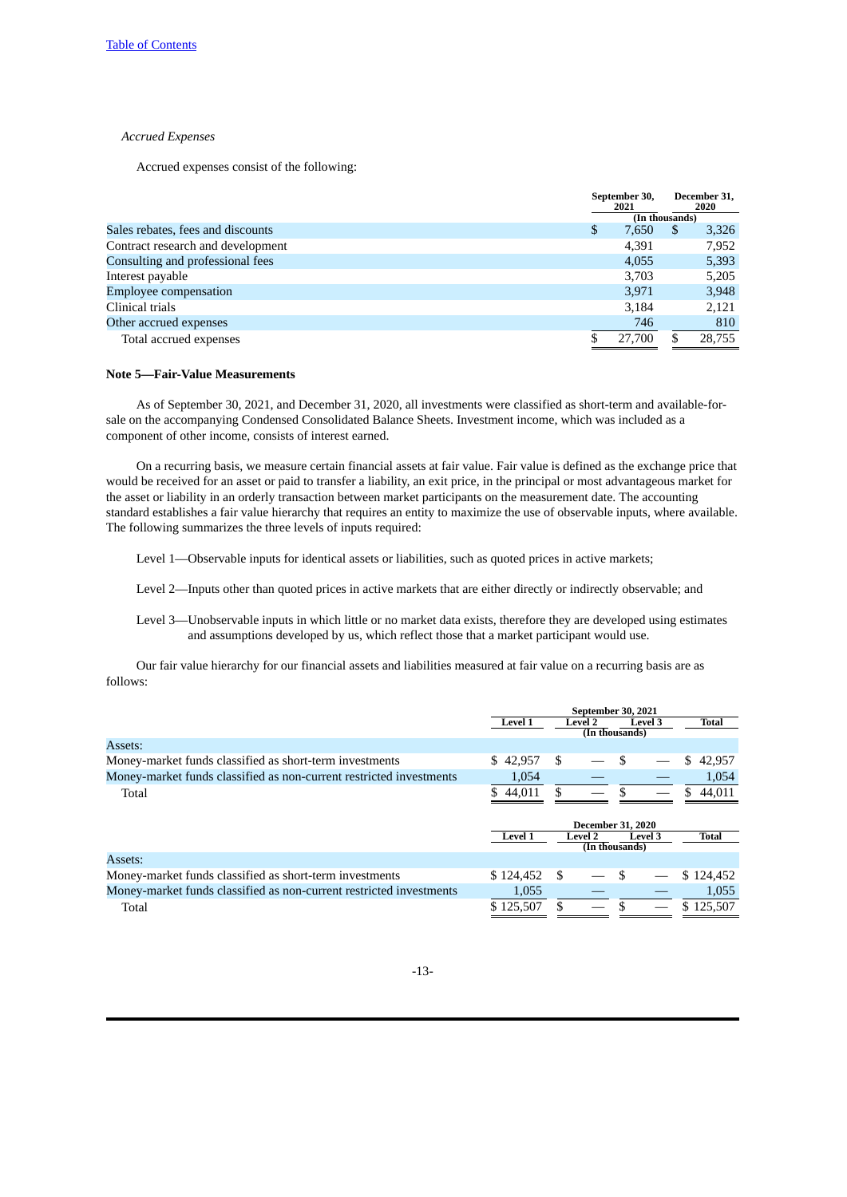[Table of Contents](#)

*Accrued Expenses*

Accrued expenses consist of the following:

| | September 30, 2021 | December 31, 2020 |
|---|---|---|
| | (In thousands) | |
| Sales rebates, fees and discounts | $ 7,650 | $ 3,326 |
| Contract research and development | 4,391 | 7,952 |
| Consulting and professional fees | 4,055 | 5,393 |
| Interest payable | 3,703 | 5,205 |
| Employee compensation | 3,971 | 3,948 |
| Clinical trials | 3,184 | 2,121 |
| Other accrued expenses | 746 | 810 |
| Total accrued expenses | $ 27,700 | $ 28,755 |

**Note 5—Fair-Value Measurements**

As of September 30, 2021, and December 31, 2020, all investments were classified as short-term and available-for-sale on the accompanying Condensed Consolidated Balance Sheets. Investment income, which was included as a component of other income, consists of interest earned.

On a recurring basis, we measure certain financial assets at fair value. Fair value is defined as the exchange price that would be received for an asset or paid to transfer a liability, an exit price, in the principal or most advantageous market for the asset or liability in an orderly transaction between market participants on the measurement date. The accounting standard establishes a fair value hierarchy that requires an entity to maximize the use of observable inputs, where available. The following summarizes the three levels of inputs required:

Level 1—Observable inputs for identical assets or liabilities, such as quoted prices in active markets;

Level 2—Inputs other than quoted prices in active markets that are either directly or indirectly observable; and

Level 3—Unobservable inputs in which little or no market data exists, therefore they are developed using estimates and assumptions developed by us, which reflect those that a market participant would use.

Our fair value hierarchy for our financial assets and liabilities measured at fair value on a recurring basis are as follows:

| | September 30, 2021 | | | |
|---|---|---|---|---|
| | Level 1 | Level 2 | Level 3 | Total |
| | (In thousands) | | | |
| Assets: | | | | |
| Money-market funds classified as short-term investments | $ 42,957 | $ — | $ — | $ 42,957 |
| Money-market funds classified as non-current restricted investments | 1,054 | — | — | 1,054 |
| Total | $ 44,011 | $ — | $ — | $ 44,011 |

| | December 31, 2020 | | | |
|---|---|---|---|---|
| | Level 1 | Level 2 | Level 3 | Total |
| | (In thousands) | | | |
| Assets: | | | | |
| Money-market funds classified as short-term investments | $ 124,452 | $ — | $ — | $ 124,452 |
| Money-market funds classified as non-current restricted investments | 1,055 | — | — | 1,055 |
| Total | $ 125,507 | $ — | $ — | $ 125,507 |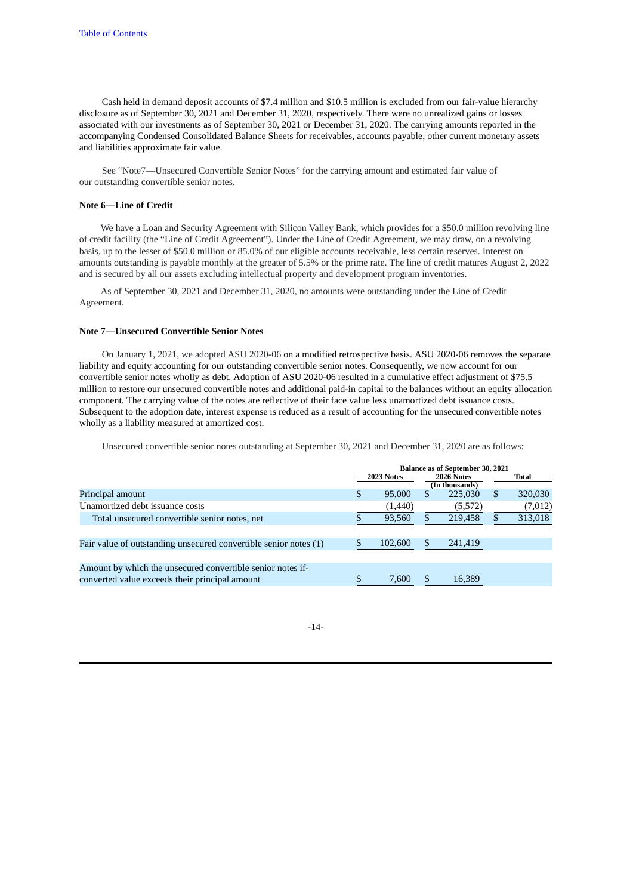Cash held in demand deposit accounts of $7.4 million and $10.5 million is excluded from our fair-value hierarchy disclosure as of September 30, 2021 and December 31, 2020, respectively. There were no unrealized gains or losses associated with our investments as of September 30, 2021 or December 31, 2020. The carrying amounts reported in the accompanying Condensed Consolidated Balance Sheets for receivables, accounts payable, other current monetary assets and liabilities approximate fair value.

See "Note7—Unsecured Convertible Senior Notes" for the carrying amount and estimated fair value of our outstanding convertible senior notes.

**Note 6—Line of Credit**

We have a Loan and Security Agreement with Silicon Valley Bank, which provides for a $50.0 million revolving line of credit facility (the "Line of Credit Agreement"). Under the Line of Credit Agreement, we may draw, on a revolving basis, up to the lesser of $50.0 million or 85.0% of our eligible accounts receivable, less certain reserves. Interest on amounts outstanding is payable monthly at the greater of 5.5% or the prime rate. The line of credit matures August 2, 2022 and is secured by all our assets excluding intellectual property and development program inventories.

As of September 30, 2021 and December 31, 2020, no amounts were outstanding under the Line of Credit Agreement.

**Note 7—Unsecured Convertible Senior Notes**

On January 1, 2021, we adopted ASU 2020-06 on a modified retrospective basis. ASU 2020-06 removes the separate liability and equity accounting for our outstanding convertible senior notes. Consequently, we now account for our convertible senior notes wholly as debt. Adoption of ASU 2020-06 resulted in a cumulative effect adjustment of $75.5 million to restore our unsecured convertible notes and additional paid-in capital to the balances without an equity allocation component. The carrying value of the notes are reflective of their face value less unamortized debt issuance costs. Subsequent to the adoption date, interest expense is reduced as a result of accounting for the unsecured convertible notes wholly as a liability measured at amortized cost.

Unsecured convertible senior notes outstanding at September 30, 2021 and December 31, 2020 are as follows:

| | Balance as of September 30, 2021 | | |
|---|---|---|---|
| | 2023 Notes | 2026 Notes | Total |
| | | (In thousands) | |
| Principal amount | $ 95,000 | $ 225,030 | $ 320,030 |
| Unamortized debt issuance costs | (1,440) | (5,572) | (7,012) |
| Total unsecured convertible senior notes, net | $ 93,560 | $ 219,458 | $ 313,018 |
| Fair value of outstanding unsecured convertible senior notes (1) | $ 102,600 | $ 241,419 | |
| Amount by which the unsecured convertible senior notes if-converted value exceeds their principal amount | $ 7,600 | $ 16,389 | |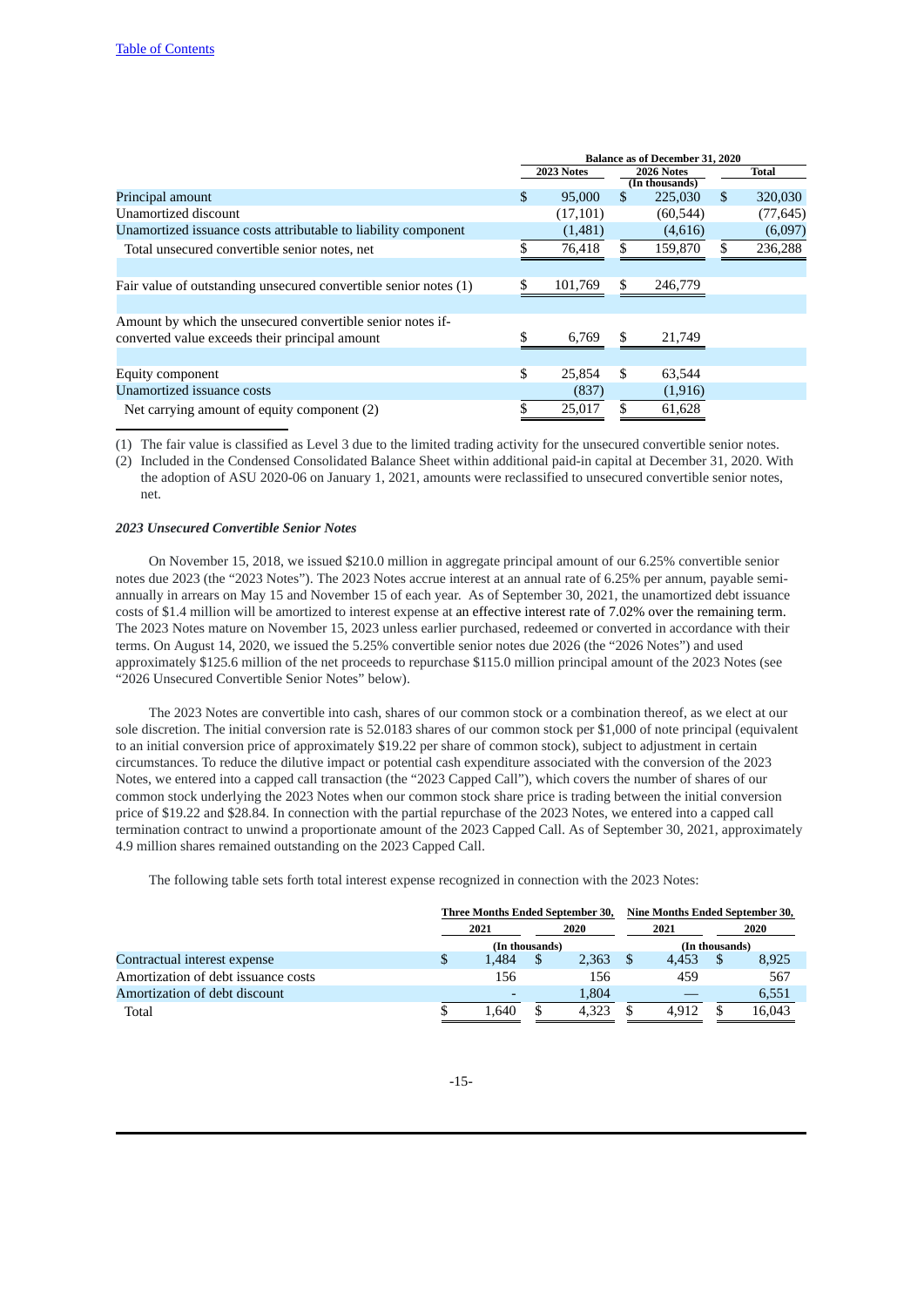[Table of Contents](#)

| | Balance as of December 31, 2020 | | |
|---|---|---|---|
| | 2023 Notes | 2026 Notes | Total |
| | | (In thousands) | |
| Principal amount | $ 95,000 | $ 225,030 | $ 320,030 |
| Unamortized discount | (17,101) | (60,544) | (77,645) |
| Unamortized issuance costs attributable to liability component | (1,481) | (4,616) | (6,097) |
| Total unsecured convertible senior notes, net | $ 76,418 | $ 159,870 | $ 236,288 |
| | | | |
| Fair value of outstanding unsecured convertible senior notes (1) | $ 101,769 | $ 246,779 | |
| | | | |
| Amount by which the unsecured convertible senior notes if-converted value exceeds their principal amount | $ 6,769 | $ 21,749 | |
| | | | |
| Equity component | $ 25,854 | $ 63,544 | |
| Unamortized issuance costs | (837) | (1,916) | |
| Net carrying amount of equity component (2) | $ 25,017 | $ 61,628 | |

(1) The fair value is classified as Level 3 due to the limited trading activity for the unsecured convertible senior notes.

(2) Included in the Condensed Consolidated Balance Sheet within additional paid-in capital at December 31, 2020. With the adoption of ASU 2020-06 on January 1, 2021, amounts were reclassified to unsecured convertible senior notes, net.

***2023 Unsecured Convertible Senior Notes***

On November 15, 2018, we issued $210.0 million in aggregate principal amount of our 6.25% convertible senior notes due 2023 (the "2023 Notes"). The 2023 Notes accrue interest at an annual rate of 6.25% per annum, payable semi-annually in arrears on May 15 and November 15 of each year. As of September 30, 2021, the unamortized debt issuance costs of $1.4 million will be amortized to interest expense at an effective interest rate of 7.02% over the remaining term. The 2023 Notes mature on November 15, 2023 unless earlier purchased, redeemed or converted in accordance with their terms. On August 14, 2020, we issued the 5.25% convertible senior notes due 2026 (the "2026 Notes") and used approximately $125.6 million of the net proceeds to repurchase $115.0 million principal amount of the 2023 Notes (see "2026 Unsecured Convertible Senior Notes" below).

The 2023 Notes are convertible into cash, shares of our common stock or a combination thereof, as we elect at our sole discretion. The initial conversion rate is 52.0183 shares of our common stock per $1,000 of note principal (equivalent to an initial conversion price of approximately $19.22 per share of common stock), subject to adjustment in certain circumstances. To reduce the dilutive impact or potential cash expenditure associated with the conversion of the 2023 Notes, we entered into a capped call transaction (the "2023 Capped Call"), which covers the number of shares of our common stock underlying the 2023 Notes when our common stock share price is trading between the initial conversion price of $19.22 and $28.84. In connection with the partial repurchase of the 2023 Notes, we entered into a capped call termination contract to unwind a proportionate amount of the 2023 Capped Call. As of September 30, 2021, approximately 4.9 million shares remained outstanding on the 2023 Capped Call.

The following table sets forth total interest expense recognized in connection with the 2023 Notes:

| | Three Months Ended September 30, | | Nine Months Ended September 30, | |
|---|---|---|---|---|
| | 2021 | 2020 | 2021 | 2020 |
| | (In thousands) | | (In thousands) | |
| Contractual interest expense | $ 1,484 | $ 2,363 | $ 4,453 | $ 8,925 |
| Amortization of debt issuance costs | 156 | 156 | 459 | 567 |
| Amortization of debt discount | - | 1,804 | — | 6,551 |
| Total | $ 1,640 | $ 4,323 | $ 4,912 | $ 16,043 |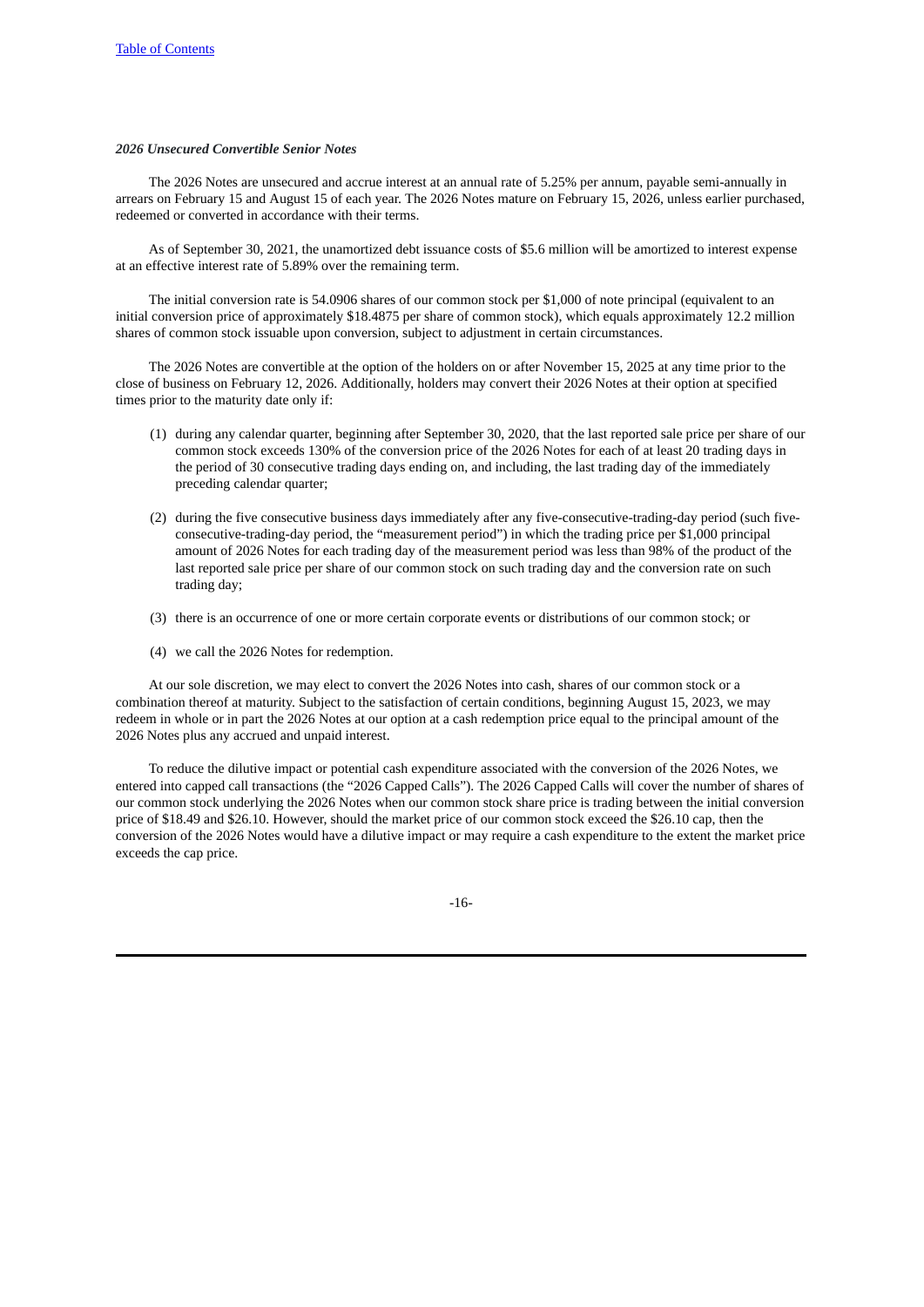*2026 Unsecured Convertible Senior Notes*

The 2026 Notes are unsecured and accrue interest at an annual rate of 5.25% per annum, payable semi-annually in arrears on February 15 and August 15 of each year. The 2026 Notes mature on February 15, 2026, unless earlier purchased, redeemed or converted in accordance with their terms.

As of September 30, 2021, the unamortized debt issuance costs of $5.6 million will be amortized to interest expense at an effective interest rate of 5.89% over the remaining term.

The initial conversion rate is 54.0906 shares of our common stock per $1,000 of note principal (equivalent to an initial conversion price of approximately $18.4875 per share of common stock), which equals approximately 12.2 million shares of common stock issuable upon conversion, subject to adjustment in certain circumstances.

The 2026 Notes are convertible at the option of the holders on or after November 15, 2025 at any time prior to the close of business on February 12, 2026. Additionally, holders may convert their 2026 Notes at their option at specified times prior to the maturity date only if:

(1) during any calendar quarter, beginning after September 30, 2020, that the last reported sale price per share of our common stock exceeds 130% of the conversion price of the 2026 Notes for each of at least 20 trading days in the period of 30 consecutive trading days ending on, and including, the last trading day of the immediately preceding calendar quarter;

(2) during the five consecutive business days immediately after any five-consecutive-trading-day period (such five-consecutive-trading-day period, the "measurement period") in which the trading price per $1,000 principal amount of 2026 Notes for each trading day of the measurement period was less than 98% of the product of the last reported sale price per share of our common stock on such trading day and the conversion rate on such trading day;

(3) there is an occurrence of one or more certain corporate events or distributions of our common stock; or

(4) we call the 2026 Notes for redemption.

At our sole discretion, we may elect to convert the 2026 Notes into cash, shares of our common stock or a combination thereof at maturity. Subject to the satisfaction of certain conditions, beginning August 15, 2023, we may redeem in whole or in part the 2026 Notes at our option at a cash redemption price equal to the principal amount of the 2026 Notes plus any accrued and unpaid interest.

To reduce the dilutive impact or potential cash expenditure associated with the conversion of the 2026 Notes, we entered into capped call transactions (the "2026 Capped Calls"). The 2026 Capped Calls will cover the number of shares of our common stock underlying the 2026 Notes when our common stock share price is trading between the initial conversion price of $18.49 and $26.10. However, should the market price of our common stock exceed the $26.10 cap, then the conversion of the 2026 Notes would have a dilutive impact or may require a cash expenditure to the extent the market price exceeds the cap price.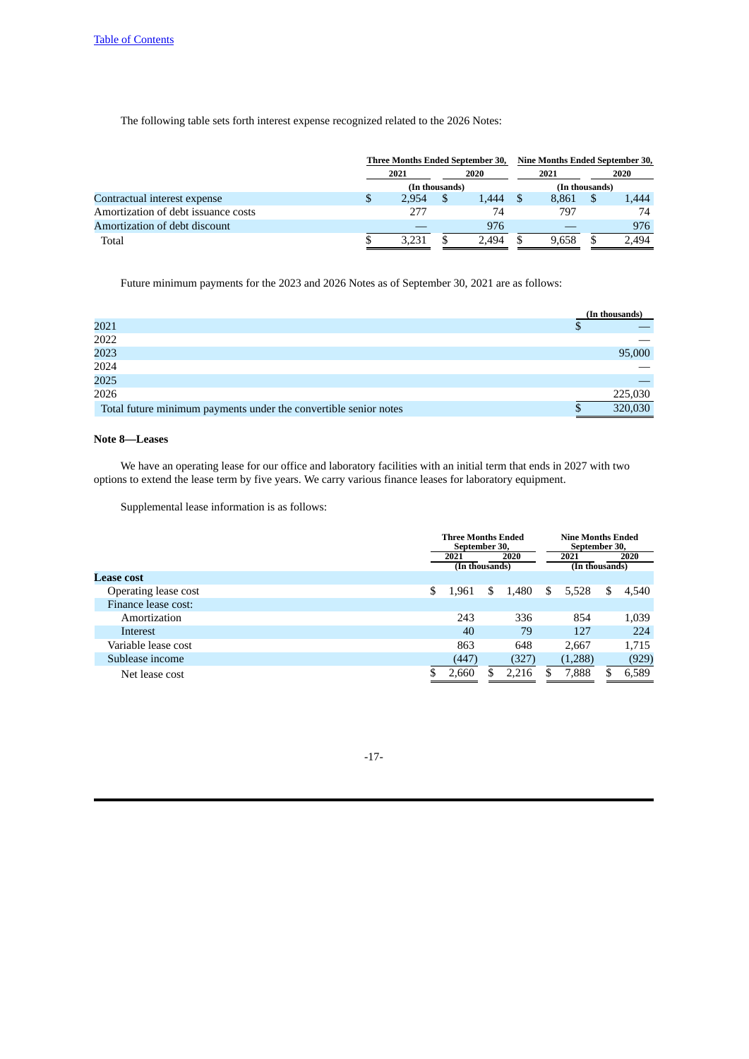The following table sets forth interest expense recognized related to the 2026 Notes:

| | Three Months Ended September 30, | | Nine Months Ended September 30, | |
|---|---|---|---|---|
| | 2021 | 2020 | 2021 | 2020 |
| | (In thousands) | | (In thousands) | |
| Contractual interest expense | $ 2,954 | $ 1,444 | $ 8,861 | $ 1,444 |
| Amortization of debt issuance costs | 277 | 74 | 797 | 74 |
| Amortization of debt discount | — | 976 | — | 976 |
| Total | $ 3,231 | $ 2,494 | $ 9,658 | $ 2,494 |

Future minimum payments for the 2023 and 2026 Notes as of September 30, 2021 are as follows:

| | (In thousands) |
|---|---|
| 2021 | $ — |
| 2022 | — |
| 2023 | 95,000 |
| 2024 | — |
| 2025 | — |
| 2026 | 225,030 |
| Total future minimum payments under the convertible senior notes | $ 320,030 |

**Note 8—Leases**

We have an operating lease for our office and laboratory facilities with an initial term that ends in 2027 with two options to extend the lease term by five years. We carry various finance leases for laboratory equipment.

Supplemental lease information is as follows:

| | Three Months Ended September 30, | | Nine Months Ended September 30, | |
|---|---|---|---|---|
| | 2021 | 2020 | 2021 | 2020 |
| | (In thousands) | | (In thousands) | |
| **Lease cost** | | | | |
| Operating lease cost | $ 1,961 | $ 1,480 | $ 5,528 | $ 4,540 |
| Finance lease cost: | | | | |
| Amortization | 243 | 336 | 854 | 1,039 |
| Interest | 40 | 79 | 127 | 224 |
| Variable lease cost | 863 | 648 | 2,667 | 1,715 |
| Sublease income | (447) | (327) | (1,288) | (929) |
| Net lease cost | $ 2,660 | $ 2,216 | $ 7,888 | $ 6,589 |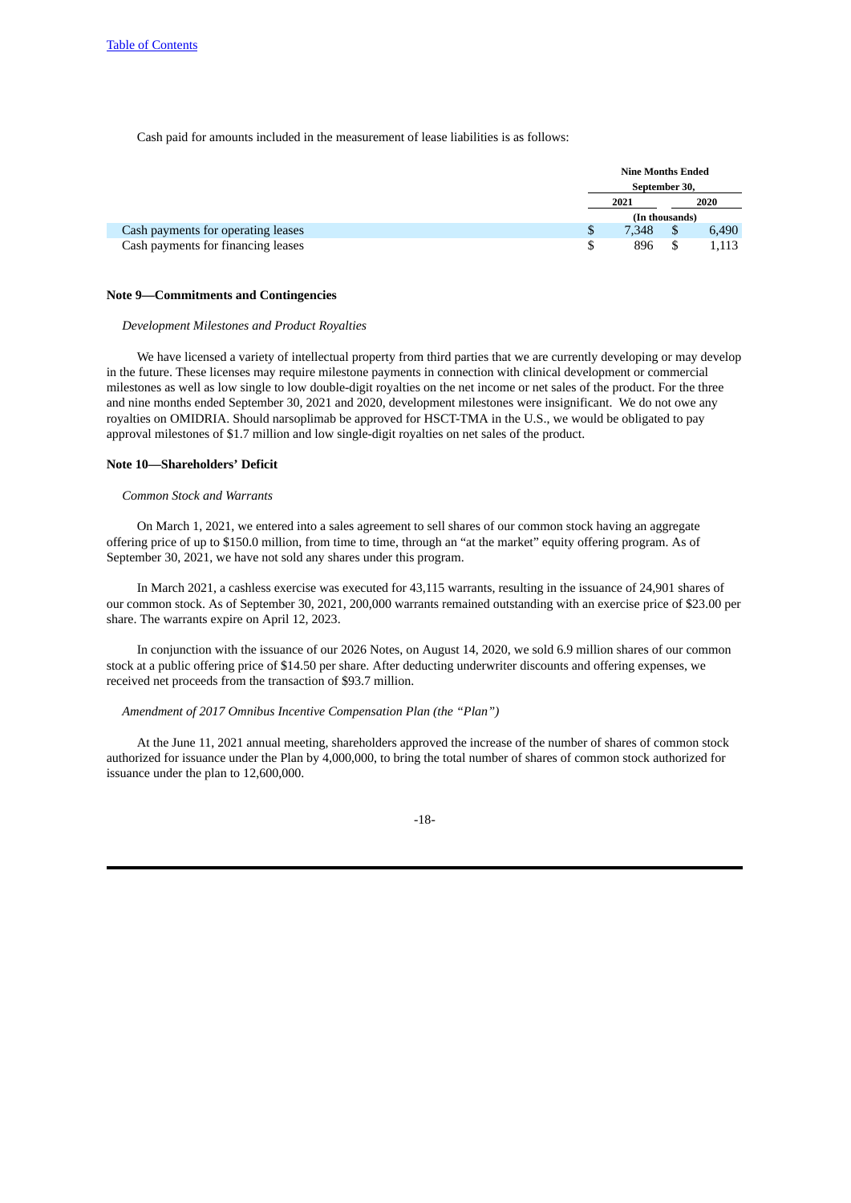Cash paid for amounts included in the measurement of lease liabilities is as follows:

| | Nine Months Ended September 30, | |
|---|---|---|
| | 2021 | 2020 |
| | (In thousands) | |
| Cash payments for operating leases | $ 7,348 | $ 6,490 |
| Cash payments for financing leases | $ 896 | $ 1,113 |

**Note 9—Commitments and Contingencies**

*Development Milestones and Product Royalties*

We have licensed a variety of intellectual property from third parties that we are currently developing or may develop in the future. These licenses may require milestone payments in connection with clinical development or commercial milestones as well as low single to low double-digit royalties on the net income or net sales of the product. For the three and nine months ended September 30, 2021 and 2020, development milestones were insignificant. We do not owe any royalties on OMIDRIA. Should narsoplimab be approved for HSCT-TMA in the U.S., we would be obligated to pay approval milestones of $1.7 million and low single-digit royalties on net sales of the product.

**Note 10—Shareholders' Deficit**

*Common Stock and Warrants*

On March 1, 2021, we entered into a sales agreement to sell shares of our common stock having an aggregate offering price of up to $150.0 million, from time to time, through an "at the market" equity offering program. As of September 30, 2021, we have not sold any shares under this program.

In March 2021, a cashless exercise was executed for 43,115 warrants, resulting in the issuance of 24,901 shares of our common stock. As of September 30, 2021, 200,000 warrants remained outstanding with an exercise price of $23.00 per share. The warrants expire on April 12, 2023.

In conjunction with the issuance of our 2026 Notes, on August 14, 2020, we sold 6.9 million shares of our common stock at a public offering price of $14.50 per share. After deducting underwriter discounts and offering expenses, we received net proceeds from the transaction of $93.7 million.

*Amendment of 2017 Omnibus Incentive Compensation Plan (the "Plan")*

At the June 11, 2021 annual meeting, shareholders approved the increase of the number of shares of common stock authorized for issuance under the Plan by 4,000,000, to bring the total number of shares of common stock authorized for issuance under the plan to 12,600,000.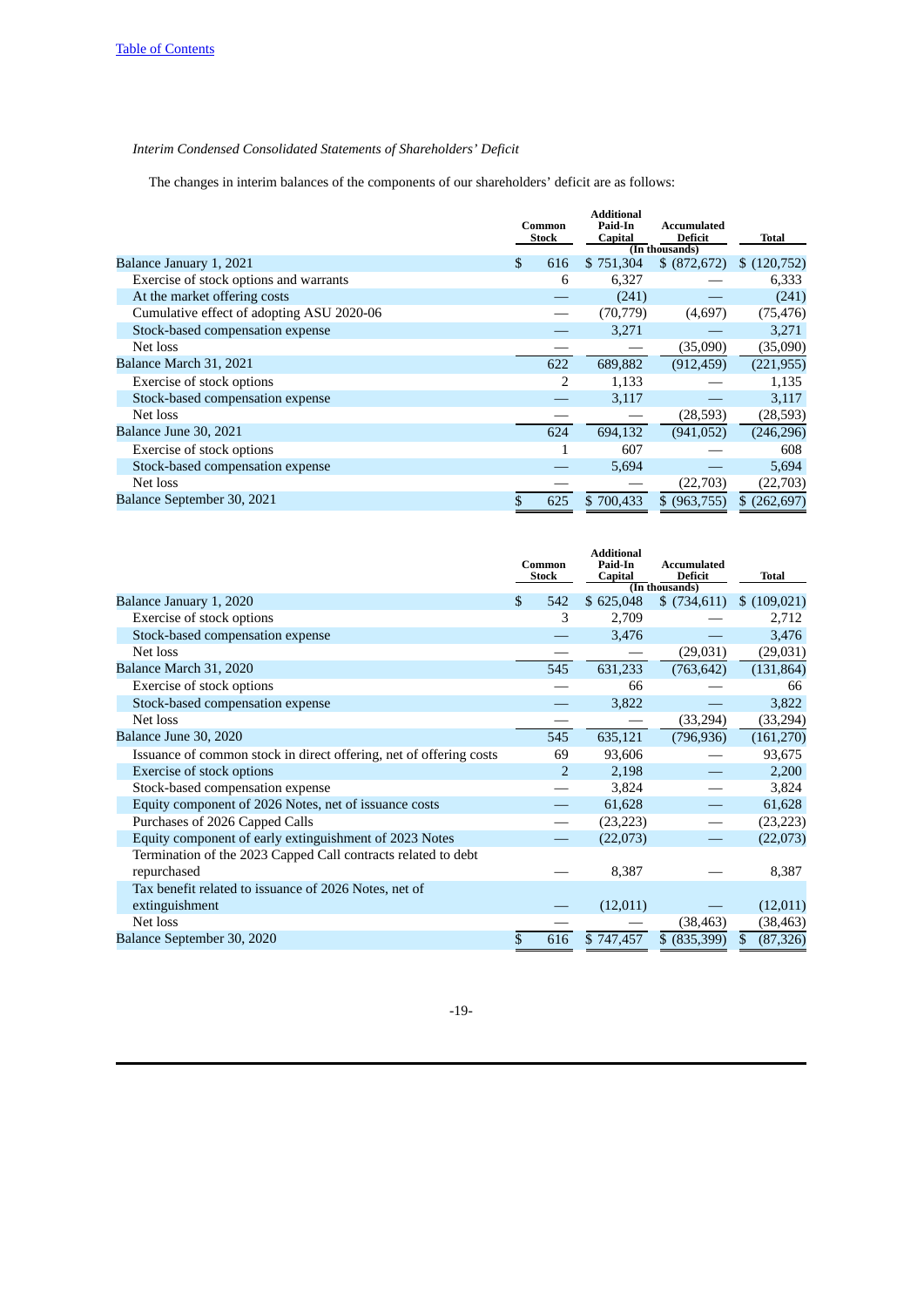*Interim Condensed Consolidated Statements of Shareholders' Deficit*

The changes in interim balances of the components of our shareholders' deficit are as follows:

| | Common Stock | Additional Paid-In Capital | Accumulated Deficit | Total |
|---|---|---|---|---|
| | | (In thousands) | | |
| Balance January 1, 2021 | $ 616 | $ 751,304 | $ (872,672) | $ (120,752) |
| Exercise of stock options and warrants | 6 | 6,327 | — | 6,333 |
| At the market offering costs | — | (241) | — | (241) |
| Cumulative effect of adopting ASU 2020-06 | — | (70,779) | (4,697) | (75,476) |
| Stock-based compensation expense | — | 3,271 | — | 3,271 |
| Net loss | — | — | (35,090) | (35,090) |
| Balance March 31, 2021 | 622 | 689,882 | (912,459) | (221,955) |
| Exercise of stock options | 2 | 1,133 | — | 1,135 |
| Stock-based compensation expense | — | 3,117 | — | 3,117 |
| Net loss | — | — | (28,593) | (28,593) |
| Balance June 30, 2021 | 624 | 694,132 | (941,052) | (246,296) |
| Exercise of stock options | 1 | 607 | — | 608 |
| Stock-based compensation expense | — | 5,694 | — | 5,694 |
| Net loss | — | — | (22,703) | (22,703) |
| Balance September 30, 2021 | $ 625 | $ 700,433 | $ (963,755) | $ (262,697) |

| | Common Stock | Additional Paid-In Capital | Accumulated Deficit | Total |
|---|---|---|---|---|
| | | (In thousands) | | |
| Balance January 1, 2020 | $ 542 | $ 625,048 | $ (734,611) | $ (109,021) |
| Exercise of stock options | 3 | 2,709 | — | 2,712 |
| Stock-based compensation expense | — | 3,476 | — | 3,476 |
| Net loss | — | — | (29,031) | (29,031) |
| Balance March 31, 2020 | 545 | 631,233 | (763,642) | (131,864) |
| Exercise of stock options | — | 66 | — | 66 |
| Stock-based compensation expense | — | 3,822 | — | 3,822 |
| Net loss | — | — | (33,294) | (33,294) |
| Balance June 30, 2020 | 545 | 635,121 | (796,936) | (161,270) |
| Issuance of common stock in direct offering, net of offering costs | 69 | 93,606 | — | 93,675 |
| Exercise of stock options | 2 | 2,198 | — | 2,200 |
| Stock-based compensation expense | — | 3,824 | — | 3,824 |
| Equity component of 2026 Notes, net of issuance costs | — | 61,628 | — | 61,628 |
| Purchases of 2026 Capped Calls | — | (23,223) | — | (23,223) |
| Equity component of early extinguishment of 2023 Notes | — | (22,073) | — | (22,073) |
| Termination of the 2023 Capped Call contracts related to debt repurchased | — | 8,387 | — | 8,387 |
| Tax benefit related to issuance of 2026 Notes, net of extinguishment | — | (12,011) | — | (12,011) |
| Net loss | — | — | (38,463) | (38,463) |
| Balance September 30, 2020 | $ 616 | $ 747,457 | $ (835,399) | $ (87,326) |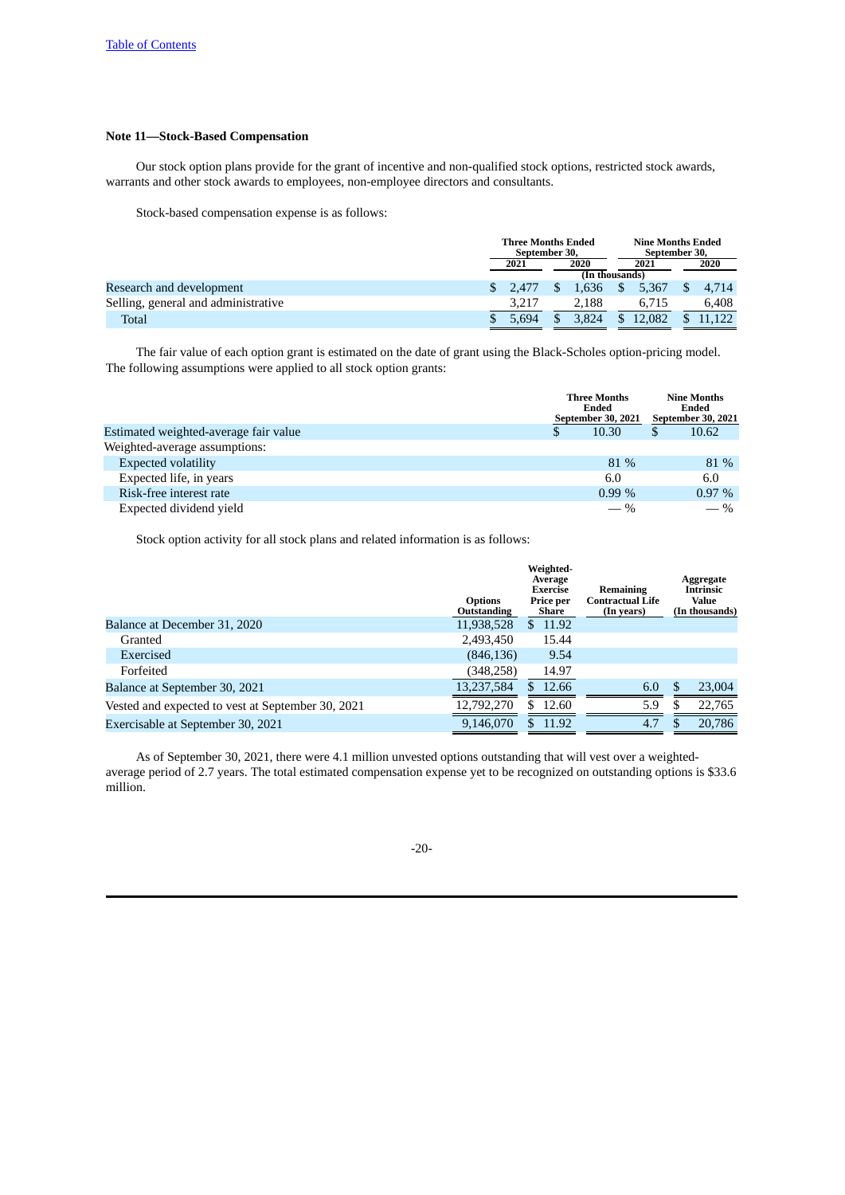### Note 11—Stock-Based Compensation

Our stock option plans provide for the grant of incentive and non-qualified stock options, restricted stock awards, warrants and other stock awards to employees, non-employee directors and consultants.

Stock-based compensation expense is as follows:

| | Three Months Ended September 30, | | Nine Months Ended September 30, | |
|---|---|---|---|---|
| | 2021 | 2020 | 2021 | 2020 |
| | (In thousands) | | | |
| Research and development | $ 2,477 | $ 1,636 | $ 5,367 | $ 4,714 |
| Selling, general and administrative | 3,217 | 2,188 | 6,715 | 6,408 |
| Total | $ 5,694 | $ 3,824 | $ 12,082 | $ 11,122 |

The fair value of each option grant is estimated on the date of grant using the Black-Scholes option-pricing model. The following assumptions were applied to all stock option grants:

| | Three Months Ended September 30, 2021 | Nine Months Ended September 30, 2021 |
|---|---|---|
| Estimated weighted-average fair value | $ 10.30 | $ 10.62 |
| Weighted-average assumptions: | | |
| Expected volatility | 81 % | 81 % |
| Expected life, in years | 6.0 | 6.0 |
| Risk-free interest rate | 0.99 % | 0.97 % |
| Expected dividend yield | — % | — % |

Stock option activity for all stock plans and related information is as follows:

| | Options Outstanding | Weighted-Average Exercise Price per Share | Remaining Contractual Life (In years) | Aggregate Intrinsic Value (In thousands) |
|---|---|---|---|---|
| Balance at December 31, 2020 | 11,938,528 | $ 11.92 | | |
| Granted | 2,493,450 | 15.44 | | |
| Exercised | (846,136) | 9.54 | | |
| Forfeited | (348,258) | 14.97 | | |
| Balance at September 30, 2021 | 13,237,584 | $ 12.66 | 6.0 | $ 23,004 |
| Vested and expected to vest at September 30, 2021 | 12,792,270 | $ 12.60 | 5.9 | $ 22,765 |
| Exercisable at September 30, 2021 | 9,146,070 | $ 11.92 | 4.7 | $ 20,786 |

As of September 30, 2021, there were 4.1 million unvested options outstanding that will vest over a weighted-average period of 2.7 years. The total estimated compensation expense yet to be recognized on outstanding options is $33.6 million.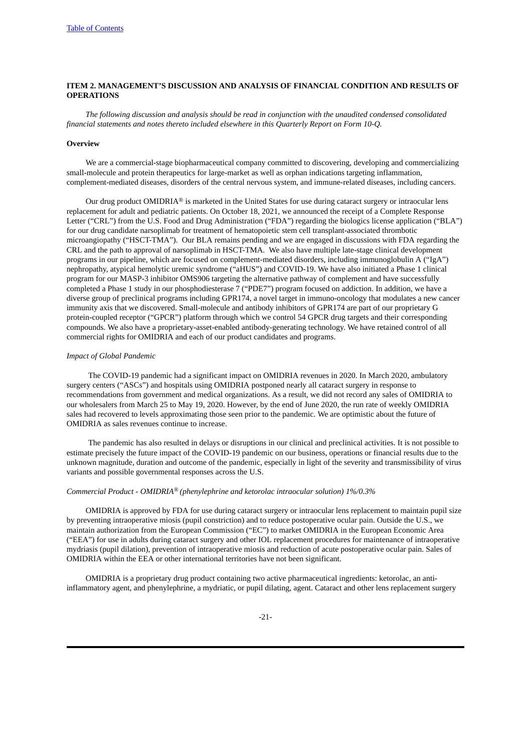[Table of Contents](#)

## ITEM 2. MANAGEMENT'S DISCUSSION AND ANALYSIS OF FINANCIAL CONDITION AND RESULTS OF OPERATIONS

*The following discussion and analysis should be read in conjunction with the unaudited condensed consolidated financial statements and notes thereto included elsewhere in this Quarterly Report on Form 10-Q.*

### Overview

We are a commercial-stage biopharmaceutical company committed to discovering, developing and commercializing small-molecule and protein therapeutics for large-market as well as orphan indications targeting inflammation, complement-mediated diseases, disorders of the central nervous system, and immune-related diseases, including cancers.

Our drug product OMIDRIA® is marketed in the United States for use during cataract surgery or intraocular lens replacement for adult and pediatric patients. On October 18, 2021, we announced the receipt of a Complete Response Letter ("CRL") from the U.S. Food and Drug Administration ("FDA") regarding the biologics license application ("BLA") for our drug candidate narsoplimab for treatment of hematopoietic stem cell transplant-associated thrombotic microangiopathy ("HSCT-TMA"). Our BLA remains pending and we are engaged in discussions with FDA regarding the CRL and the path to approval of narsoplimab in HSCT-TMA. We also have multiple late-stage clinical development programs in our pipeline, which are focused on complement-mediated disorders, including immunoglobulin A ("IgA") nephropathy, atypical hemolytic uremic syndrome ("aHUS") and COVID-19. We have also initiated a Phase 1 clinical program for our MASP-3 inhibitor OMS906 targeting the alternative pathway of complement and have successfully completed a Phase 1 study in our phosphodiesterase 7 ("PDE7") program focused on addiction. In addition, we have a diverse group of preclinical programs including GPR174, a novel target in immuno-oncology that modulates a new cancer immunity axis that we discovered. Small-molecule and antibody inhibitors of GPR174 are part of our proprietary G protein-coupled receptor ("GPCR") platform through which we control 54 GPCR drug targets and their corresponding compounds. We also have a proprietary-asset-enabled antibody-generating technology. We have retained control of all commercial rights for OMIDRIA and each of our product candidates and programs.

*Impact of Global Pandemic*

The COVID-19 pandemic had a significant impact on OMIDRIA revenues in 2020. In March 2020, ambulatory surgery centers ("ASCs") and hospitals using OMIDRIA postponed nearly all cataract surgery in response to recommendations from government and medical organizations. As a result, we did not record any sales of OMIDRIA to our wholesalers from March 25 to May 19, 2020. However, by the end of June 2020, the run rate of weekly OMIDRIA sales had recovered to levels approximating those seen prior to the pandemic. We are optimistic about the future of OMIDRIA as sales revenues continue to increase.

The pandemic has also resulted in delays or disruptions in our clinical and preclinical activities. It is not possible to estimate precisely the future impact of the COVID-19 pandemic on our business, operations or financial results due to the unknown magnitude, duration and outcome of the pandemic, especially in light of the severity and transmissibility of virus variants and possible governmental responses across the U.S.

*Commercial Product - OMIDRIA® (phenylephrine and ketorolac intraocular solution) 1%/0.3%*

OMIDRIA is approved by FDA for use during cataract surgery or intraocular lens replacement to maintain pupil size by preventing intraoperative miosis (pupil constriction) and to reduce postoperative ocular pain. Outside the U.S., we maintain authorization from the European Commission ("EC") to market OMIDRIA in the European Economic Area ("EEA") for use in adults during cataract surgery and other IOL replacement procedures for maintenance of intraoperative mydriasis (pupil dilation), prevention of intraoperative miosis and reduction of acute postoperative ocular pain. Sales of OMIDRIA within the EEA or other international territories have not been significant.

OMIDRIA is a proprietary drug product containing two active pharmaceutical ingredients: ketorolac, an anti-inflammatory agent, and phenylephrine, a mydriatic, or pupil dilating, agent. Cataract and other lens replacement surgery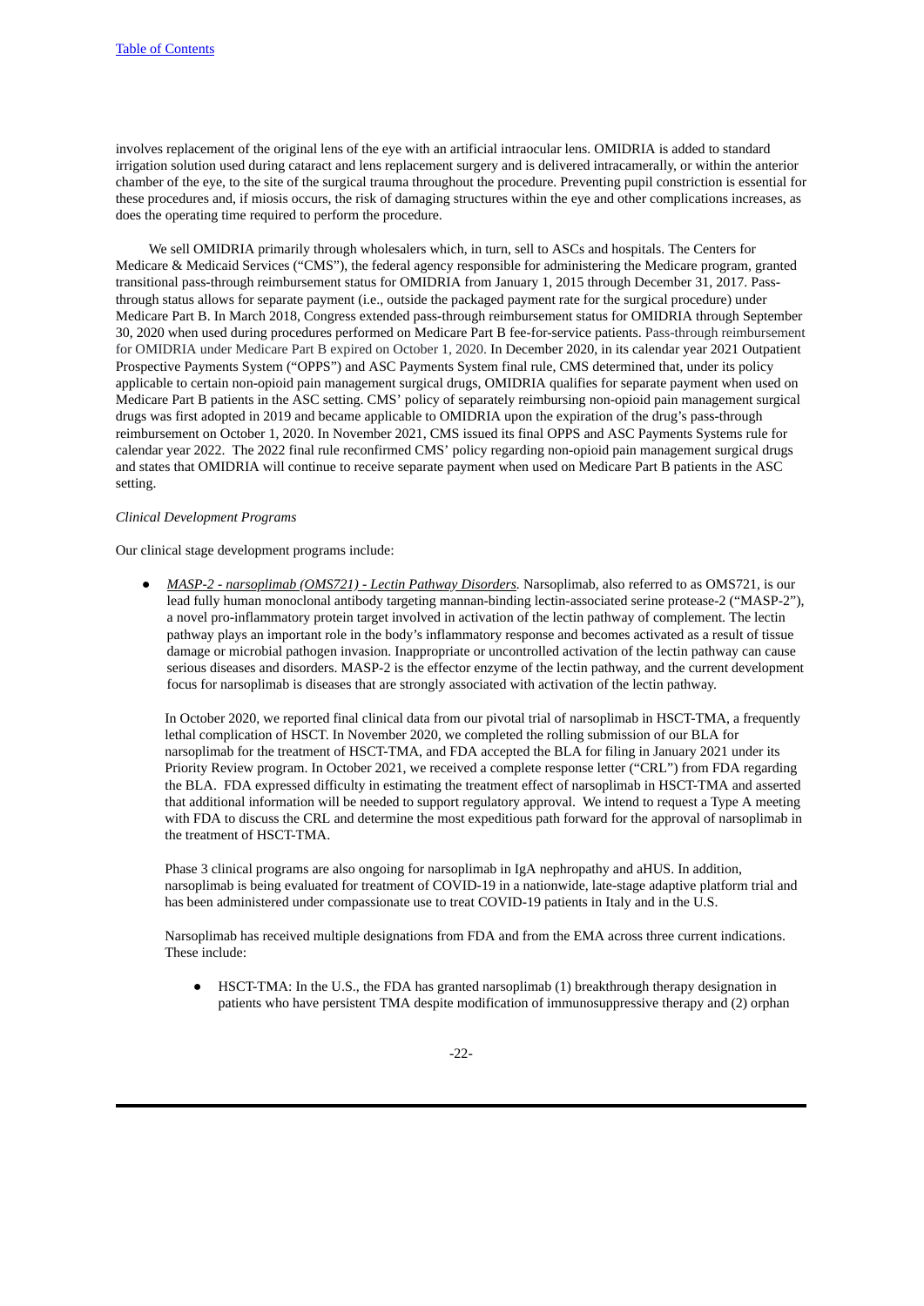involves replacement of the original lens of the eye with an artificial intraocular lens. OMIDRIA is added to standard irrigation solution used during cataract and lens replacement surgery and is delivered intracamerally, or within the anterior chamber of the eye, to the site of the surgical trauma throughout the procedure. Preventing pupil constriction is essential for these procedures and, if miosis occurs, the risk of damaging structures within the eye and other complications increases, as does the operating time required to perform the procedure.

We sell OMIDRIA primarily through wholesalers which, in turn, sell to ASCs and hospitals. The Centers for Medicare & Medicaid Services ("CMS"), the federal agency responsible for administering the Medicare program, granted transitional pass-through reimbursement status for OMIDRIA from January 1, 2015 through December 31, 2017. Pass-through status allows for separate payment (i.e., outside the packaged payment rate for the surgical procedure) under Medicare Part B. In March 2018, Congress extended pass-through reimbursement status for OMIDRIA through September 30, 2020 when used during procedures performed on Medicare Part B fee-for-service patients. Pass-through reimbursement for OMIDRIA under Medicare Part B expired on October 1, 2020. In December 2020, in its calendar year 2021 Outpatient Prospective Payments System ("OPPS") and ASC Payments System final rule, CMS determined that, under its policy applicable to certain non-opioid pain management surgical drugs, OMIDRIA qualifies for separate payment when used on Medicare Part B patients in the ASC setting. CMS' policy of separately reimbursing non-opioid pain management surgical drugs was first adopted in 2019 and became applicable to OMIDRIA upon the expiration of the drug's pass-through reimbursement on October 1, 2020. In November 2021, CMS issued its final OPPS and ASC Payments Systems rule for calendar year 2022. The 2022 final rule reconfirmed CMS' policy regarding non-opioid pain management surgical drugs and states that OMIDRIA will continue to receive separate payment when used on Medicare Part B patients in the ASC setting.

*Clinical Development Programs*

Our clinical stage development programs include:

- *MASP-2 - narsoplimab (OMS721) - Lectin Pathway Disorders.* Narsoplimab, also referred to as OMS721, is our lead fully human monoclonal antibody targeting mannan-binding lectin-associated serine protease-2 ("MASP-2"), a novel pro-inflammatory protein target involved in activation of the lectin pathway of complement. The lectin pathway plays an important role in the body's inflammatory response and becomes activated as a result of tissue damage or microbial pathogen invasion. Inappropriate or uncontrolled activation of the lectin pathway can cause serious diseases and disorders. MASP-2 is the effector enzyme of the lectin pathway, and the current development focus for narsoplimab is diseases that are strongly associated with activation of the lectin pathway.

  In October 2020, we reported final clinical data from our pivotal trial of narsoplimab in HSCT-TMA, a frequently lethal complication of HSCT. In November 2020, we completed the rolling submission of our BLA for narsoplimab for the treatment of HSCT-TMA, and FDA accepted the BLA for filing in January 2021 under its Priority Review program. In October 2021, we received a complete response letter ("CRL") from FDA regarding the BLA. FDA expressed difficulty in estimating the treatment effect of narsoplimab in HSCT-TMA and asserted that additional information will be needed to support regulatory approval. We intend to request a Type A meeting with FDA to discuss the CRL and determine the most expeditious path forward for the approval of narsoplimab in the treatment of HSCT-TMA.

  Phase 3 clinical programs are also ongoing for narsoplimab in IgA nephropathy and aHUS. In addition, narsoplimab is being evaluated for treatment of COVID-19 in a nationwide, late-stage adaptive platform trial and has been administered under compassionate use to treat COVID-19 patients in Italy and in the U.S.

  Narsoplimab has received multiple designations from FDA and from the EMA across three current indications. These include:

  - HSCT-TMA: In the U.S., the FDA has granted narsoplimab (1) breakthrough therapy designation in patients who have persistent TMA despite modification of immunosuppressive therapy and (2) orphan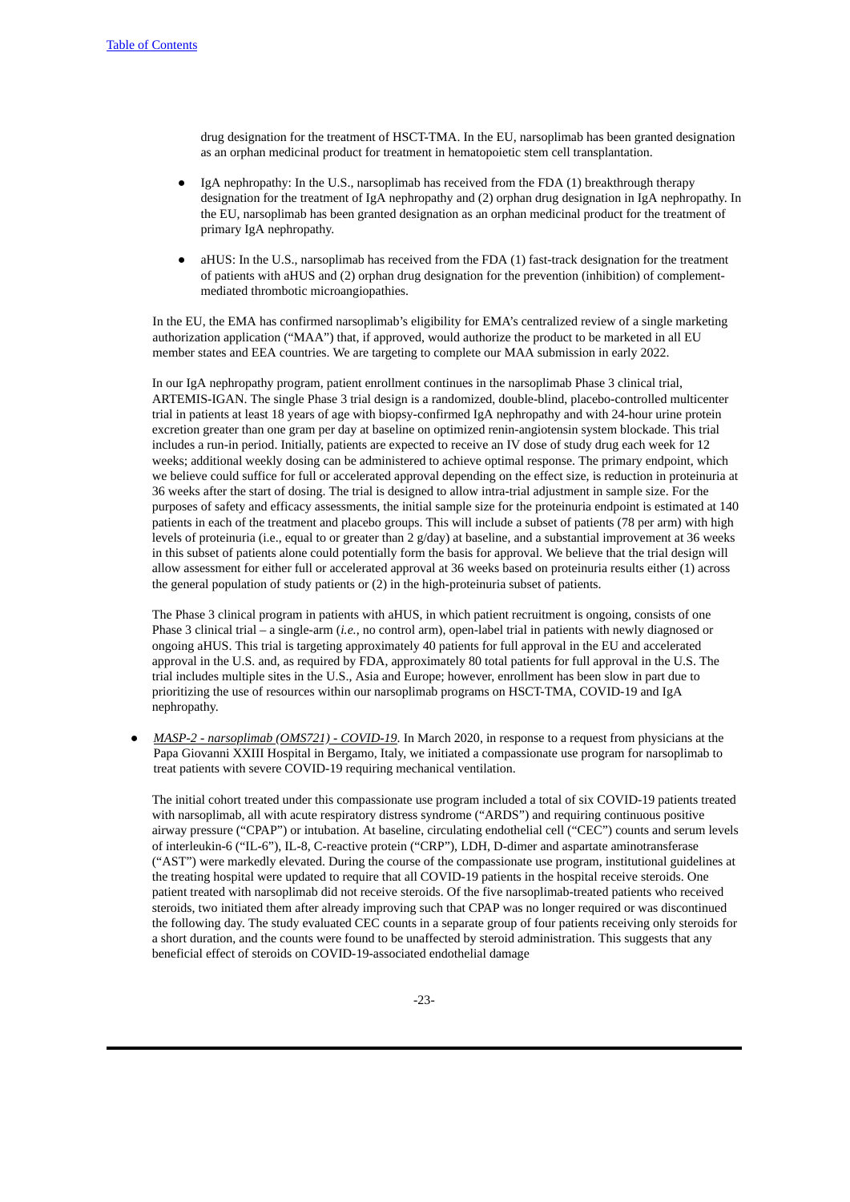drug designation for the treatment of HSCT-TMA. In the EU, narsoplimab has been granted designation as an orphan medicinal product for treatment in hematopoietic stem cell transplantation.

- IgA nephropathy: In the U.S., narsoplimab has received from the FDA (1) breakthrough therapy designation for the treatment of IgA nephropathy and (2) orphan drug designation in IgA nephropathy. In the EU, narsoplimab has been granted designation as an orphan medicinal product for the treatment of primary IgA nephropathy.
- aHUS: In the U.S., narsoplimab has received from the FDA (1) fast-track designation for the treatment of patients with aHUS and (2) orphan drug designation for the prevention (inhibition) of complement-mediated thrombotic microangiopathies.

In the EU, the EMA has confirmed narsoplimab's eligibility for EMA's centralized review of a single marketing authorization application ("MAA") that, if approved, would authorize the product to be marketed in all EU member states and EEA countries. We are targeting to complete our MAA submission in early 2022.

In our IgA nephropathy program, patient enrollment continues in the narsoplimab Phase 3 clinical trial, ARTEMIS-IGAN. The single Phase 3 trial design is a randomized, double-blind, placebo-controlled multicenter trial in patients at least 18 years of age with biopsy-confirmed IgA nephropathy and with 24-hour urine protein excretion greater than one gram per day at baseline on optimized renin-angiotensin system blockade. This trial includes a run-in period. Initially, patients are expected to receive an IV dose of study drug each week for 12 weeks; additional weekly dosing can be administered to achieve optimal response. The primary endpoint, which we believe could suffice for full or accelerated approval depending on the effect size, is reduction in proteinuria at 36 weeks after the start of dosing. The trial is designed to allow intra-trial adjustment in sample size. For the purposes of safety and efficacy assessments, the initial sample size for the proteinuria endpoint is estimated at 140 patients in each of the treatment and placebo groups. This will include a subset of patients (78 per arm) with high levels of proteinuria (i.e., equal to or greater than 2 g/day) at baseline, and a substantial improvement at 36 weeks in this subset of patients alone could potentially form the basis for approval. We believe that the trial design will allow assessment for either full or accelerated approval at 36 weeks based on proteinuria results either (1) across the general population of study patients or (2) in the high-proteinuria subset of patients.

The Phase 3 clinical program in patients with aHUS, in which patient recruitment is ongoing, consists of one Phase 3 clinical trial – a single-arm (*i.e.*, no control arm), open-label trial in patients with newly diagnosed or ongoing aHUS. This trial is targeting approximately 40 patients for full approval in the EU and accelerated approval in the U.S. and, as required by FDA, approximately 80 total patients for full approval in the U.S. The trial includes multiple sites in the U.S., Asia and Europe; however, enrollment has been slow in part due to prioritizing the use of resources within our narsoplimab programs on HSCT-TMA, COVID-19 and IgA nephropathy.

- *MASP-2 - narsoplimab (OMS721) - COVID-19*. In March 2020, in response to a request from physicians at the Papa Giovanni XXIII Hospital in Bergamo, Italy, we initiated a compassionate use program for narsoplimab to treat patients with severe COVID-19 requiring mechanical ventilation.

The initial cohort treated under this compassionate use program included a total of six COVID-19 patients treated with narsoplimab, all with acute respiratory distress syndrome ("ARDS") and requiring continuous positive airway pressure ("CPAP") or intubation. At baseline, circulating endothelial cell ("CEC") counts and serum levels of interleukin-6 ("IL-6"), IL-8, C-reactive protein ("CRP"), LDH, D-dimer and aspartate aminotransferase ("AST") were markedly elevated. During the course of the compassionate use program, institutional guidelines at the treating hospital were updated to require that all COVID-19 patients in the hospital receive steroids. One patient treated with narsoplimab did not receive steroids. Of the five narsoplimab-treated patients who received steroids, two initiated them after already improving such that CPAP was no longer required or was discontinued the following day. The study evaluated CEC counts in a separate group of four patients receiving only steroids for a short duration, and the counts were found to be unaffected by steroid administration. This suggests that any beneficial effect of steroids on COVID-19-associated endothelial damage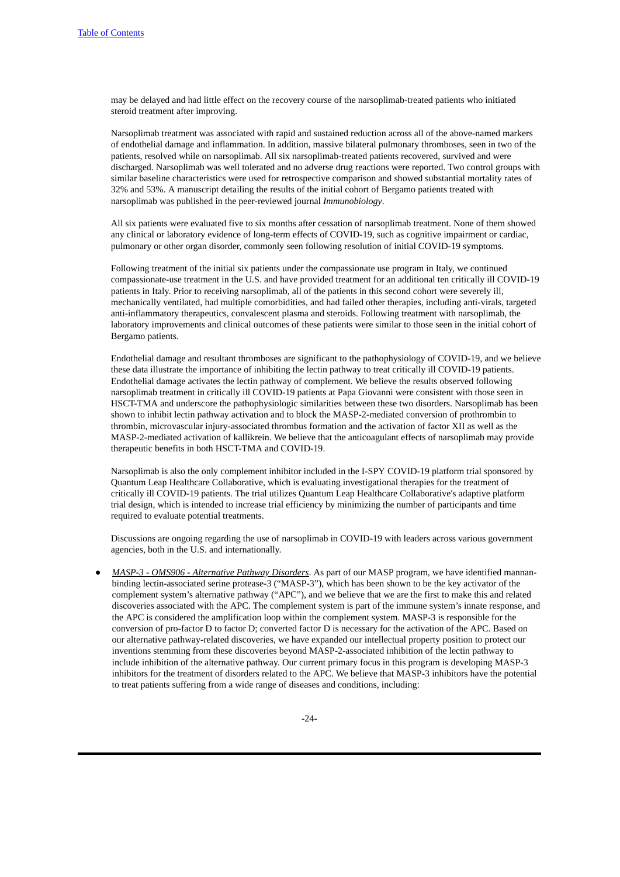may be delayed and had little effect on the recovery course of the narsoplimab-treated patients who initiated steroid treatment after improving.

Narsoplimab treatment was associated with rapid and sustained reduction across all of the above-named markers of endothelial damage and inflammation. In addition, massive bilateral pulmonary thromboses, seen in two of the patients, resolved while on narsoplimab. All six narsoplimab-treated patients recovered, survived and were discharged. Narsoplimab was well tolerated and no adverse drug reactions were reported. Two control groups with similar baseline characteristics were used for retrospective comparison and showed substantial mortality rates of 32% and 53%. A manuscript detailing the results of the initial cohort of Bergamo patients treated with narsoplimab was published in the peer-reviewed journal *Immunobiology*.

All six patients were evaluated five to six months after cessation of narsoplimab treatment. None of them showed any clinical or laboratory evidence of long-term effects of COVID-19, such as cognitive impairment or cardiac, pulmonary or other organ disorder, commonly seen following resolution of initial COVID-19 symptoms.

Following treatment of the initial six patients under the compassionate use program in Italy, we continued compassionate-use treatment in the U.S. and have provided treatment for an additional ten critically ill COVID-19 patients in Italy. Prior to receiving narsoplimab, all of the patients in this second cohort were severely ill, mechanically ventilated, had multiple comorbidities, and had failed other therapies, including anti-virals, targeted anti-inflammatory therapeutics, convalescent plasma and steroids. Following treatment with narsoplimab, the laboratory improvements and clinical outcomes of these patients were similar to those seen in the initial cohort of Bergamo patients.

Endothelial damage and resultant thromboses are significant to the pathophysiology of COVID-19, and we believe these data illustrate the importance of inhibiting the lectin pathway to treat critically ill COVID-19 patients. Endothelial damage activates the lectin pathway of complement. We believe the results observed following narsoplimab treatment in critically ill COVID-19 patients at Papa Giovanni were consistent with those seen in HSCT-TMA and underscore the pathophysiologic similarities between these two disorders. Narsoplimab has been shown to inhibit lectin pathway activation and to block the MASP-2-mediated conversion of prothrombin to thrombin, microvascular injury-associated thrombus formation and the activation of factor XII as well as the MASP-2-mediated activation of kallikrein. We believe that the anticoagulant effects of narsoplimab may provide therapeutic benefits in both HSCT-TMA and COVID-19.

Narsoplimab is also the only complement inhibitor included in the I-SPY COVID-19 platform trial sponsored by Quantum Leap Healthcare Collaborative, which is evaluating investigational therapies for the treatment of critically ill COVID-19 patients. The trial utilizes Quantum Leap Healthcare Collaborative's adaptive platform trial design, which is intended to increase trial efficiency by minimizing the number of participants and time required to evaluate potential treatments.

Discussions are ongoing regarding the use of narsoplimab in COVID-19 with leaders across various government agencies, both in the U.S. and internationally.

- *MASP-3 - OMS906 - Alternative Pathway Disorders*. As part of our MASP program, we have identified mannan-binding lectin-associated serine protease-3 ("MASP-3"), which has been shown to be the key activator of the complement system's alternative pathway ("APC"), and we believe that we are the first to make this and related discoveries associated with the APC. The complement system is part of the immune system's innate response, and the APC is considered the amplification loop within the complement system. MASP-3 is responsible for the conversion of pro-factor D to factor D; converted factor D is necessary for the activation of the APC. Based on our alternative pathway-related discoveries, we have expanded our intellectual property position to protect our inventions stemming from these discoveries beyond MASP-2-associated inhibition of the lectin pathway to include inhibition of the alternative pathway. Our current primary focus in this program is developing MASP-3 inhibitors for the treatment of disorders related to the APC. We believe that MASP-3 inhibitors have the potential to treat patients suffering from a wide range of diseases and conditions, including: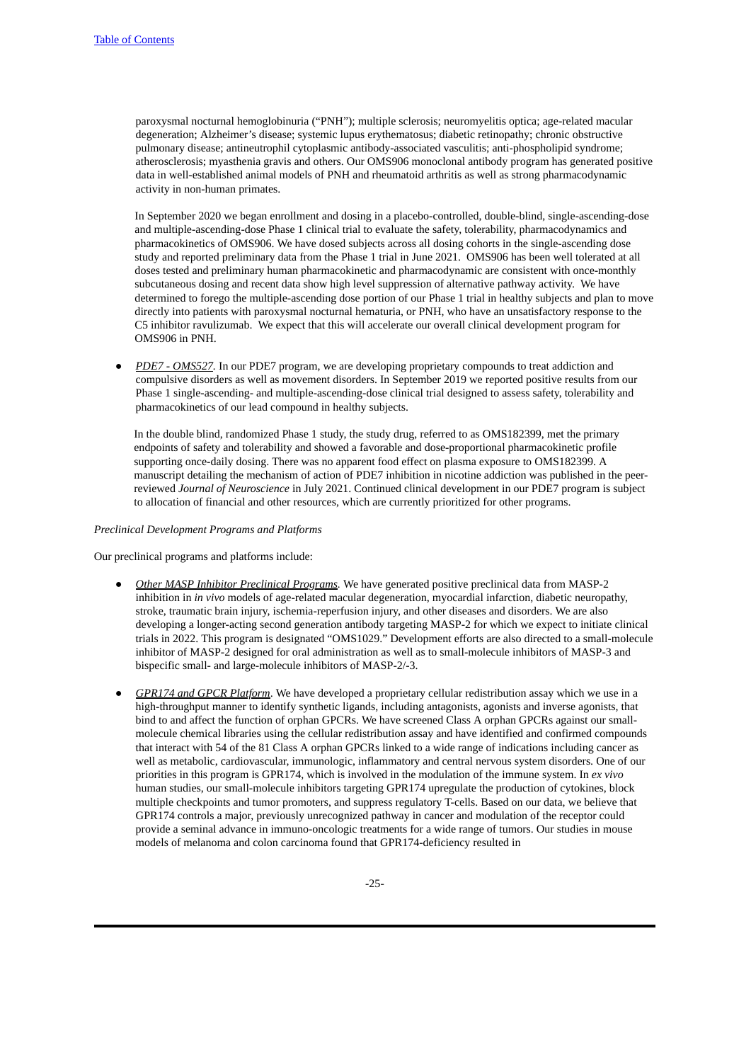paroxysmal nocturnal hemoglobinuria ("PNH"); multiple sclerosis; neuromyelitis optica; age-related macular degeneration; Alzheimer's disease; systemic lupus erythematosus; diabetic retinopathy; chronic obstructive pulmonary disease; antineutrophil cytoplasmic antibody-associated vasculitis; anti-phospholipid syndrome; atherosclerosis; myasthenia gravis and others. Our OMS906 monoclonal antibody program has generated positive data in well-established animal models of PNH and rheumatoid arthritis as well as strong pharmacodynamic activity in non-human primates.

In September 2020 we began enrollment and dosing in a placebo-controlled, double-blind, single-ascending-dose and multiple-ascending-dose Phase 1 clinical trial to evaluate the safety, tolerability, pharmacodynamics and pharmacokinetics of OMS906. We have dosed subjects across all dosing cohorts in the single-ascending dose study and reported preliminary data from the Phase 1 trial in June 2021. OMS906 has been well tolerated at all doses tested and preliminary human pharmacokinetic and pharmacodynamic are consistent with once-monthly subcutaneous dosing and recent data show high level suppression of alternative pathway activity. We have determined to forego the multiple-ascending dose portion of our Phase 1 trial in healthy subjects and plan to move directly into patients with paroxysmal nocturnal hematuria, or PNH, who have an unsatisfactory response to the C5 inhibitor ravulizumab. We expect that this will accelerate our overall clinical development program for OMS906 in PNH.

- *PDE7 - OMS527*. In our PDE7 program, we are developing proprietary compounds to treat addiction and compulsive disorders as well as movement disorders. In September 2019 we reported positive results from our Phase 1 single-ascending- and multiple-ascending-dose clinical trial designed to assess safety, tolerability and pharmacokinetics of our lead compound in healthy subjects.

  In the double blind, randomized Phase 1 study, the study drug, referred to as OMS182399, met the primary endpoints of safety and tolerability and showed a favorable and dose-proportional pharmacokinetic profile supporting once-daily dosing. There was no apparent food effect on plasma exposure to OMS182399. A manuscript detailing the mechanism of action of PDE7 inhibition in nicotine addiction was published in the peer-reviewed *Journal of Neuroscience* in July 2021. Continued clinical development in our PDE7 program is subject to allocation of financial and other resources, which are currently prioritized for other programs.

*Preclinical Development Programs and Platforms*

Our preclinical programs and platforms include:

- *Other MASP Inhibitor Preclinical Programs*. We have generated positive preclinical data from MASP-2 inhibition in *in vivo* models of age-related macular degeneration, myocardial infarction, diabetic neuropathy, stroke, traumatic brain injury, ischemia-reperfusion injury, and other diseases and disorders. We are also developing a longer-acting second generation antibody targeting MASP-2 for which we expect to initiate clinical trials in 2022. This program is designated "OMS1029." Development efforts are also directed to a small-molecule inhibitor of MASP-2 designed for oral administration as well as to small-molecule inhibitors of MASP-3 and bispecific small- and large-molecule inhibitors of MASP-2/-3.

- *GPR174 and GPCR Platform*. We have developed a proprietary cellular redistribution assay which we use in a high-throughput manner to identify synthetic ligands, including antagonists, agonists and inverse agonists, that bind to and affect the function of orphan GPCRs. We have screened Class A orphan GPCRs against our small-molecule chemical libraries using the cellular redistribution assay and have identified and confirmed compounds that interact with 54 of the 81 Class A orphan GPCRs linked to a wide range of indications including cancer as well as metabolic, cardiovascular, immunologic, inflammatory and central nervous system disorders. One of our priorities in this program is GPR174, which is involved in the modulation of the immune system. In *ex vivo* human studies, our small-molecule inhibitors targeting GPR174 upregulate the production of cytokines, block multiple checkpoints and tumor promoters, and suppress regulatory T-cells. Based on our data, we believe that GPR174 controls a major, previously unrecognized pathway in cancer and modulation of the receptor could provide a seminal advance in immuno-oncologic treatments for a wide range of tumors. Our studies in mouse models of melanoma and colon carcinoma found that GPR174-deficiency resulted in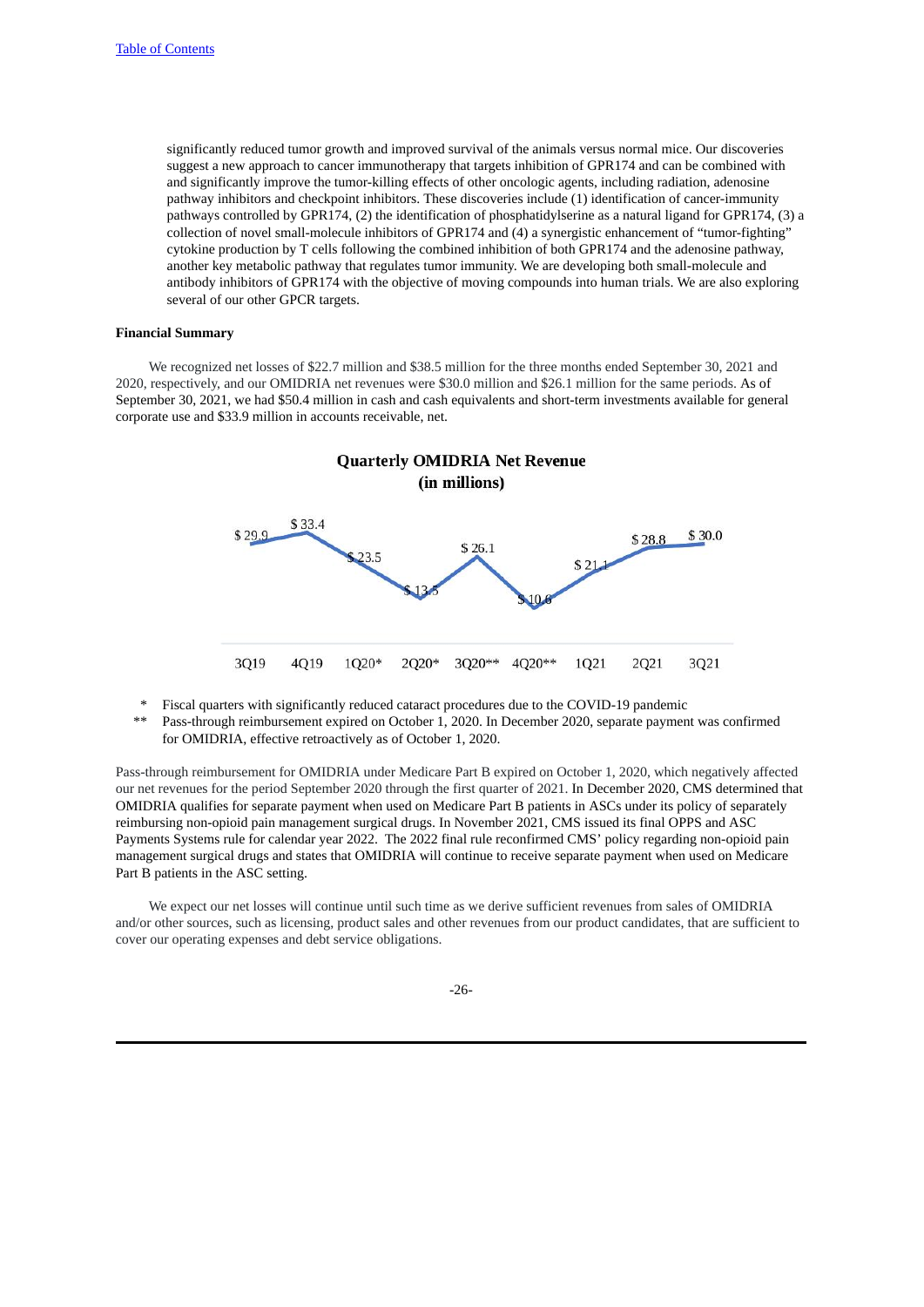significantly reduced tumor growth and improved survival of the animals versus normal mice. Our discoveries suggest a new approach to cancer immunotherapy that targets inhibition of GPR174 and can be combined with and significantly improve the tumor-killing effects of other oncologic agents, including radiation, adenosine pathway inhibitors and checkpoint inhibitors. These discoveries include (1) identification of cancer-immunity pathways controlled by GPR174, (2) the identification of phosphatidylserine as a natural ligand for GPR174, (3) a collection of novel small-molecule inhibitors of GPR174 and (4) a synergistic enhancement of "tumor-fighting" cytokine production by T cells following the combined inhibition of both GPR174 and the adenosine pathway, another key metabolic pathway that regulates tumor immunity. We are developing both small-molecule and antibody inhibitors of GPR174 with the objective of moving compounds into human trials. We are also exploring several of our other GPCR targets.

**Financial Summary**

We recognized net losses of $22.7 million and $38.5 million for the three months ended September 30, 2021 and 2020, respectively, and our OMIDRIA net revenues were $30.0 million and $26.1 million for the same periods. As of September 30, 2021, we had $50.4 million in cash and cash equivalents and short-term investments available for general corporate use and $33.9 million in accounts receivable, net.

**Quarterly OMIDRIA Net Revenue**
**(in millions)**

| 3Q19 | 4Q19 | 1Q20* | 2Q20* | 3Q20** | 4Q20** | 1Q21 | 2Q21 | 3Q21 |
|---|---|---|---|---|---|---|---|---|
| $ 29.9 | $ 33.4 | $ 23.5 | $ 13.5 | $ 26.1 | $ 10.6 | $ 21.1 | $ 28.8 | $ 30.0 |

\* Fiscal quarters with significantly reduced cataract procedures due to the COVID-19 pandemic

\*\* Pass-through reimbursement expired on October 1, 2020. In December 2020, separate payment was confirmed for OMIDRIA, effective retroactively as of October 1, 2020.

Pass-through reimbursement for OMIDRIA under Medicare Part B expired on October 1, 2020, which negatively affected our net revenues for the period September 2020 through the first quarter of 2021. In December 2020, CMS determined that OMIDRIA qualifies for separate payment when used on Medicare Part B patients in ASCs under its policy of separately reimbursing non-opioid pain management surgical drugs. In November 2021, CMS issued its final OPPS and ASC Payments Systems rule for calendar year 2022. The 2022 final rule reconfirmed CMS' policy regarding non-opioid pain management surgical drugs and states that OMIDRIA will continue to receive separate payment when used on Medicare Part B patients in the ASC setting.

We expect our net losses will continue until such time as we derive sufficient revenues from sales of OMIDRIA and/or other sources, such as licensing, product sales and other revenues from our product candidates, that are sufficient to cover our operating expenses and debt service obligations.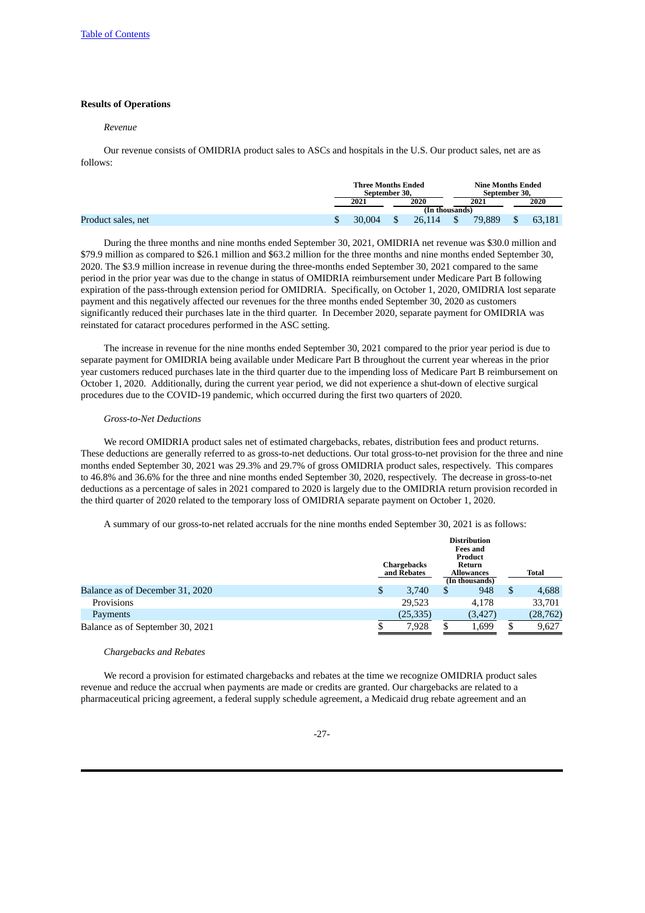### Results of Operations

*Revenue*

Our revenue consists of OMIDRIA product sales to ASCs and hospitals in the U.S. Our product sales, net are as follows:

| | Three Months Ended September 30, | | Nine Months Ended September 30, | |
|---|---|---|---|---|
| | 2021 | 2020 | 2021 | 2020 |
| | (In thousands) | | | |
| Product sales, net | $ 30,004 | $ 26,114 | $ 79,889 | $ 63,181 |

During the three months and nine months ended September 30, 2021, OMIDRIA net revenue was $30.0 million and $79.9 million as compared to $26.1 million and $63.2 million for the three months and nine months ended September 30, 2020. The $3.9 million increase in revenue during the three-months ended September 30, 2021 compared to the same period in the prior year was due to the change in status of OMIDRIA reimbursement under Medicare Part B following expiration of the pass-through extension period for OMIDRIA. Specifically, on October 1, 2020, OMIDRIA lost separate payment and this negatively affected our revenues for the three months ended September 30, 2020 as customers significantly reduced their purchases late in the third quarter. In December 2020, separate payment for OMIDRIA was reinstated for cataract procedures performed in the ASC setting.

The increase in revenue for the nine months ended September 30, 2021 compared to the prior year period is due to separate payment for OMIDRIA being available under Medicare Part B throughout the current year whereas in the prior year customers reduced purchases late in the third quarter due to the impending loss of Medicare Part B reimbursement on October 1, 2020. Additionally, during the current year period, we did not experience a shut-down of elective surgical procedures due to the COVID-19 pandemic, which occurred during the first two quarters of 2020.

*Gross-to-Net Deductions*

We record OMIDRIA product sales net of estimated chargebacks, rebates, distribution fees and product returns. These deductions are generally referred to as gross-to-net deductions. Our total gross-to-net provision for the three and nine months ended September 30, 2021 was 29.3% and 29.7% of gross OMIDRIA product sales, respectively. This compares to 46.8% and 36.6% for the three and nine months ended September 30, 2020, respectively. The decrease in gross-to-net deductions as a percentage of sales in 2021 compared to 2020 is largely due to the OMIDRIA return provision recorded in the third quarter of 2020 related to the temporary loss of OMIDRIA separate payment on October 1, 2020.

A summary of our gross-to-net related accruals for the nine months ended September 30, 2021 is as follows:

| | Chargebacks and Rebates | Distribution Fees and Product Return Allowances | Total |
|---|---|---|---|
| | | (In thousands) | |
| Balance as of December 31, 2020 | $ 3,740 | $ 948 | $ 4,688 |
| Provisions | 29,523 | 4,178 | 33,701 |
| Payments | (25,335) | (3,427) | (28,762) |
| Balance as of September 30, 2021 | $ 7,928 | $ 1,699 | $ 9,627 |

*Chargebacks and Rebates*

We record a provision for estimated chargebacks and rebates at the time we recognize OMIDRIA product sales revenue and reduce the accrual when payments are made or credits are granted. Our chargebacks are related to a pharmaceutical pricing agreement, a federal supply schedule agreement, a Medicaid drug rebate agreement and an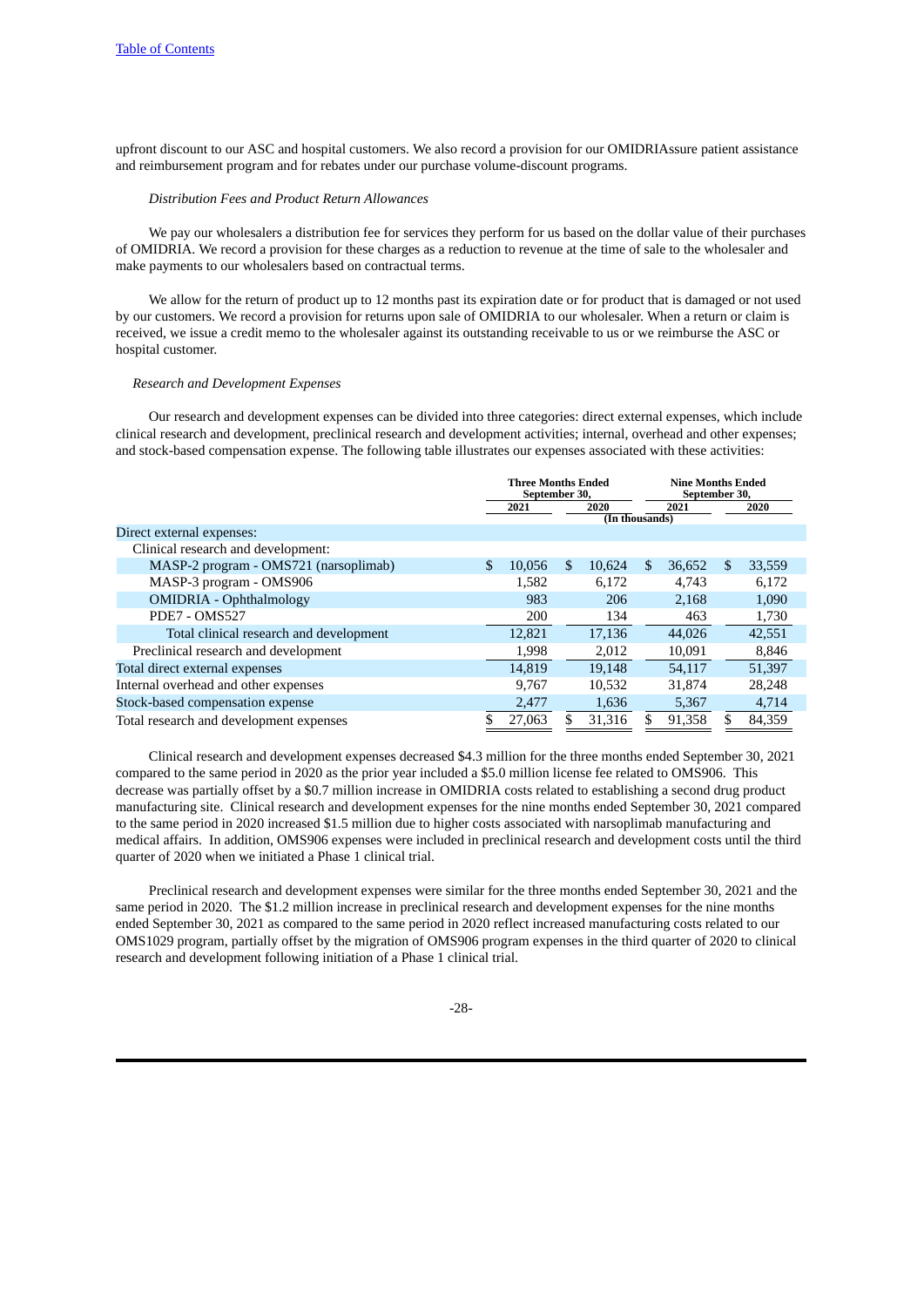upfront discount to our ASC and hospital customers. We also record a provision for our OMIDRIAssure patient assistance and reimbursement program and for rebates under our purchase volume-discount programs.

*Distribution Fees and Product Return Allowances*

We pay our wholesalers a distribution fee for services they perform for us based on the dollar value of their purchases of OMIDRIA. We record a provision for these charges as a reduction to revenue at the time of sale to the wholesaler and make payments to our wholesalers based on contractual terms.

We allow for the return of product up to 12 months past its expiration date or for product that is damaged or not used by our customers. We record a provision for returns upon sale of OMIDRIA to our wholesaler. When a return or claim is received, we issue a credit memo to the wholesaler against its outstanding receivable to us or we reimburse the ASC or hospital customer.

*Research and Development Expenses*

Our research and development expenses can be divided into three categories: direct external expenses, which include clinical research and development, preclinical research and development activities; internal, overhead and other expenses; and stock-based compensation expense. The following table illustrates our expenses associated with these activities:

| | Three Months Ended September 30, | | Nine Months Ended September 30, | |
|---|---|---|---|---|
| | 2021 | 2020 | 2021 | 2020 |
| | (In thousands) | | | |
| Direct external expenses: | | | | |
| Clinical research and development: | | | | |
| MASP-2 program - OMS721 (narsoplimab) | $ 10,056 | $ 10,624 | $ 36,652 | $ 33,559 |
| MASP-3 program - OMS906 | 1,582 | 6,172 | 4,743 | 6,172 |
| OMIDRIA - Ophthalmology | 983 | 206 | 2,168 | 1,090 |
| PDE7 - OMS527 | 200 | 134 | 463 | 1,730 |
| Total clinical research and development | 12,821 | 17,136 | 44,026 | 42,551 |
| Preclinical research and development | 1,998 | 2,012 | 10,091 | 8,846 |
| Total direct external expenses | 14,819 | 19,148 | 54,117 | 51,397 |
| Internal overhead and other expenses | 9,767 | 10,532 | 31,874 | 28,248 |
| Stock-based compensation expense | 2,477 | 1,636 | 5,367 | 4,714 |
| Total research and development expenses | $ 27,063 | $ 31,316 | $ 91,358 | $ 84,359 |

Clinical research and development expenses decreased $4.3 million for the three months ended September 30, 2021 compared to the same period in 2020 as the prior year included a $5.0 million license fee related to OMS906. This decrease was partially offset by a $0.7 million increase in OMIDRIA costs related to establishing a second drug product manufacturing site. Clinical research and development expenses for the nine months ended September 30, 2021 compared to the same period in 2020 increased $1.5 million due to higher costs associated with narsoplimab manufacturing and medical affairs. In addition, OMS906 expenses were included in preclinical research and development costs until the third quarter of 2020 when we initiated a Phase 1 clinical trial.

Preclinical research and development expenses were similar for the three months ended September 30, 2021 and the same period in 2020. The $1.2 million increase in preclinical research and development expenses for the nine months ended September 30, 2021 as compared to the same period in 2020 reflect increased manufacturing costs related to our OMS1029 program, partially offset by the migration of OMS906 program expenses in the third quarter of 2020 to clinical research and development following initiation of a Phase 1 clinical trial.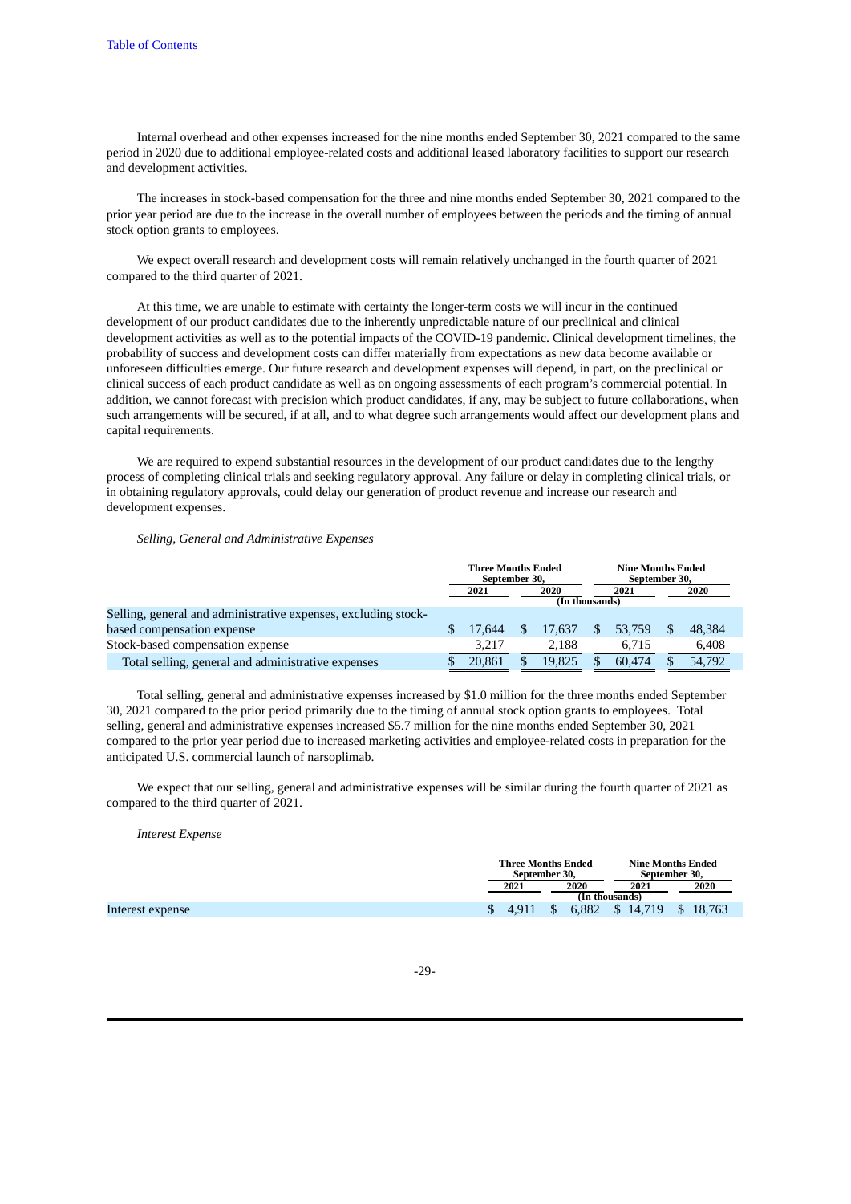Internal overhead and other expenses increased for the nine months ended September 30, 2021 compared to the same period in 2020 due to additional employee-related costs and additional leased laboratory facilities to support our research and development activities.

The increases in stock-based compensation for the three and nine months ended September 30, 2021 compared to the prior year period are due to the increase in the overall number of employees between the periods and the timing of annual stock option grants to employees.

We expect overall research and development costs will remain relatively unchanged in the fourth quarter of 2021 compared to the third quarter of 2021.

At this time, we are unable to estimate with certainty the longer-term costs we will incur in the continued development of our product candidates due to the inherently unpredictable nature of our preclinical and clinical development activities as well as to the potential impacts of the COVID-19 pandemic. Clinical development timelines, the probability of success and development costs can differ materially from expectations as new data become available or unforeseen difficulties emerge. Our future research and development expenses will depend, in part, on the preclinical or clinical success of each product candidate as well as on ongoing assessments of each program's commercial potential. In addition, we cannot forecast with precision which product candidates, if any, may be subject to future collaborations, when such arrangements will be secured, if at all, and to what degree such arrangements would affect our development plans and capital requirements.

We are required to expend substantial resources in the development of our product candidates due to the lengthy process of completing clinical trials and seeking regulatory approval. Any failure or delay in completing clinical trials, or in obtaining regulatory approvals, could delay our generation of product revenue and increase our research and development expenses.

*Selling, General and Administrative Expenses*

| | Three Months Ended September 30, | | Nine Months Ended September 30, | |
|---|---|---|---|---|
| | 2021 | 2020 | 2021 | 2020 |
| | (In thousands) | | | |
| Selling, general and administrative expenses, excluding stock-based compensation expense | $ 17,644 | $ 17,637 | $ 53,759 | $ 48,384 |
| Stock-based compensation expense | 3,217 | 2,188 | 6,715 | 6,408 |
| Total selling, general and administrative expenses | $ 20,861 | $ 19,825 | $ 60,474 | $ 54,792 |

Total selling, general and administrative expenses increased by $1.0 million for the three months ended September 30, 2021 compared to the prior period primarily due to the timing of annual stock option grants to employees. Total selling, general and administrative expenses increased $5.7 million for the nine months ended September 30, 2021 compared to the prior year period due to increased marketing activities and employee-related costs in preparation for the anticipated U.S. commercial launch of narsoplimab.

We expect that our selling, general and administrative expenses will be similar during the fourth quarter of 2021 as compared to the third quarter of 2021.

*Interest Expense*

| | Three Months Ended September 30, | | Nine Months Ended September 30, | |
|---|---|---|---|---|
| | 2021 | 2020 | 2021 | 2020 |
| | (In thousands) | | | |
| Interest expense | $ 4,911 | $ 6,882 | $ 14,719 | $ 18,763 |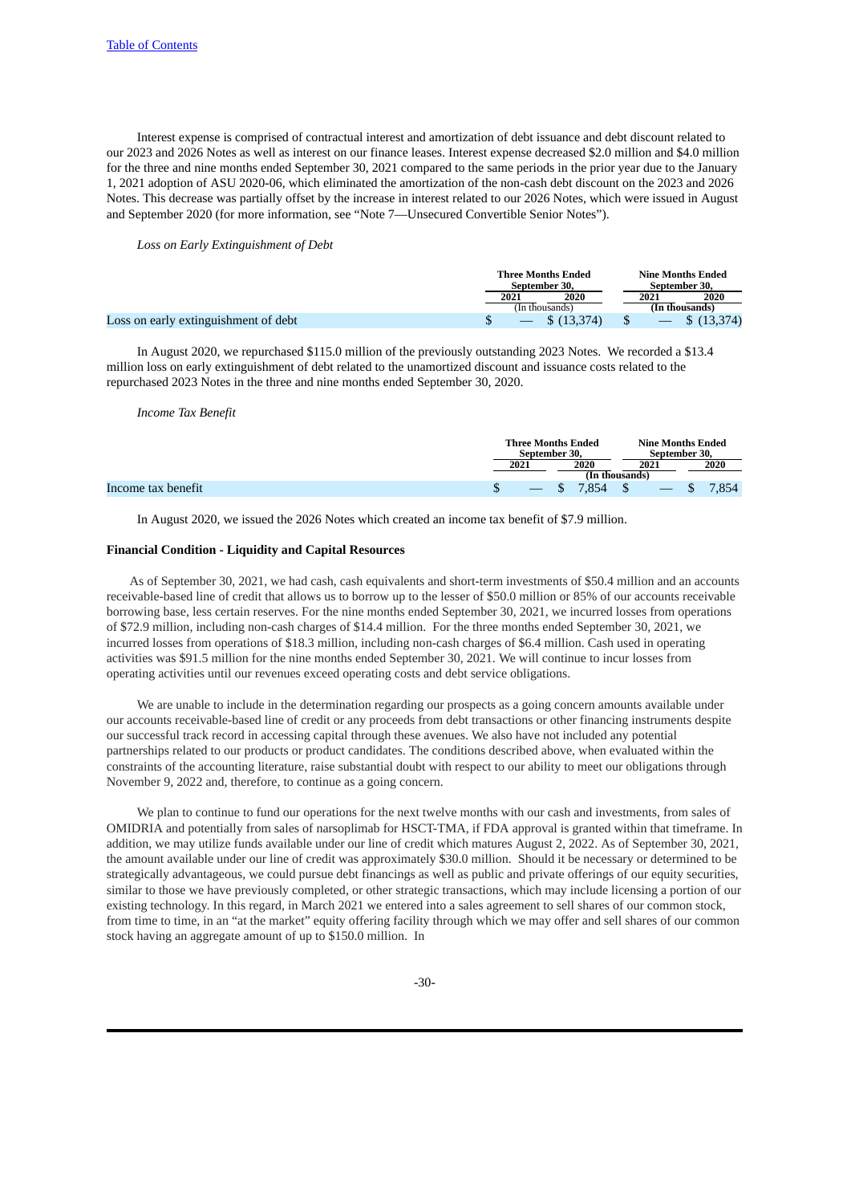Interest expense is comprised of contractual interest and amortization of debt issuance and debt discount related to our 2023 and 2026 Notes as well as interest on our finance leases. Interest expense decreased $2.0 million and $4.0 million for the three and nine months ended September 30, 2021 compared to the same periods in the prior year due to the January 1, 2021 adoption of ASU 2020-06, which eliminated the amortization of the non-cash debt discount on the 2023 and 2026 Notes. This decrease was partially offset by the increase in interest related to our 2026 Notes, which were issued in August and September 2020 (for more information, see "Note 7—Unsecured Convertible Senior Notes").

*Loss on Early Extinguishment of Debt*

| | Three Months Ended September 30, | | Nine Months Ended September 30, | |
|---|---|---|---|---|
| | 2021 | 2020 | 2021 | 2020 |
| | (In thousands) | | (In thousands) | |
| Loss on early extinguishment of debt | $ — | $ (13,374) | $ — | $ (13,374) |

In August 2020, we repurchased $115.0 million of the previously outstanding 2023 Notes. We recorded a $13.4 million loss on early extinguishment of debt related to the unamortized discount and issuance costs related to the repurchased 2023 Notes in the three and nine months ended September 30, 2020.

*Income Tax Benefit*

| | Three Months Ended September 30, | | Nine Months Ended September 30, | |
|---|---|---|---|---|
| | 2021 | 2020 | 2021 | 2020 |
| | (In thousands) | | | |
| Income tax benefit | $ — | $ 7,854 | $ — | $ 7,854 |

In August 2020, we issued the 2026 Notes which created an income tax benefit of $7.9 million.

**Financial Condition - Liquidity and Capital Resources**

As of September 30, 2021, we had cash, cash equivalents and short-term investments of $50.4 million and an accounts receivable-based line of credit that allows us to borrow up to the lesser of $50.0 million or 85% of our accounts receivable borrowing base, less certain reserves. For the nine months ended September 30, 2021, we incurred losses from operations of $72.9 million, including non-cash charges of $14.4 million. For the three months ended September 30, 2021, we incurred losses from operations of $18.3 million, including non-cash charges of $6.4 million. Cash used in operating activities was $91.5 million for the nine months ended September 30, 2021. We will continue to incur losses from operating activities until our revenues exceed operating costs and debt service obligations.

We are unable to include in the determination regarding our prospects as a going concern amounts available under our accounts receivable-based line of credit or any proceeds from debt transactions or other financing instruments despite our successful track record in accessing capital through these avenues. We also have not included any potential partnerships related to our products or product candidates. The conditions described above, when evaluated within the constraints of the accounting literature, raise substantial doubt with respect to our ability to meet our obligations through November 9, 2022 and, therefore, to continue as a going concern.

We plan to continue to fund our operations for the next twelve months with our cash and investments, from sales of OMIDRIA and potentially from sales of narsoplimab for HSCT-TMA, if FDA approval is granted within that timeframe. In addition, we may utilize funds available under our line of credit which matures August 2, 2022. As of September 30, 2021, the amount available under our line of credit was approximately $30.0 million. Should it be necessary or determined to be strategically advantageous, we could pursue debt financings as well as public and private offerings of our equity securities, similar to those we have previously completed, or other strategic transactions, which may include licensing a portion of our existing technology. In this regard, in March 2021 we entered into a sales agreement to sell shares of our common stock, from time to time, in an "at the market" equity offering facility through which we may offer and sell shares of our common stock having an aggregate amount of up to $150.0 million. In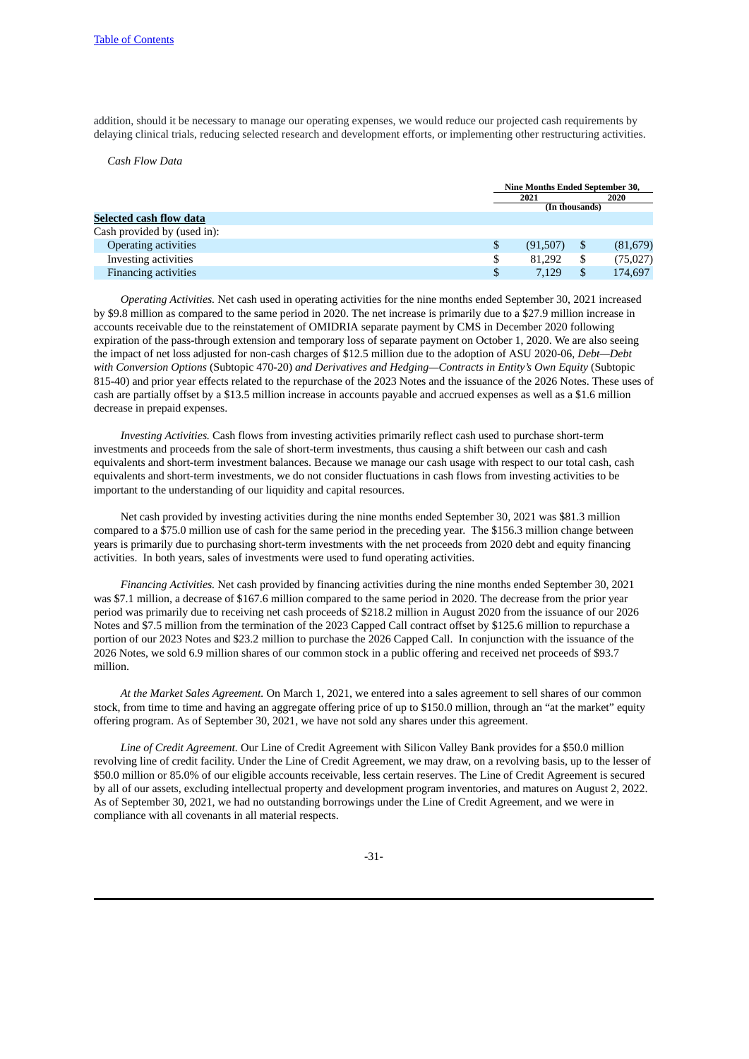addition, should it be necessary to manage our operating expenses, we would reduce our projected cash requirements by delaying clinical trials, reducing selected research and development efforts, or implementing other restructuring activities.

*Cash Flow Data*

| | Nine Months Ended September 30, | |
|---|---|---|
| | 2021 | 2020 |
| | (In thousands) | |
| **Selected cash flow data** | | |
| Cash provided by (used in): | | |
| Operating activities | $ (91,507) | $ (81,679) |
| Investing activities | $ 81,292 | $ (75,027) |
| Financing activities | $ 7,129 | $ 174,697 |

*Operating Activities.* Net cash used in operating activities for the nine months ended September 30, 2021 increased by $9.8 million as compared to the same period in 2020. The net increase is primarily due to a $27.9 million increase in accounts receivable due to the reinstatement of OMIDRIA separate payment by CMS in December 2020 following expiration of the pass-through extension and temporary loss of separate payment on October 1, 2020. We are also seeing the impact of net loss adjusted for non-cash charges of $12.5 million due to the adoption of ASU 2020-06, *Debt—Debt with Conversion Options* (Subtopic 470-20) *and Derivatives and Hedging—Contracts in Entity's Own Equity* (Subtopic 815-40) and prior year effects related to the repurchase of the 2023 Notes and the issuance of the 2026 Notes. These uses of cash are partially offset by a $13.5 million increase in accounts payable and accrued expenses as well as a $1.6 million decrease in prepaid expenses.

*Investing Activities.* Cash flows from investing activities primarily reflect cash used to purchase short-term investments and proceeds from the sale of short-term investments, thus causing a shift between our cash and cash equivalents and short-term investment balances. Because we manage our cash usage with respect to our total cash, cash equivalents and short-term investments, we do not consider fluctuations in cash flows from investing activities to be important to the understanding of our liquidity and capital resources.

Net cash provided by investing activities during the nine months ended September 30, 2021 was $81.3 million compared to a $75.0 million use of cash for the same period in the preceding year. The $156.3 million change between years is primarily due to purchasing short-term investments with the net proceeds from 2020 debt and equity financing activities. In both years, sales of investments were used to fund operating activities.

*Financing Activities.* Net cash provided by financing activities during the nine months ended September 30, 2021 was $7.1 million, a decrease of $167.6 million compared to the same period in 2020. The decrease from the prior year period was primarily due to receiving net cash proceeds of $218.2 million in August 2020 from the issuance of our 2026 Notes and $7.5 million from the termination of the 2023 Capped Call contract offset by $125.6 million to repurchase a portion of our 2023 Notes and $23.2 million to purchase the 2026 Capped Call. In conjunction with the issuance of the 2026 Notes, we sold 6.9 million shares of our common stock in a public offering and received net proceeds of $93.7 million.

*At the Market Sales Agreement.* On March 1, 2021, we entered into a sales agreement to sell shares of our common stock, from time to time and having an aggregate offering price of up to $150.0 million, through an "at the market" equity offering program. As of September 30, 2021, we have not sold any shares under this agreement.

*Line of Credit Agreement.* Our Line of Credit Agreement with Silicon Valley Bank provides for a $50.0 million revolving line of credit facility. Under the Line of Credit Agreement, we may draw, on a revolving basis, up to the lesser of $50.0 million or 85.0% of our eligible accounts receivable, less certain reserves. The Line of Credit Agreement is secured by all of our assets, excluding intellectual property and development program inventories, and matures on August 2, 2022. As of September 30, 2021, we had no outstanding borrowings under the Line of Credit Agreement, and we were in compliance with all covenants in all material respects.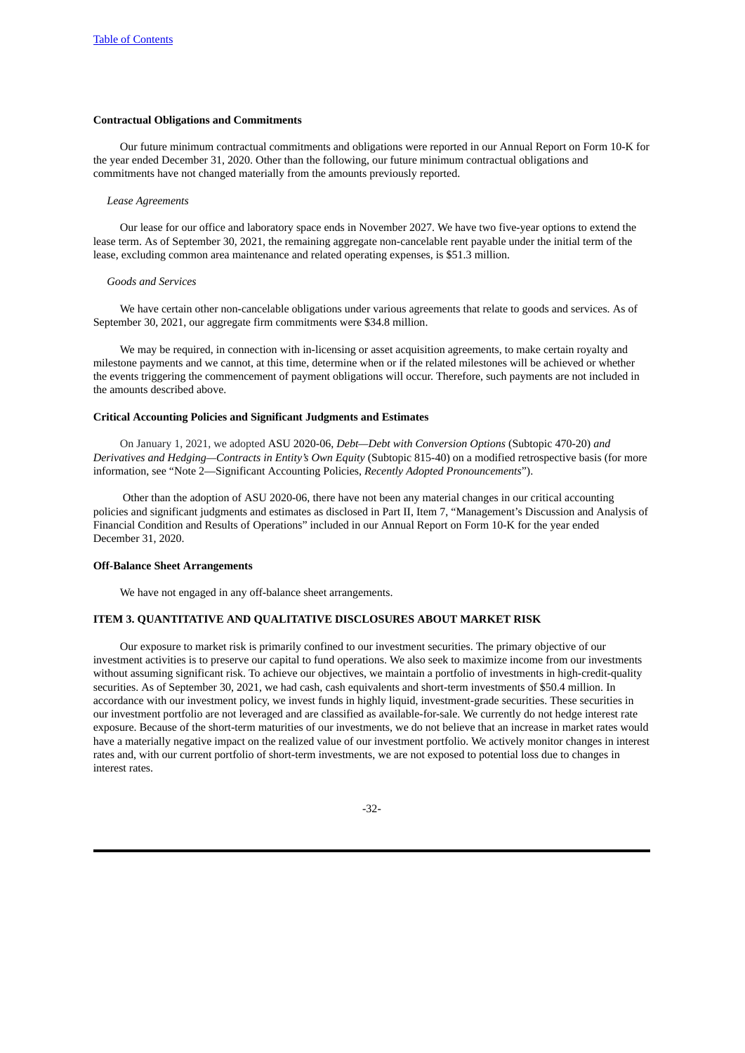**Contractual Obligations and Commitments**

Our future minimum contractual commitments and obligations were reported in our Annual Report on Form 10-K for the year ended December 31, 2020. Other than the following, our future minimum contractual obligations and commitments have not changed materially from the amounts previously reported.

*Lease Agreements*

Our lease for our office and laboratory space ends in November 2027. We have two five-year options to extend the lease term. As of September 30, 2021, the remaining aggregate non-cancelable rent payable under the initial term of the lease, excluding common area maintenance and related operating expenses, is $51.3 million.

*Goods and Services*

We have certain other non-cancelable obligations under various agreements that relate to goods and services. As of September 30, 2021, our aggregate firm commitments were $34.8 million.

We may be required, in connection with in-licensing or asset acquisition agreements, to make certain royalty and milestone payments and we cannot, at this time, determine when or if the related milestones will be achieved or whether the events triggering the commencement of payment obligations will occur. Therefore, such payments are not included in the amounts described above.

**Critical Accounting Policies and Significant Judgments and Estimates**

On January 1, 2021, we adopted ASU 2020-06, *Debt—Debt with Conversion Options* (Subtopic 470-20) *and Derivatives and Hedging—Contracts in Entity's Own Equity* (Subtopic 815-40) on a modified retrospective basis (for more information, see "Note 2—Significant Accounting Policies, *Recently Adopted Pronouncements*").

Other than the adoption of ASU 2020-06, there have not been any material changes in our critical accounting policies and significant judgments and estimates as disclosed in Part II, Item 7, "Management's Discussion and Analysis of Financial Condition and Results of Operations" included in our Annual Report on Form 10-K for the year ended December 31, 2020.

**Off-Balance Sheet Arrangements**

We have not engaged in any off-balance sheet arrangements.

## ITEM 3. QUANTITATIVE AND QUALITATIVE DISCLOSURES ABOUT MARKET RISK

Our exposure to market risk is primarily confined to our investment securities. The primary objective of our investment activities is to preserve our capital to fund operations. We also seek to maximize income from our investments without assuming significant risk. To achieve our objectives, we maintain a portfolio of investments in high-credit-quality securities. As of September 30, 2021, we had cash, cash equivalents and short-term investments of $50.4 million. In accordance with our investment policy, we invest funds in highly liquid, investment-grade securities. These securities in our investment portfolio are not leveraged and are classified as available-for-sale. We currently do not hedge interest rate exposure. Because of the short-term maturities of our investments, we do not believe that an increase in market rates would have a materially negative impact on the realized value of our investment portfolio. We actively monitor changes in interest rates and, with our current portfolio of short-term investments, we are not exposed to potential loss due to changes in interest rates.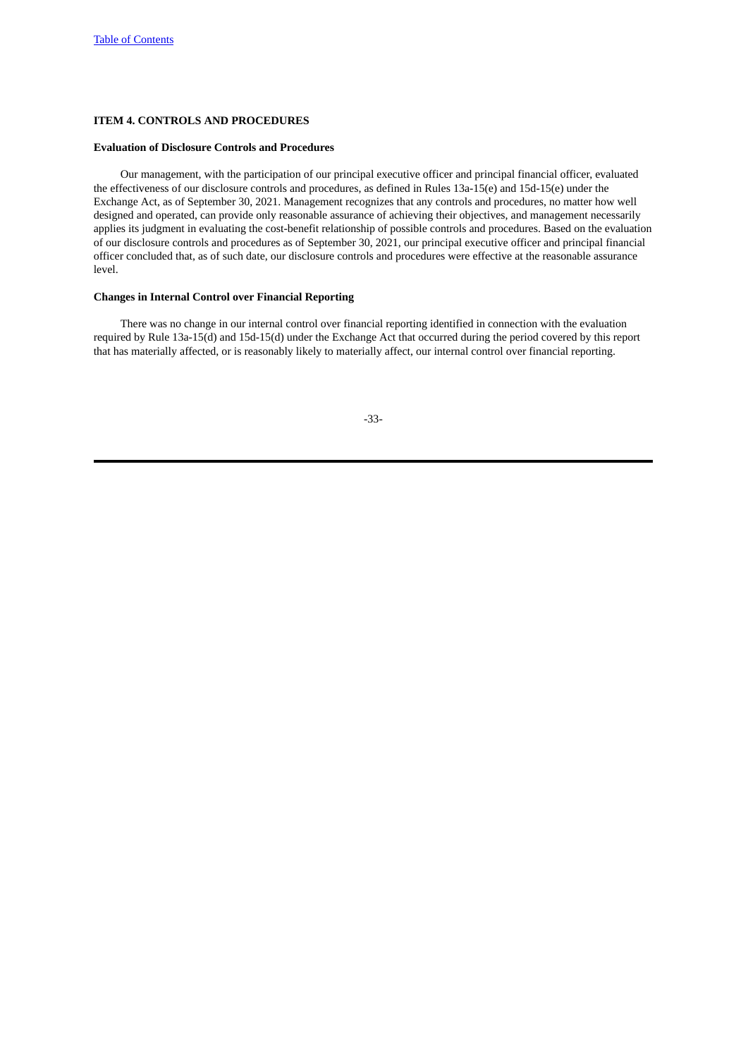## ITEM 4. CONTROLS AND PROCEDURES

### Evaluation of Disclosure Controls and Procedures

Our management, with the participation of our principal executive officer and principal financial officer, evaluated the effectiveness of our disclosure controls and procedures, as defined in Rules 13a-15(e) and 15d-15(e) under the Exchange Act, as of September 30, 2021. Management recognizes that any controls and procedures, no matter how well designed and operated, can provide only reasonable assurance of achieving their objectives, and management necessarily applies its judgment in evaluating the cost-benefit relationship of possible controls and procedures. Based on the evaluation of our disclosure controls and procedures as of September 30, 2021, our principal executive officer and principal financial officer concluded that, as of such date, our disclosure controls and procedures were effective at the reasonable assurance level.

### Changes in Internal Control over Financial Reporting

There was no change in our internal control over financial reporting identified in connection with the evaluation required by Rule 13a-15(d) and 15d-15(d) under the Exchange Act that occurred during the period covered by this report that has materially affected, or is reasonably likely to materially affect, our internal control over financial reporting.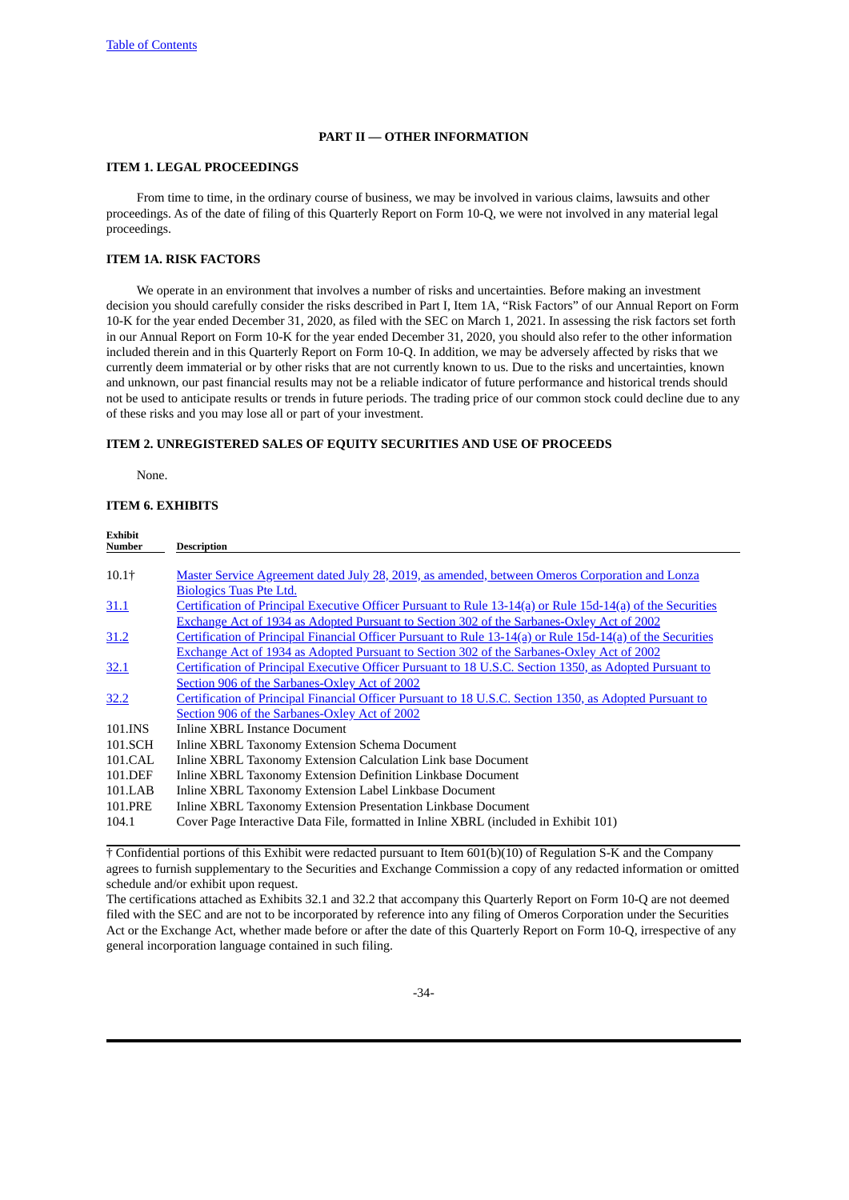[Table of Contents](#)

## PART II — OTHER INFORMATION

### ITEM 1. LEGAL PROCEEDINGS

From time to time, in the ordinary course of business, we may be involved in various claims, lawsuits and other proceedings. As of the date of filing of this Quarterly Report on Form 10-Q, we were not involved in any material legal proceedings.

### ITEM 1A. RISK FACTORS

We operate in an environment that involves a number of risks and uncertainties. Before making an investment decision you should carefully consider the risks described in Part I, Item 1A, "Risk Factors" of our Annual Report on Form 10-K for the year ended December 31, 2020, as filed with the SEC on March 1, 2021. In assessing the risk factors set forth in our Annual Report on Form 10-K for the year ended December 31, 2020, you should also refer to the other information included therein and in this Quarterly Report on Form 10-Q. In addition, we may be adversely affected by risks that we currently deem immaterial or by other risks that are not currently known to us. Due to the risks and uncertainties, known and unknown, our past financial results may not be a reliable indicator of future performance and historical trends should not be used to anticipate results or trends in future periods. The trading price of our common stock could decline due to any of these risks and you may lose all or part of your investment.

### ITEM 2. UNREGISTERED SALES OF EQUITY SECURITIES AND USE OF PROCEEDS

None.

### ITEM 6. EXHIBITS

| Exhibit Number | Description |
|---|---|
| 10.1† | Master Service Agreement dated July 28, 2019, as amended, between Omeros Corporation and Lonza Biologics Tuas Pte Ltd. |
| 31.1 | Certification of Principal Executive Officer Pursuant to Rule 13-14(a) or Rule 15d-14(a) of the Securities Exchange Act of 1934 as Adopted Pursuant to Section 302 of the Sarbanes-Oxley Act of 2002 |
| 31.2 | Certification of Principal Financial Officer Pursuant to Rule 13-14(a) or Rule 15d-14(a) of the Securities Exchange Act of 1934 as Adopted Pursuant to Section 302 of the Sarbanes-Oxley Act of 2002 |
| 32.1 | Certification of Principal Executive Officer Pursuant to 18 U.S.C. Section 1350, as Adopted Pursuant to Section 906 of the Sarbanes-Oxley Act of 2002 |
| 32.2 | Certification of Principal Financial Officer Pursuant to 18 U.S.C. Section 1350, as Adopted Pursuant to Section 906 of the Sarbanes-Oxley Act of 2002 |
| 101.INS | Inline XBRL Instance Document |
| 101.SCH | Inline XBRL Taxonomy Extension Schema Document |
| 101.CAL | Inline XBRL Taxonomy Extension Calculation Link base Document |
| 101.DEF | Inline XBRL Taxonomy Extension Definition Linkbase Document |
| 101.LAB | Inline XBRL Taxonomy Extension Label Linkbase Document |
| 101.PRE | Inline XBRL Taxonomy Extension Presentation Linkbase Document |
| 104.1 | Cover Page Interactive Data File, formatted in Inline XBRL (included in Exhibit 101) |

† Confidential portions of this Exhibit were redacted pursuant to Item 601(b)(10) of Regulation S-K and the Company agrees to furnish supplementary to the Securities and Exchange Commission a copy of any redacted information or omitted schedule and/or exhibit upon request.

The certifications attached as Exhibits 32.1 and 32.2 that accompany this Quarterly Report on Form 10-Q are not deemed filed with the SEC and are not to be incorporated by reference into any filing of Omeros Corporation under the Securities Act or the Exchange Act, whether made before or after the date of this Quarterly Report on Form 10-Q, irrespective of any general incorporation language contained in such filing.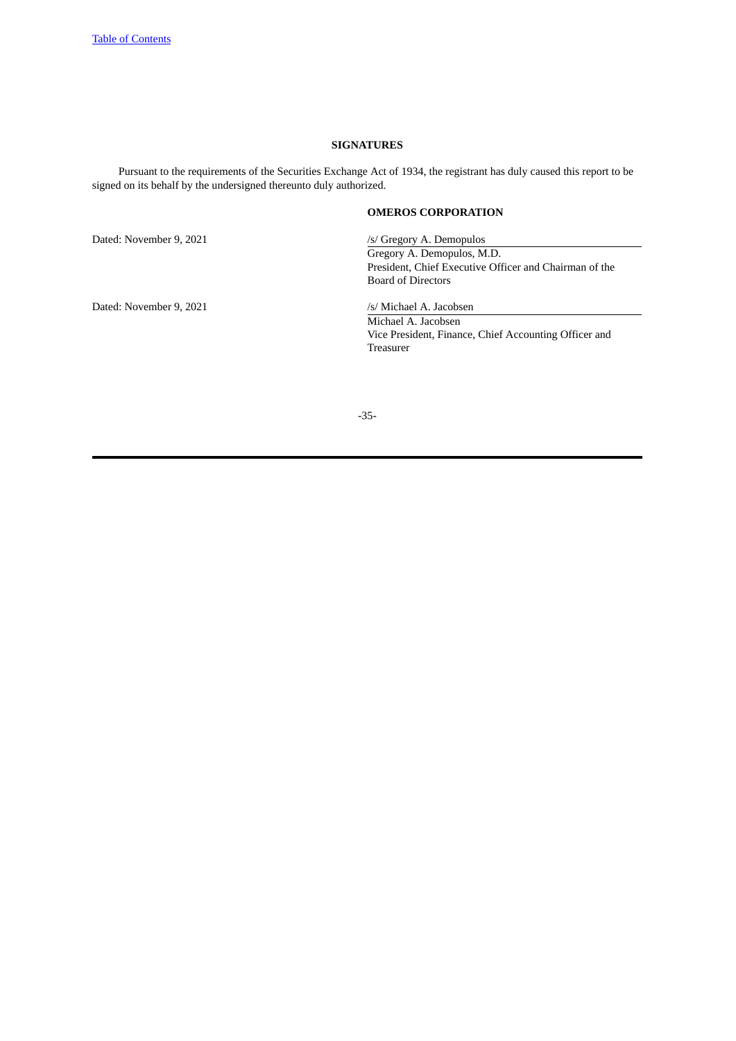## SIGNATURES

Pursuant to the requirements of the Securities Exchange Act of 1934, the registrant has duly caused this report to be signed on its behalf by the undersigned thereunto duly authorized.

**OMEROS CORPORATION**

Dated: November 9, 2021

/s/ Gregory A. Demopulos
Gregory A. Demopulos, M.D.
President, Chief Executive Officer and Chairman of the Board of Directors

Dated: November 9, 2021

/s/ Michael A. Jacobsen
Michael A. Jacobsen
Vice President, Finance, Chief Accounting Officer and Treasurer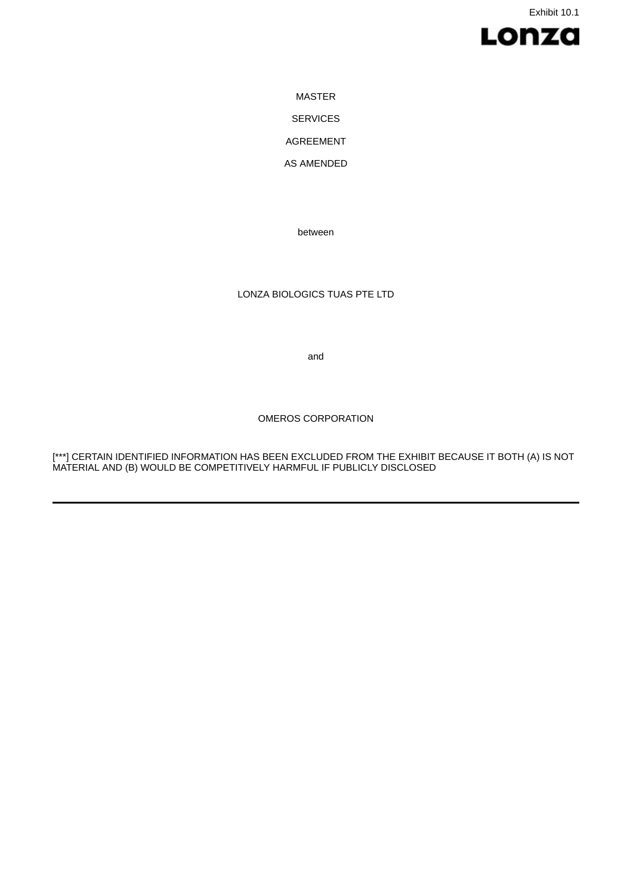Exhibit 10.1

Lonza

MASTER

SERVICES

AGREEMENT

AS AMENDED

between

LONZA BIOLOGICS TUAS PTE LTD

and

OMEROS CORPORATION

[***] CERTAIN IDENTIFIED INFORMATION HAS BEEN EXCLUDED FROM THE EXHIBIT BECAUSE IT BOTH (A) IS NOT MATERIAL AND (B) WOULD BE COMPETITIVELY HARMFUL IF PUBLICLY DISCLOSED

---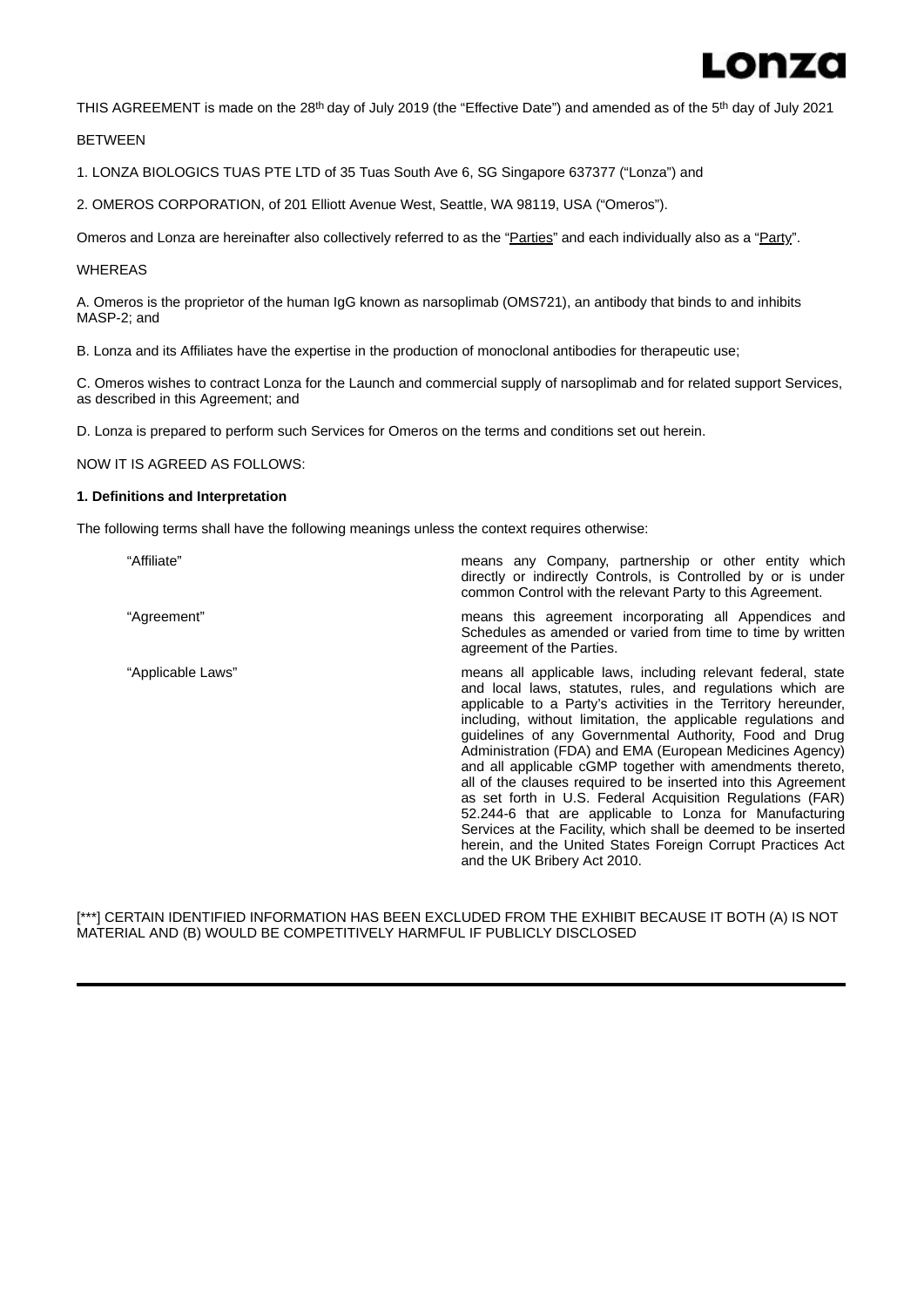THIS AGREEMENT is made on the 28th day of July 2019 (the "Effective Date") and amended as of the 5th day of July 2021

BETWEEN

1. LONZA BIOLOGICS TUAS PTE LTD of 35 Tuas South Ave 6, SG Singapore 637377 ("Lonza") and

2. OMEROS CORPORATION, of 201 Elliott Avenue West, Seattle, WA 98119, USA ("Omeros").

Omeros and Lonza are hereinafter also collectively referred to as the "Parties" and each individually also as a "Party".

WHEREAS

A. Omeros is the proprietor of the human IgG known as narsoplimab (OMS721), an antibody that binds to and inhibits MASP-2; and

B. Lonza and its Affiliates have the expertise in the production of monoclonal antibodies for therapeutic use;

C. Omeros wishes to contract Lonza for the Launch and commercial supply of narsoplimab and for related support Services, as described in this Agreement; and

D. Lonza is prepared to perform such Services for Omeros on the terms and conditions set out herein.

NOW IT IS AGREED AS FOLLOWS:

**1. Definitions and Interpretation**

The following terms shall have the following meanings unless the context requires otherwise:

| | |
|---|---|
| "Affiliate" | means any Company, partnership or other entity which directly or indirectly Controls, is Controlled by or is under common Control with the relevant Party to this Agreement. |
| "Agreement" | means this agreement incorporating all Appendices and Schedules as amended or varied from time to time by written agreement of the Parties. |
| "Applicable Laws" | means all applicable laws, including relevant federal, state and local laws, statutes, rules, and regulations which are applicable to a Party's activities in the Territory hereunder, including, without limitation, the applicable regulations and guidelines of any Governmental Authority, Food and Drug Administration (FDA) and EMA (European Medicines Agency) and all applicable cGMP together with amendments thereto, all of the clauses required to be inserted into this Agreement as set forth in U.S. Federal Acquisition Regulations (FAR) 52.244-6 that are applicable to Lonza for Manufacturing Services at the Facility, which shall be deemed to be inserted herein, and the United States Foreign Corrupt Practices Act and the UK Bribery Act 2010. |

[***] CERTAIN IDENTIFIED INFORMATION HAS BEEN EXCLUDED FROM THE EXHIBIT BECAUSE IT BOTH (A) IS NOT MATERIAL AND (B) WOULD BE COMPETITIVELY HARMFUL IF PUBLICLY DISCLOSED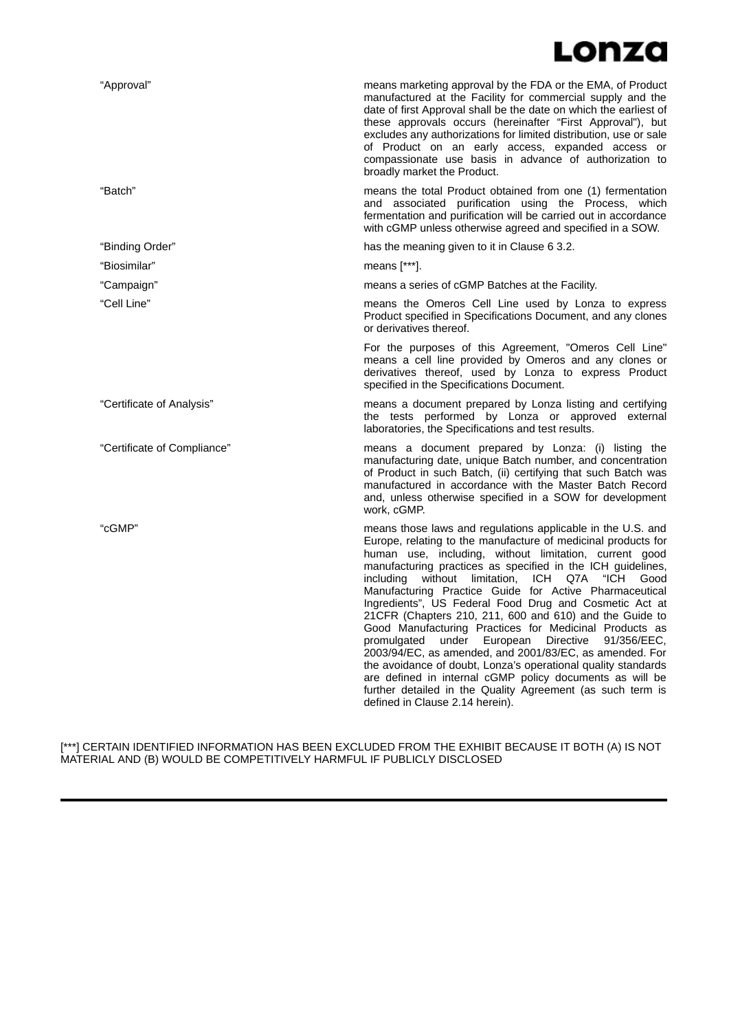| | |
|---|---|
| "Approval" | means marketing approval by the FDA or the EMA, of Product manufactured at the Facility for commercial supply and the date of first Approval shall be the date on which the earliest of these approvals occurs (hereinafter "First Approval"), but excludes any authorizations for limited distribution, use or sale of Product on an early access, expanded access or compassionate use basis in advance of authorization to broadly market the Product. |
| "Batch" | means the total Product obtained from one (1) fermentation and associated purification using the Process, which fermentation and purification will be carried out in accordance with cGMP unless otherwise agreed and specified in a SOW. |
| "Binding Order" | has the meaning given to it in Clause 6 3.2. |
| "Biosimilar" | means [***]. |
| "Campaign" | means a series of cGMP Batches at the Facility. |
| "Cell Line" | means the Omeros Cell Line used by Lonza to express Product specified in Specifications Document, and any clones or derivatives thereof.<br><br>For the purposes of this Agreement, "Omeros Cell Line" means a cell line provided by Omeros and any clones or derivatives thereof, used by Lonza to express Product specified in the Specifications Document. |
| "Certificate of Analysis" | means a document prepared by Lonza listing and certifying the tests performed by Lonza or approved external laboratories, the Specifications and test results. |
| "Certificate of Compliance" | means a document prepared by Lonza: (i) listing the manufacturing date, unique Batch number, and concentration of Product in such Batch, (ii) certifying that such Batch was manufactured in accordance with the Master Batch Record and, unless otherwise specified in a SOW for development work, cGMP. |
| "cGMP" | means those laws and regulations applicable in the U.S. and Europe, relating to the manufacture of medicinal products for human use, including, without limitation, current good manufacturing practices as specified in the ICH guidelines, including without limitation, ICH Q7A "ICH Good Manufacturing Practice Guide for Active Pharmaceutical Ingredients", US Federal Food Drug and Cosmetic Act at 21CFR (Chapters 210, 211, 600 and 610) and the Guide to Good Manufacturing Practices for Medicinal Products as promulgated under European Directive 91/356/EEC, 2003/94/EC, as amended, and 2001/83/EC, as amended. For the avoidance of doubt, Lonza's operational quality standards are defined in internal cGMP policy documents as will be further detailed in the Quality Agreement (as such term is defined in Clause 2.14 herein). |

[***] CERTAIN IDENTIFIED INFORMATION HAS BEEN EXCLUDED FROM THE EXHIBIT BECAUSE IT BOTH (A) IS NOT MATERIAL AND (B) WOULD BE COMPETITIVELY HARMFUL IF PUBLICLY DISCLOSED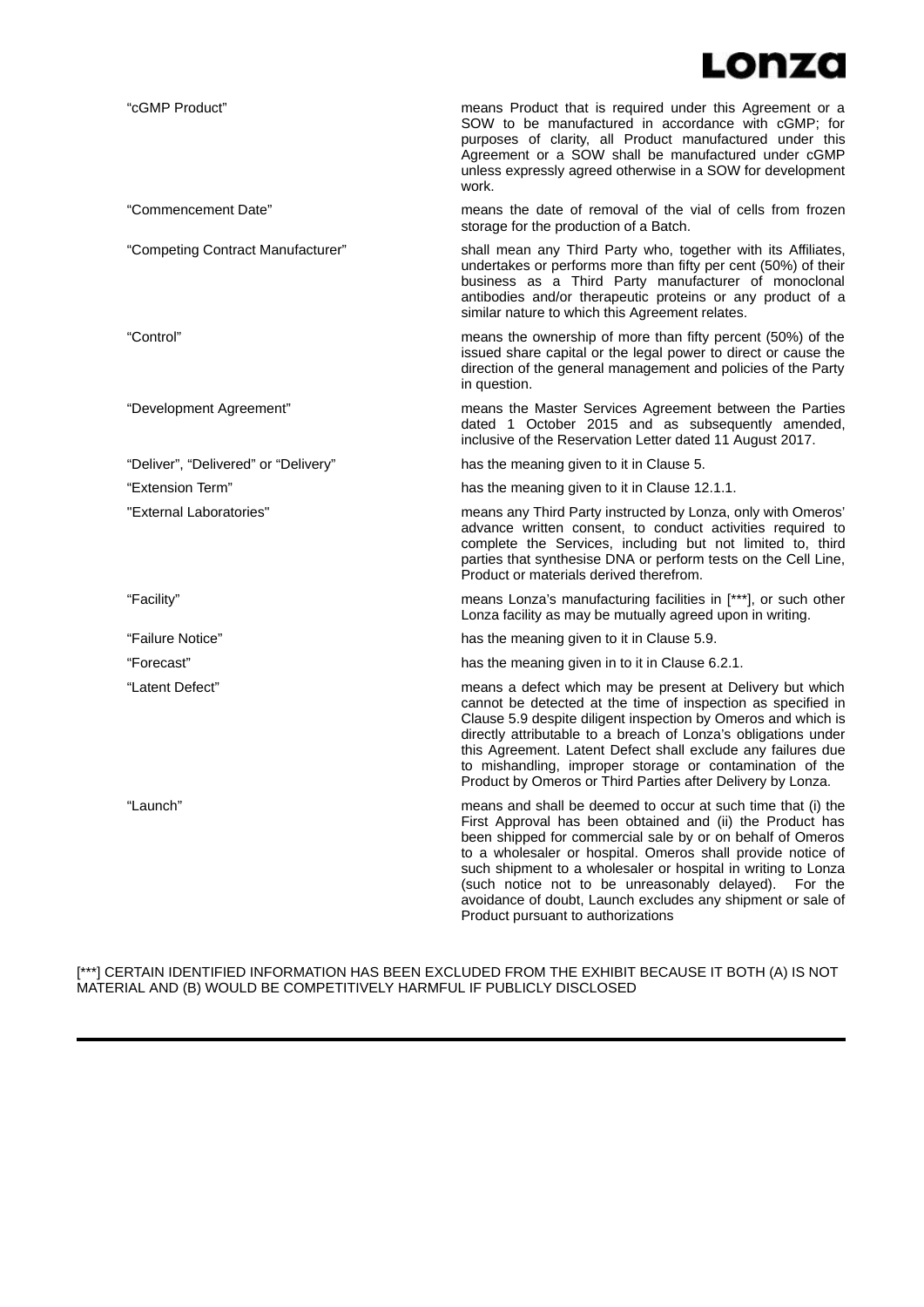| | |
|---|---|
| "cGMP Product" | means Product that is required under this Agreement or a SOW to be manufactured in accordance with cGMP; for purposes of clarity, all Product manufactured under this Agreement or a SOW shall be manufactured under cGMP unless expressly agreed otherwise in a SOW for development work. |
| "Commencement Date" | means the date of removal of the vial of cells from frozen storage for the production of a Batch. |
| "Competing Contract Manufacturer" | shall mean any Third Party who, together with its Affiliates, undertakes or performs more than fifty per cent (50%) of their business as a Third Party manufacturer of monoclonal antibodies and/or therapeutic proteins or any product of a similar nature to which this Agreement relates. |
| "Control" | means the ownership of more than fifty percent (50%) of the issued share capital or the legal power to direct or cause the direction of the general management and policies of the Party in question. |
| "Development Agreement" | means the Master Services Agreement between the Parties dated 1 October 2015 and as subsequently amended, inclusive of the Reservation Letter dated 11 August 2017. |
| "Deliver", "Delivered" or "Delivery" | has the meaning given to it in Clause 5. |
| "Extension Term" | has the meaning given to it in Clause 12.1.1. |
| "External Laboratories" | means any Third Party instructed by Lonza, only with Omeros' advance written consent, to conduct activities required to complete the Services, including but not limited to, third parties that synthesise DNA or perform tests on the Cell Line, Product or materials derived therefrom. |
| "Facility" | means Lonza's manufacturing facilities in [***], or such other Lonza facility as may be mutually agreed upon in writing. |
| "Failure Notice" | has the meaning given to it in Clause 5.9. |
| "Forecast" | has the meaning given in to it in Clause 6.2.1. |
| "Latent Defect" | means a defect which may be present at Delivery but which cannot be detected at the time of inspection as specified in Clause 5.9 despite diligent inspection by Omeros and which is directly attributable to a breach of Lonza's obligations under this Agreement. Latent Defect shall exclude any failures due to mishandling, improper storage or contamination of the Product by Omeros or Third Parties after Delivery by Lonza. |
| "Launch" | means and shall be deemed to occur at such time that (i) the First Approval has been obtained and (ii) the Product has been shipped for commercial sale by or on behalf of Omeros to a wholesaler or hospital. Omeros shall provide notice of such shipment to a wholesaler or hospital in writing to Lonza (such notice not to be unreasonably delayed). For the avoidance of doubt, Launch excludes any shipment or sale of Product pursuant to authorizations |

[***] CERTAIN IDENTIFIED INFORMATION HAS BEEN EXCLUDED FROM THE EXHIBIT BECAUSE IT BOTH (A) IS NOT MATERIAL AND (B) WOULD BE COMPETITIVELY HARMFUL IF PUBLICLY DISCLOSED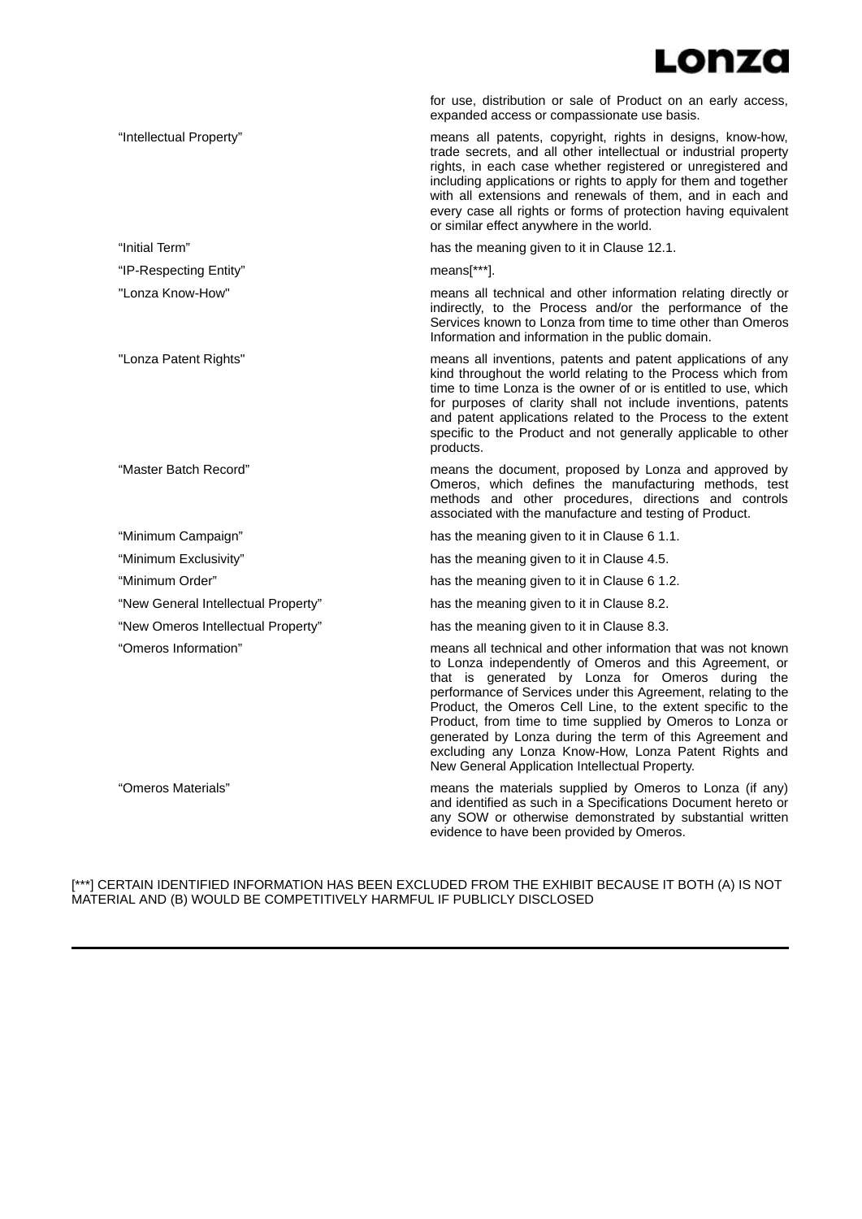| | |
|---|---|
| | for use, distribution or sale of Product on an early access, expanded access or compassionate use basis. |
| "Intellectual Property" | means all patents, copyright, rights in designs, know-how, trade secrets, and all other intellectual or industrial property rights, in each case whether registered or unregistered and including applications or rights to apply for them and together with all extensions and renewals of them, and in each and every case all rights or forms of protection having equivalent or similar effect anywhere in the world. |
| "Initial Term" | has the meaning given to it in Clause 12.1. |
| "IP-Respecting Entity" | means[***]. |
| "Lonza Know-How" | means all technical and other information relating directly or indirectly, to the Process and/or the performance of the Services known to Lonza from time to time other than Omeros Information and information in the public domain. |
| "Lonza Patent Rights" | means all inventions, patents and patent applications of any kind throughout the world relating to the Process which from time to time Lonza is the owner of or is entitled to use, which for purposes of clarity shall not include inventions, patents and patent applications related to the Process to the extent specific to the Product and not generally applicable to other products. |
| "Master Batch Record" | means the document, proposed by Lonza and approved by Omeros, which defines the manufacturing methods, test methods and other procedures, directions and controls associated with the manufacture and testing of Product. |
| "Minimum Campaign" | has the meaning given to it in Clause 6 1.1. |
| "Minimum Exclusivity" | has the meaning given to it in Clause 4.5. |
| "Minimum Order" | has the meaning given to it in Clause 6 1.2. |
| "New General Intellectual Property" | has the meaning given to it in Clause 8.2. |
| "New Omeros Intellectual Property" | has the meaning given to it in Clause 8.3. |
| "Omeros Information" | means all technical and other information that was not known to Lonza independently of Omeros and this Agreement, or that is generated by Lonza for Omeros during the performance of Services under this Agreement, relating to the Product, the Omeros Cell Line, to the extent specific to the Product, from time to time supplied by Omeros to Lonza or generated by Lonza during the term of this Agreement and excluding any Lonza Know-How, Lonza Patent Rights and New General Application Intellectual Property. |
| "Omeros Materials" | means the materials supplied by Omeros to Lonza (if any) and identified as such in a Specifications Document hereto or any SOW or otherwise demonstrated by substantial written evidence to have been provided by Omeros. |

[***] CERTAIN IDENTIFIED INFORMATION HAS BEEN EXCLUDED FROM THE EXHIBIT BECAUSE IT BOTH (A) IS NOT MATERIAL AND (B) WOULD BE COMPETITIVELY HARMFUL IF PUBLICLY DISCLOSED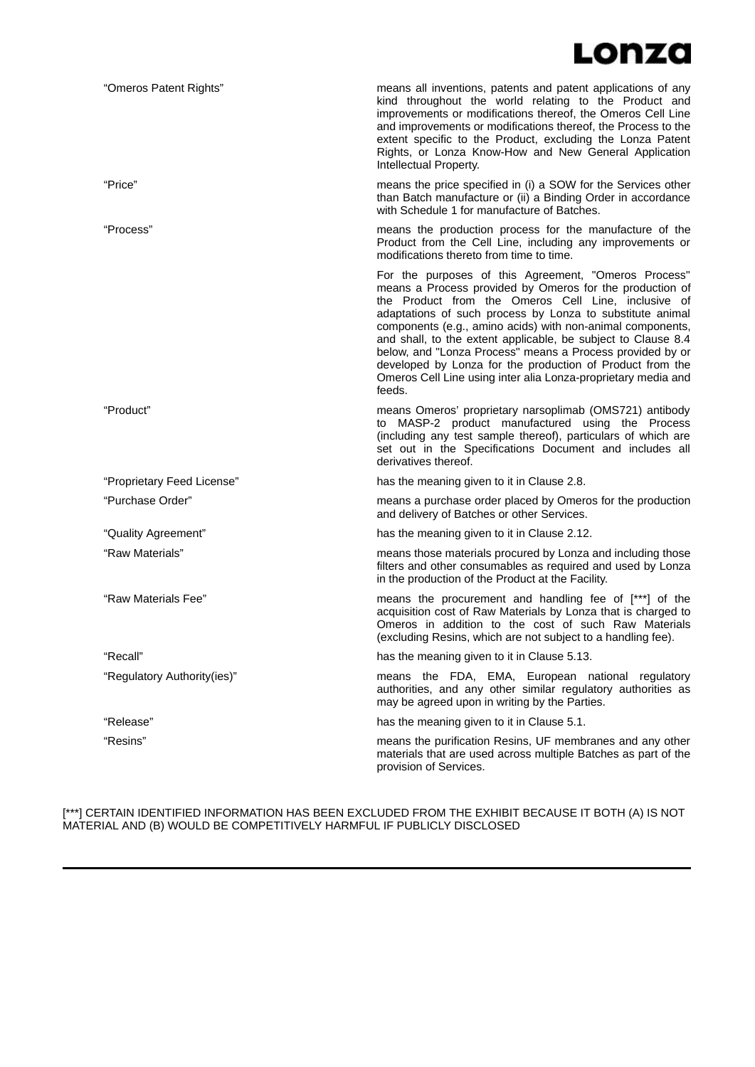| | |
|---|---|
| "Omeros Patent Rights" | means all inventions, patents and patent applications of any kind throughout the world relating to the Product and improvements or modifications thereof, the Omeros Cell Line and improvements or modifications thereof, the Process to the extent specific to the Product, excluding the Lonza Patent Rights, or Lonza Know-How and New General Application Intellectual Property. |
| "Price" | means the price specified in (i) a SOW for the Services other than Batch manufacture or (ii) a Binding Order in accordance with Schedule 1 for manufacture of Batches. |
| "Process" | means the production process for the manufacture of the Product from the Cell Line, including any improvements or modifications thereto from time to time.<br><br>For the purposes of this Agreement, "Omeros Process" means a Process provided by Omeros for the production of the Product from the Omeros Cell Line, inclusive of adaptations of such process by Lonza to substitute animal components (e.g., amino acids) with non-animal components, and shall, to the extent applicable, be subject to Clause 8.4 below, and "Lonza Process" means a Process provided by or developed by Lonza for the production of Product from the Omeros Cell Line using inter alia Lonza-proprietary media and feeds. |
| "Product" | means Omeros' proprietary narsoplimab (OMS721) antibody to MASP-2 product manufactured using the Process (including any test sample thereof), particulars of which are set out in the Specifications Document and includes all derivatives thereof. |
| "Proprietary Feed License" | has the meaning given to it in Clause 2.8. |
| "Purchase Order" | means a purchase order placed by Omeros for the production and delivery of Batches or other Services. |
| "Quality Agreement" | has the meaning given to it in Clause 2.12. |
| "Raw Materials" | means those materials procured by Lonza and including those filters and other consumables as required and used by Lonza in the production of the Product at the Facility. |
| "Raw Materials Fee" | means the procurement and handling fee of [***] of the acquisition cost of Raw Materials by Lonza that is charged to Omeros in addition to the cost of such Raw Materials (excluding Resins, which are not subject to a handling fee). |
| "Recall" | has the meaning given to it in Clause 5.13. |
| "Regulatory Authority(ies)" | means the FDA, EMA, European national regulatory authorities, and any other similar regulatory authorities as may be agreed upon in writing by the Parties. |
| "Release" | has the meaning given to it in Clause 5.1. |
| "Resins" | means the purification Resins, UF membranes and any other materials that are used across multiple Batches as part of the provision of Services. |

[***] CERTAIN IDENTIFIED INFORMATION HAS BEEN EXCLUDED FROM THE EXHIBIT BECAUSE IT BOTH (A) IS NOT MATERIAL AND (B) WOULD BE COMPETITIVELY HARMFUL IF PUBLICLY DISCLOSED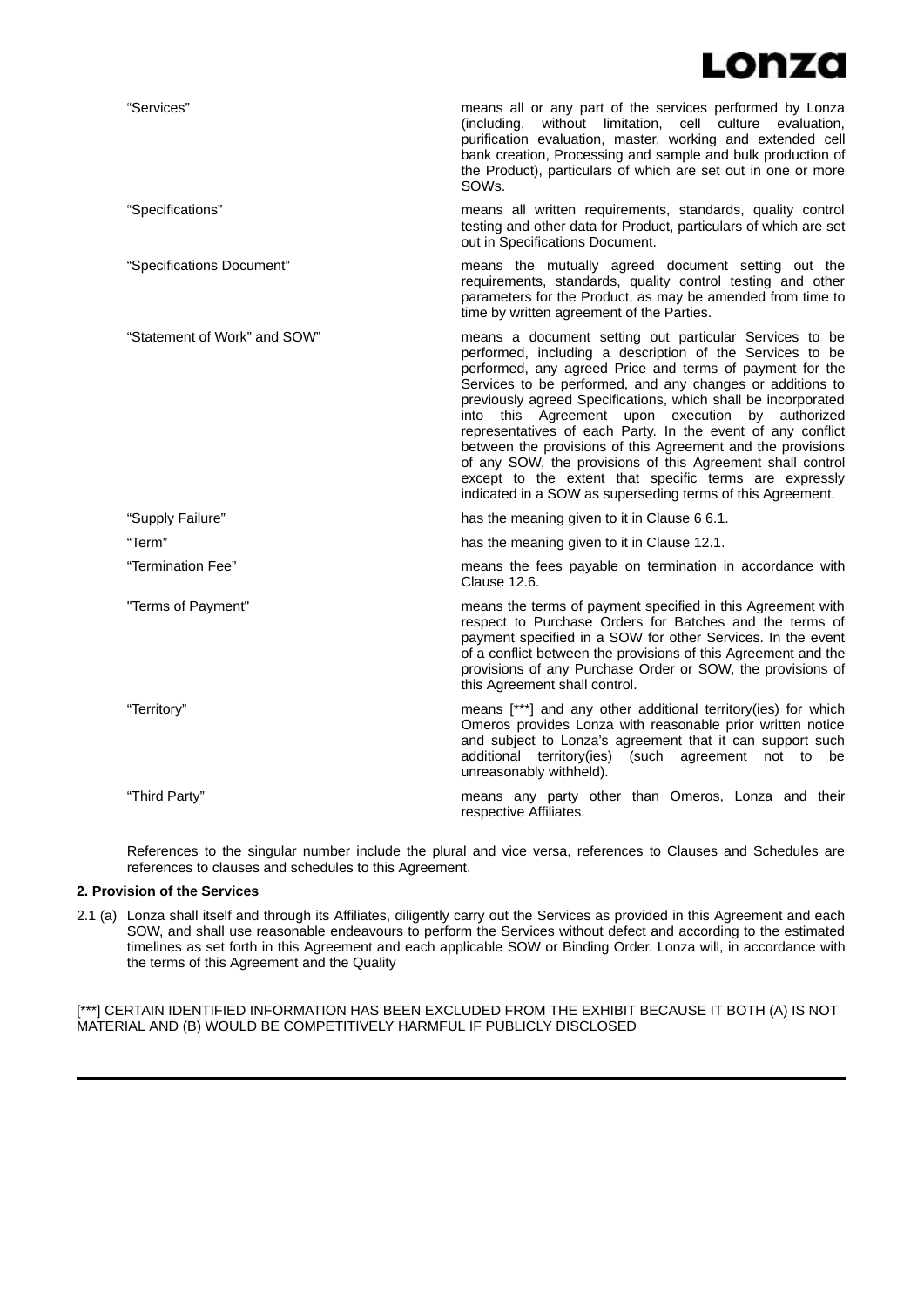| | |
|---|---|
| "Services" | means all or any part of the services performed by Lonza (including, without limitation, cell culture evaluation, purification evaluation, master, working and extended cell bank creation, Processing and sample and bulk production of the Product), particulars of which are set out in one or more SOWs. |
| "Specifications" | means all written requirements, standards, quality control testing and other data for Product, particulars of which are set out in Specifications Document. |
| "Specifications Document" | means the mutually agreed document setting out the requirements, standards, quality control testing and other parameters for the Product, as may be amended from time to time by written agreement of the Parties. |
| "Statement of Work" and SOW" | means a document setting out particular Services to be performed, including a description of the Services to be performed, any agreed Price and terms of payment for the Services to be performed, and any changes or additions to previously agreed Specifications, which shall be incorporated into this Agreement upon execution by authorized representatives of each Party. In the event of any conflict between the provisions of this Agreement and the provisions of any SOW, the provisions of this Agreement shall control except to the extent that specific terms are expressly indicated in a SOW as superseding terms of this Agreement. |
| "Supply Failure" | has the meaning given to it in Clause 6 6.1. |
| "Term" | has the meaning given to it in Clause 12.1. |
| "Termination Fee" | means the fees payable on termination in accordance with Clause 12.6. |
| "Terms of Payment" | means the terms of payment specified in this Agreement with respect to Purchase Orders for Batches and the terms of payment specified in a SOW for other Services. In the event of a conflict between the provisions of this Agreement and the provisions of any Purchase Order or SOW, the provisions of this Agreement shall control. |
| "Territory" | means [***] and any other additional territory(ies) for which Omeros provides Lonza with reasonable prior written notice and subject to Lonza's agreement that it can support such additional territory(ies) (such agreement not to be unreasonably withheld). |
| "Third Party" | means any party other than Omeros, Lonza and their respective Affiliates. |

References to the singular number include the plural and vice versa, references to Clauses and Schedules are references to clauses and schedules to this Agreement.

**2. Provision of the Services**

2.1 (a) Lonza shall itself and through its Affiliates, diligently carry out the Services as provided in this Agreement and each SOW, and shall use reasonable endeavours to perform the Services without defect and according to the estimated timelines as set forth in this Agreement and each applicable SOW or Binding Order. Lonza will, in accordance with the terms of this Agreement and the Quality

[***] CERTAIN IDENTIFIED INFORMATION HAS BEEN EXCLUDED FROM THE EXHIBIT BECAUSE IT BOTH (A) IS NOT MATERIAL AND (B) WOULD BE COMPETITIVELY HARMFUL IF PUBLICLY DISCLOSED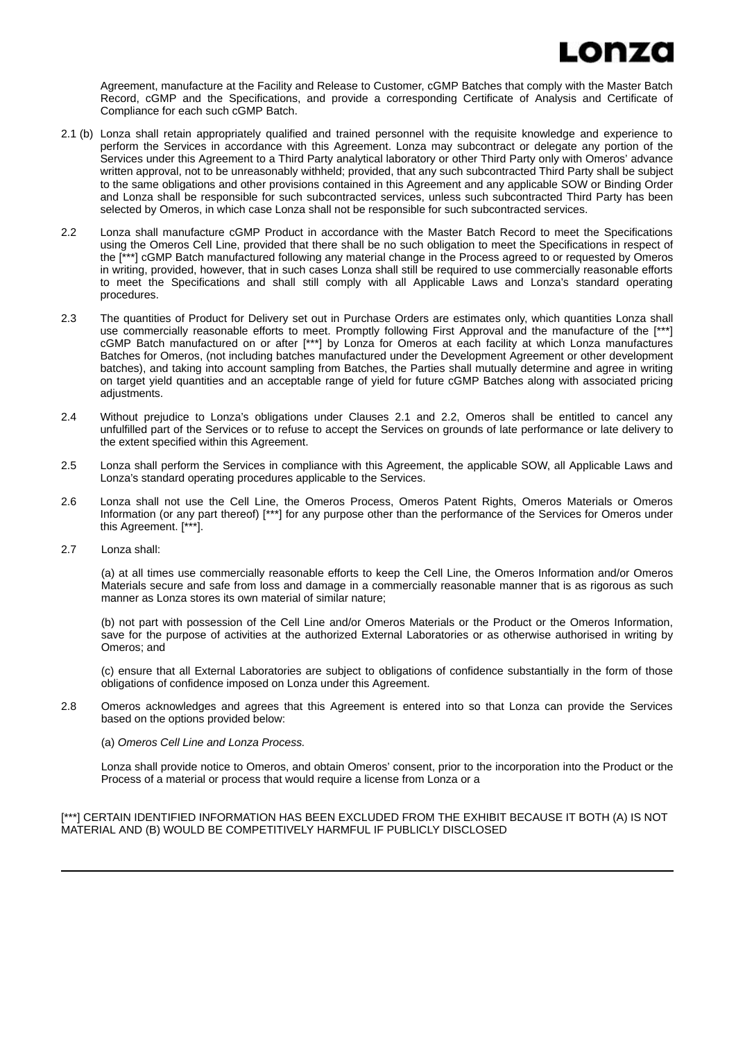Agreement, manufacture at the Facility and Release to Customer, cGMP Batches that comply with the Master Batch Record, cGMP and the Specifications, and provide a corresponding Certificate of Analysis and Certificate of Compliance for each such cGMP Batch.

2.1 (b) Lonza shall retain appropriately qualified and trained personnel with the requisite knowledge and experience to perform the Services in accordance with this Agreement. Lonza may subcontract or delegate any portion of the Services under this Agreement to a Third Party analytical laboratory or other Third Party only with Omeros' advance written approval, not to be unreasonably withheld; provided, that any such subcontracted Third Party shall be subject to the same obligations and other provisions contained in this Agreement and any applicable SOW or Binding Order and Lonza shall be responsible for such subcontracted services, unless such subcontracted Third Party has been selected by Omeros, in which case Lonza shall not be responsible for such subcontracted services.

2.2 Lonza shall manufacture cGMP Product in accordance with the Master Batch Record to meet the Specifications using the Omeros Cell Line, provided that there shall be no such obligation to meet the Specifications in respect of the [***] cGMP Batch manufactured following any material change in the Process agreed to or requested by Omeros in writing, provided, however, that in such cases Lonza shall still be required to use commercially reasonable efforts to meet the Specifications and shall still comply with all Applicable Laws and Lonza's standard operating procedures.

2.3 The quantities of Product for Delivery set out in Purchase Orders are estimates only, which quantities Lonza shall use commercially reasonable efforts to meet. Promptly following First Approval and the manufacture of the [***] cGMP Batch manufactured on or after [***] by Lonza for Omeros at each facility at which Lonza manufactures Batches for Omeros, (not including batches manufactured under the Development Agreement or other development batches), and taking into account sampling from Batches, the Parties shall mutually determine and agree in writing on target yield quantities and an acceptable range of yield for future cGMP Batches along with associated pricing adjustments.

2.4 Without prejudice to Lonza's obligations under Clauses 2.1 and 2.2, Omeros shall be entitled to cancel any unfulfilled part of the Services or to refuse to accept the Services on grounds of late performance or late delivery to the extent specified within this Agreement.

2.5 Lonza shall perform the Services in compliance with this Agreement, the applicable SOW, all Applicable Laws and Lonza's standard operating procedures applicable to the Services.

2.6 Lonza shall not use the Cell Line, the Omeros Process, Omeros Patent Rights, Omeros Materials or Omeros Information (or any part thereof) [***] for any purpose other than the performance of the Services for Omeros under this Agreement. [***].

2.7 Lonza shall:

(a) at all times use commercially reasonable efforts to keep the Cell Line, the Omeros Information and/or Omeros Materials secure and safe from loss and damage in a commercially reasonable manner that is as rigorous as such manner as Lonza stores its own material of similar nature;

(b) not part with possession of the Cell Line and/or Omeros Materials or the Product or the Omeros Information, save for the purpose of activities at the authorized External Laboratories or as otherwise authorised in writing by Omeros; and

(c) ensure that all External Laboratories are subject to obligations of confidence substantially in the form of those obligations of confidence imposed on Lonza under this Agreement.

2.8 Omeros acknowledges and agrees that this Agreement is entered into so that Lonza can provide the Services based on the options provided below:

(a) *Omeros Cell Line and Lonza Process.*

Lonza shall provide notice to Omeros, and obtain Omeros' consent, prior to the incorporation into the Product or the Process of a material or process that would require a license from Lonza or a

[***] CERTAIN IDENTIFIED INFORMATION HAS BEEN EXCLUDED FROM THE EXHIBIT BECAUSE IT BOTH (A) IS NOT MATERIAL AND (B) WOULD BE COMPETITIVELY HARMFUL IF PUBLICLY DISCLOSED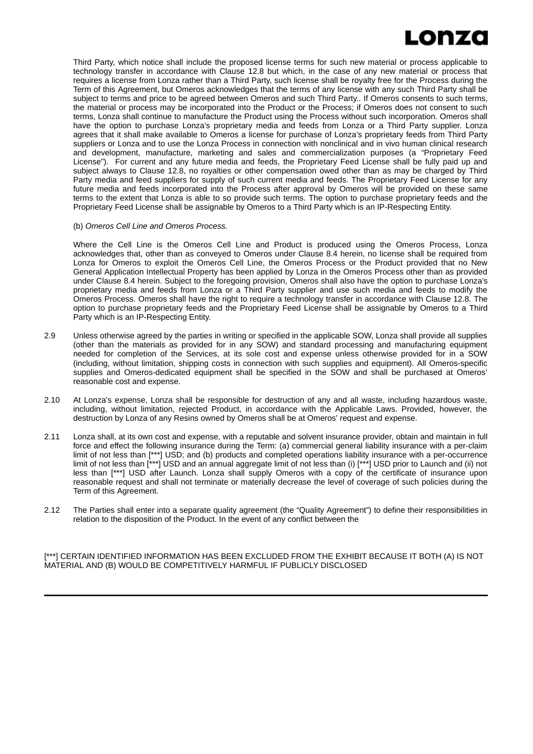Third Party, which notice shall include the proposed license terms for such new material or process applicable to technology transfer in accordance with Clause 12.8 but which, in the case of any new material or process that requires a license from Lonza rather than a Third Party, such license shall be royalty free for the Process during the Term of this Agreement, but Omeros acknowledges that the terms of any license with any such Third Party shall be subject to terms and price to be agreed between Omeros and such Third Party.. If Omeros consents to such terms, the material or process may be incorporated into the Product or the Process; if Omeros does not consent to such terms, Lonza shall continue to manufacture the Product using the Process without such incorporation. Omeros shall have the option to purchase Lonza's proprietary media and feeds from Lonza or a Third Party supplier. Lonza agrees that it shall make available to Omeros a license for purchase of Lonza's proprietary feeds from Third Party suppliers or Lonza and to use the Lonza Process in connection with nonclinical and in vivo human clinical research and development, manufacture, marketing and sales and commercialization purposes (a "Proprietary Feed License"). For current and any future media and feeds, the Proprietary Feed License shall be fully paid up and subject always to Clause 12.8, no royalties or other compensation owed other than as may be charged by Third Party media and feed suppliers for supply of such current media and feeds. The Proprietary Feed License for any future media and feeds incorporated into the Process after approval by Omeros will be provided on these same terms to the extent that Lonza is able to so provide such terms. The option to purchase proprietary feeds and the Proprietary Feed License shall be assignable by Omeros to a Third Party which is an IP-Respecting Entity.

(b) *Omeros Cell Line and Omeros Process.*

Where the Cell Line is the Omeros Cell Line and Product is produced using the Omeros Process, Lonza acknowledges that, other than as conveyed to Omeros under Clause 8.4 herein, no license shall be required from Lonza for Omeros to exploit the Omeros Cell Line, the Omeros Process or the Product provided that no New General Application Intellectual Property has been applied by Lonza in the Omeros Process other than as provided under Clause 8.4 herein. Subject to the foregoing provision, Omeros shall also have the option to purchase Lonza's proprietary media and feeds from Lonza or a Third Party supplier and use such media and feeds to modify the Omeros Process. Omeros shall have the right to require a technology transfer in accordance with Clause 12.8. The option to purchase proprietary feeds and the Proprietary Feed License shall be assignable by Omeros to a Third Party which is an IP-Respecting Entity.

2.9 Unless otherwise agreed by the parties in writing or specified in the applicable SOW, Lonza shall provide all supplies (other than the materials as provided for in any SOW) and standard processing and manufacturing equipment needed for completion of the Services, at its sole cost and expense unless otherwise provided for in a SOW (including, without limitation, shipping costs in connection with such supplies and equipment). All Omeros-specific supplies and Omeros-dedicated equipment shall be specified in the SOW and shall be purchased at Omeros' reasonable cost and expense.

2.10 At Lonza's expense, Lonza shall be responsible for destruction of any and all waste, including hazardous waste, including, without limitation, rejected Product, in accordance with the Applicable Laws. Provided, however, the destruction by Lonza of any Resins owned by Omeros shall be at Omeros' request and expense.

2.11 Lonza shall, at its own cost and expense, with a reputable and solvent insurance provider, obtain and maintain in full force and effect the following insurance during the Term: (a) commercial general liability insurance with a per-claim limit of not less than [***] USD; and (b) products and completed operations liability insurance with a per-occurrence limit of not less than [***] USD and an annual aggregate limit of not less than (i) [***] USD prior to Launch and (ii) not less than [***] USD after Launch. Lonza shall supply Omeros with a copy of the certificate of insurance upon reasonable request and shall not terminate or materially decrease the level of coverage of such policies during the Term of this Agreement.

2.12 The Parties shall enter into a separate quality agreement (the "Quality Agreement") to define their responsibilities in relation to the disposition of the Product. In the event of any conflict between the

[***] CERTAIN IDENTIFIED INFORMATION HAS BEEN EXCLUDED FROM THE EXHIBIT BECAUSE IT BOTH (A) IS NOT MATERIAL AND (B) WOULD BE COMPETITIVELY HARMFUL IF PUBLICLY DISCLOSED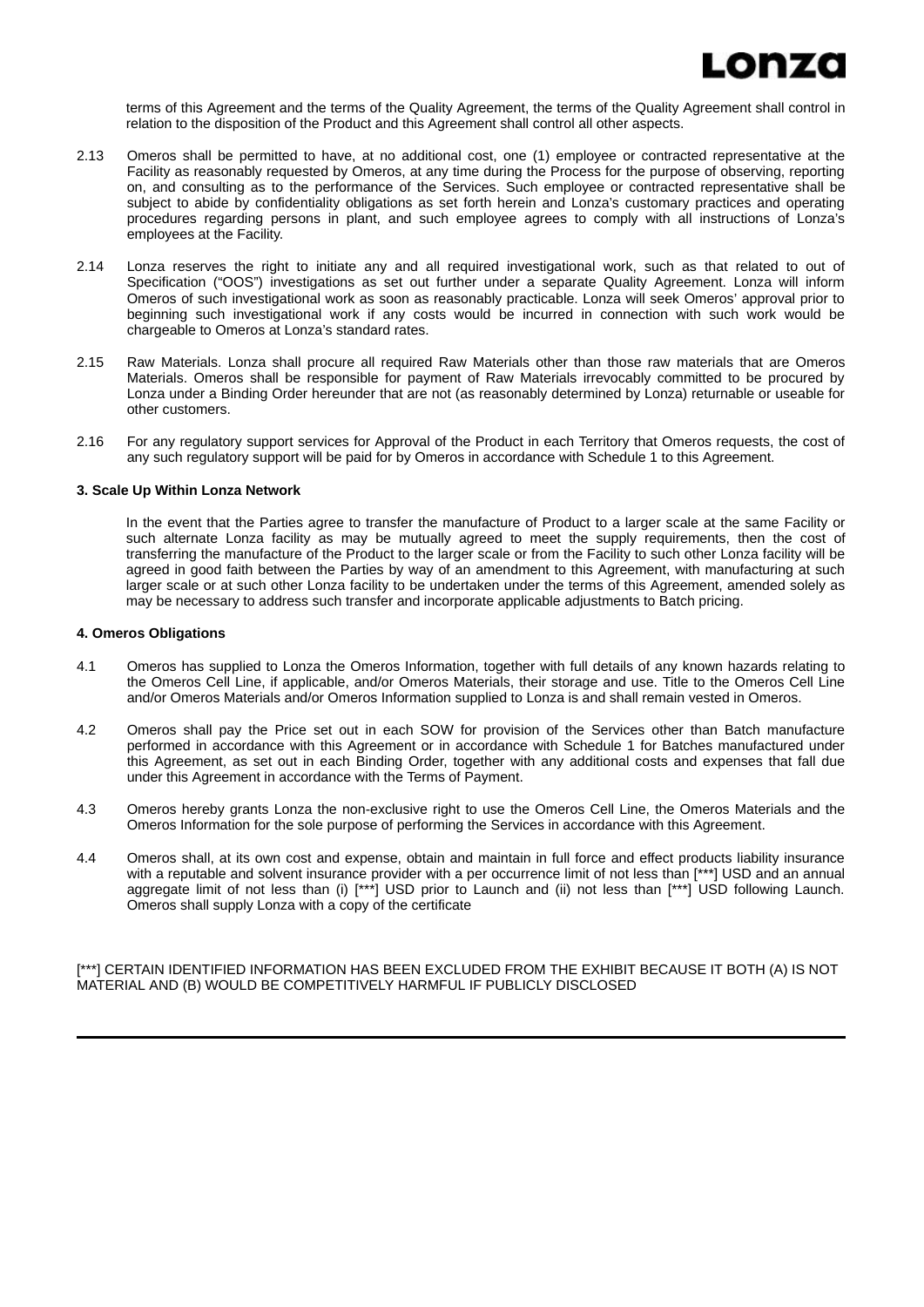terms of this Agreement and the terms of the Quality Agreement, the terms of the Quality Agreement shall control in relation to the disposition of the Product and this Agreement shall control all other aspects.

2.13 Omeros shall be permitted to have, at no additional cost, one (1) employee or contracted representative at the Facility as reasonably requested by Omeros, at any time during the Process for the purpose of observing, reporting on, and consulting as to the performance of the Services. Such employee or contracted representative shall be subject to abide by confidentiality obligations as set forth herein and Lonza's customary practices and operating procedures regarding persons in plant, and such employee agrees to comply with all instructions of Lonza's employees at the Facility.

2.14 Lonza reserves the right to initiate any and all required investigational work, such as that related to out of Specification ("OOS") investigations as set out further under a separate Quality Agreement. Lonza will inform Omeros of such investigational work as soon as reasonably practicable. Lonza will seek Omeros' approval prior to beginning such investigational work if any costs would be incurred in connection with such work would be chargeable to Omeros at Lonza's standard rates.

2.15 Raw Materials. Lonza shall procure all required Raw Materials other than those raw materials that are Omeros Materials. Omeros shall be responsible for payment of Raw Materials irrevocably committed to be procured by Lonza under a Binding Order hereunder that are not (as reasonably determined by Lonza) returnable or useable for other customers.

2.16 For any regulatory support services for Approval of the Product in each Territory that Omeros requests, the cost of any such regulatory support will be paid for by Omeros in accordance with Schedule 1 to this Agreement.

**3. Scale Up Within Lonza Network**

In the event that the Parties agree to transfer the manufacture of Product to a larger scale at the same Facility or such alternate Lonza facility as may be mutually agreed to meet the supply requirements, then the cost of transferring the manufacture of the Product to the larger scale or from the Facility to such other Lonza facility will be agreed in good faith between the Parties by way of an amendment to this Agreement, with manufacturing at such larger scale or at such other Lonza facility to be undertaken under the terms of this Agreement, amended solely as may be necessary to address such transfer and incorporate applicable adjustments to Batch pricing.

**4. Omeros Obligations**

4.1 Omeros has supplied to Lonza the Omeros Information, together with full details of any known hazards relating to the Omeros Cell Line, if applicable, and/or Omeros Materials, their storage and use. Title to the Omeros Cell Line and/or Omeros Materials and/or Omeros Information supplied to Lonza is and shall remain vested in Omeros.

4.2 Omeros shall pay the Price set out in each SOW for provision of the Services other than Batch manufacture performed in accordance with this Agreement or in accordance with Schedule 1 for Batches manufactured under this Agreement, as set out in each Binding Order, together with any additional costs and expenses that fall due under this Agreement in accordance with the Terms of Payment.

4.3 Omeros hereby grants Lonza the non-exclusive right to use the Omeros Cell Line, the Omeros Materials and the Omeros Information for the sole purpose of performing the Services in accordance with this Agreement.

4.4 Omeros shall, at its own cost and expense, obtain and maintain in full force and effect products liability insurance with a reputable and solvent insurance provider with a per occurrence limit of not less than [***] USD and an annual aggregate limit of not less than (i) [***] USD prior to Launch and (ii) not less than [***] USD following Launch. Omeros shall supply Lonza with a copy of the certificate

[***] CERTAIN IDENTIFIED INFORMATION HAS BEEN EXCLUDED FROM THE EXHIBIT BECAUSE IT BOTH (A) IS NOT MATERIAL AND (B) WOULD BE COMPETITIVELY HARMFUL IF PUBLICLY DISCLOSED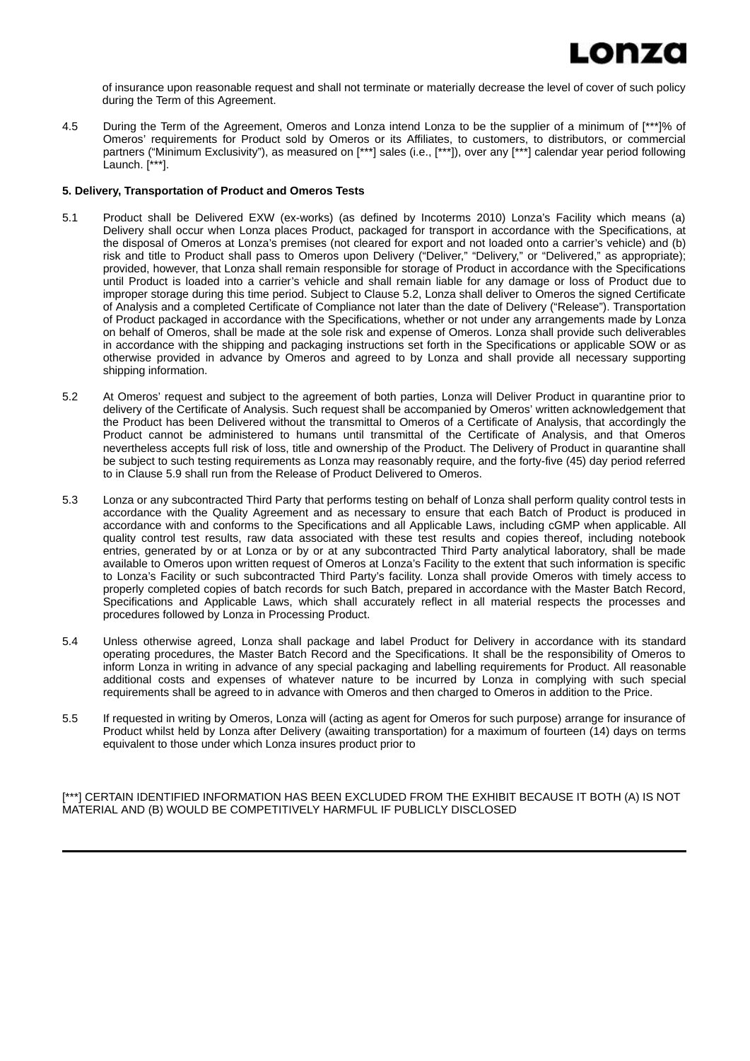of insurance upon reasonable request and shall not terminate or materially decrease the level of cover of such policy during the Term of this Agreement.

4.5 During the Term of the Agreement, Omeros and Lonza intend Lonza to be the supplier of a minimum of [***]% of Omeros' requirements for Product sold by Omeros or its Affiliates, to customers, to distributors, or commercial partners ("Minimum Exclusivity"), as measured on [***] sales (i.e., [***]), over any [***] calendar year period following Launch. [***].

**5. Delivery, Transportation of Product and Omeros Tests**

5.1 Product shall be Delivered EXW (ex-works) (as defined by Incoterms 2010) Lonza's Facility which means (a) Delivery shall occur when Lonza places Product, packaged for transport in accordance with the Specifications, at the disposal of Omeros at Lonza's premises (not cleared for export and not loaded onto a carrier's vehicle) and (b) risk and title to Product shall pass to Omeros upon Delivery ("Deliver," "Delivery," or "Delivered," as appropriate); provided, however, that Lonza shall remain responsible for storage of Product in accordance with the Specifications until Product is loaded into a carrier's vehicle and shall remain liable for any damage or loss of Product due to improper storage during this time period. Subject to Clause 5.2, Lonza shall deliver to Omeros the signed Certificate of Analysis and a completed Certificate of Compliance not later than the date of Delivery ("Release"). Transportation of Product packaged in accordance with the Specifications, whether or not under any arrangements made by Lonza on behalf of Omeros, shall be made at the sole risk and expense of Omeros. Lonza shall provide such deliverables in accordance with the shipping and packaging instructions set forth in the Specifications or applicable SOW or as otherwise provided in advance by Omeros and agreed to by Lonza and shall provide all necessary supporting shipping information.

5.2 At Omeros' request and subject to the agreement of both parties, Lonza will Deliver Product in quarantine prior to delivery of the Certificate of Analysis. Such request shall be accompanied by Omeros' written acknowledgement that the Product has been Delivered without the transmittal to Omeros of a Certificate of Analysis, that accordingly the Product cannot be administered to humans until transmittal of the Certificate of Analysis, and that Omeros nevertheless accepts full risk of loss, title and ownership of the Product. The Delivery of Product in quarantine shall be subject to such testing requirements as Lonza may reasonably require, and the forty-five (45) day period referred to in Clause 5.9 shall run from the Release of Product Delivered to Omeros.

5.3 Lonza or any subcontracted Third Party that performs testing on behalf of Lonza shall perform quality control tests in accordance with the Quality Agreement and as necessary to ensure that each Batch of Product is produced in accordance with and conforms to the Specifications and all Applicable Laws, including cGMP when applicable. All quality control test results, raw data associated with these test results and copies thereof, including notebook entries, generated by or at Lonza or by or at any subcontracted Third Party analytical laboratory, shall be made available to Omeros upon written request of Omeros at Lonza's Facility to the extent that such information is specific to Lonza's Facility or such subcontracted Third Party's facility. Lonza shall provide Omeros with timely access to properly completed copies of batch records for such Batch, prepared in accordance with the Master Batch Record, Specifications and Applicable Laws, which shall accurately reflect in all material respects the processes and procedures followed by Lonza in Processing Product.

5.4 Unless otherwise agreed, Lonza shall package and label Product for Delivery in accordance with its standard operating procedures, the Master Batch Record and the Specifications. It shall be the responsibility of Omeros to inform Lonza in writing in advance of any special packaging and labelling requirements for Product. All reasonable additional costs and expenses of whatever nature to be incurred by Lonza in complying with such special requirements shall be agreed to in advance with Omeros and then charged to Omeros in addition to the Price.

5.5 If requested in writing by Omeros, Lonza will (acting as agent for Omeros for such purpose) arrange for insurance of Product whilst held by Lonza after Delivery (awaiting transportation) for a maximum of fourteen (14) days on terms equivalent to those under which Lonza insures product prior to

[***] CERTAIN IDENTIFIED INFORMATION HAS BEEN EXCLUDED FROM THE EXHIBIT BECAUSE IT BOTH (A) IS NOT MATERIAL AND (B) WOULD BE COMPETITIVELY HARMFUL IF PUBLICLY DISCLOSED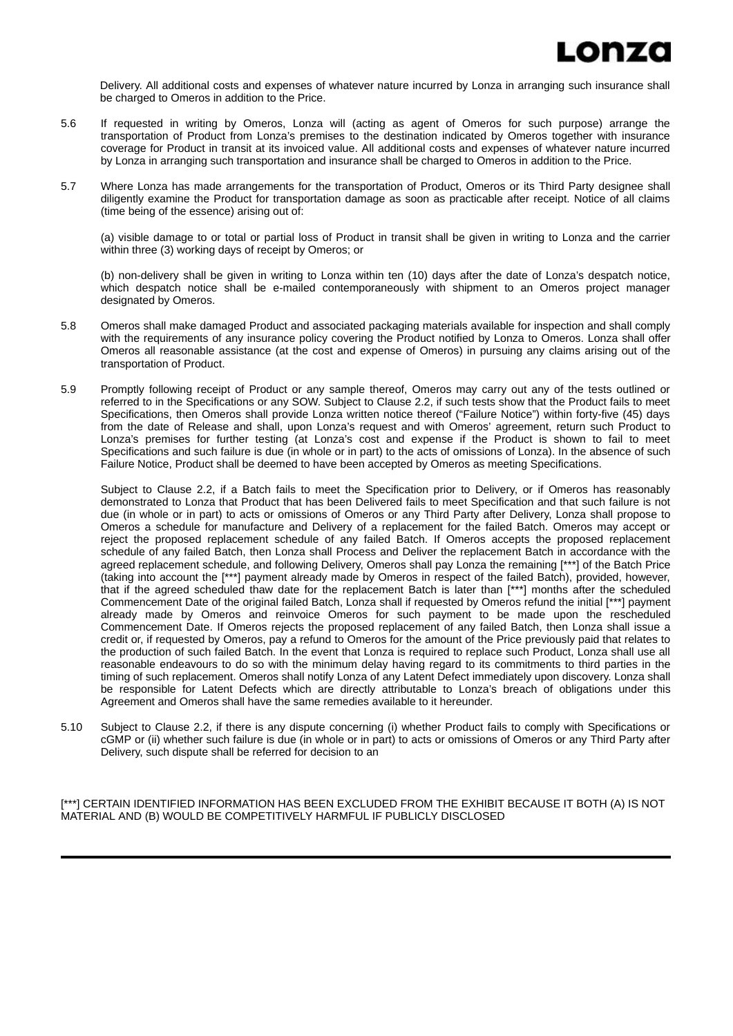Delivery. All additional costs and expenses of whatever nature incurred by Lonza in arranging such insurance shall be charged to Omeros in addition to the Price.

5.6 If requested in writing by Omeros, Lonza will (acting as agent of Omeros for such purpose) arrange the transportation of Product from Lonza's premises to the destination indicated by Omeros together with insurance coverage for Product in transit at its invoiced value. All additional costs and expenses of whatever nature incurred by Lonza in arranging such transportation and insurance shall be charged to Omeros in addition to the Price.

5.7 Where Lonza has made arrangements for the transportation of Product, Omeros or its Third Party designee shall diligently examine the Product for transportation damage as soon as practicable after receipt. Notice of all claims (time being of the essence) arising out of:

(a) visible damage to or total or partial loss of Product in transit shall be given in writing to Lonza and the carrier within three (3) working days of receipt by Omeros; or

(b) non-delivery shall be given in writing to Lonza within ten (10) days after the date of Lonza's despatch notice, which despatch notice shall be e-mailed contemporaneously with shipment to an Omeros project manager designated by Omeros.

5.8 Omeros shall make damaged Product and associated packaging materials available for inspection and shall comply with the requirements of any insurance policy covering the Product notified by Lonza to Omeros. Lonza shall offer Omeros all reasonable assistance (at the cost and expense of Omeros) in pursuing any claims arising out of the transportation of Product.

5.9 Promptly following receipt of Product or any sample thereof, Omeros may carry out any of the tests outlined or referred to in the Specifications or any SOW. Subject to Clause 2.2, if such tests show that the Product fails to meet Specifications, then Omeros shall provide Lonza written notice thereof ("Failure Notice") within forty-five (45) days from the date of Release and shall, upon Lonza's request and with Omeros' agreement, return such Product to Lonza's premises for further testing (at Lonza's cost and expense if the Product is shown to fail to meet Specifications and such failure is due (in whole or in part) to the acts of omissions of Lonza). In the absence of such Failure Notice, Product shall be deemed to have been accepted by Omeros as meeting Specifications.

Subject to Clause 2.2, if a Batch fails to meet the Specification prior to Delivery, or if Omeros has reasonably demonstrated to Lonza that Product that has been Delivered fails to meet Specification and that such failure is not due (in whole or in part) to acts or omissions of Omeros or any Third Party after Delivery, Lonza shall propose to Omeros a schedule for manufacture and Delivery of a replacement for the failed Batch. Omeros may accept or reject the proposed replacement schedule of any failed Batch. If Omeros accepts the proposed replacement schedule of any failed Batch, then Lonza shall Process and Deliver the replacement Batch in accordance with the agreed replacement schedule, and following Delivery, Omeros shall pay Lonza the remaining [***] of the Batch Price (taking into account the [***] payment already made by Omeros in respect of the failed Batch), provided, however, that if the agreed scheduled thaw date for the replacement Batch is later than [***] months after the scheduled Commencement Date of the original failed Batch, Lonza shall if requested by Omeros refund the initial [***] payment already made by Omeros and reinvoice Omeros for such payment to be made upon the rescheduled Commencement Date. If Omeros rejects the proposed replacement of any failed Batch, then Lonza shall issue a credit or, if requested by Omeros, pay a refund to Omeros for the amount of the Price previously paid that relates to the production of such failed Batch. In the event that Lonza is required to replace such Product, Lonza shall use all reasonable endeavours to do so with the minimum delay having regard to its commitments to third parties in the timing of such replacement. Omeros shall notify Lonza of any Latent Defect immediately upon discovery. Lonza shall be responsible for Latent Defects which are directly attributable to Lonza's breach of obligations under this Agreement and Omeros shall have the same remedies available to it hereunder.

5.10 Subject to Clause 2.2, if there is any dispute concerning (i) whether Product fails to comply with Specifications or cGMP or (ii) whether such failure is due (in whole or in part) to acts or omissions of Omeros or any Third Party after Delivery, such dispute shall be referred for decision to an

[***] CERTAIN IDENTIFIED INFORMATION HAS BEEN EXCLUDED FROM THE EXHIBIT BECAUSE IT BOTH (A) IS NOT MATERIAL AND (B) WOULD BE COMPETITIVELY HARMFUL IF PUBLICLY DISCLOSED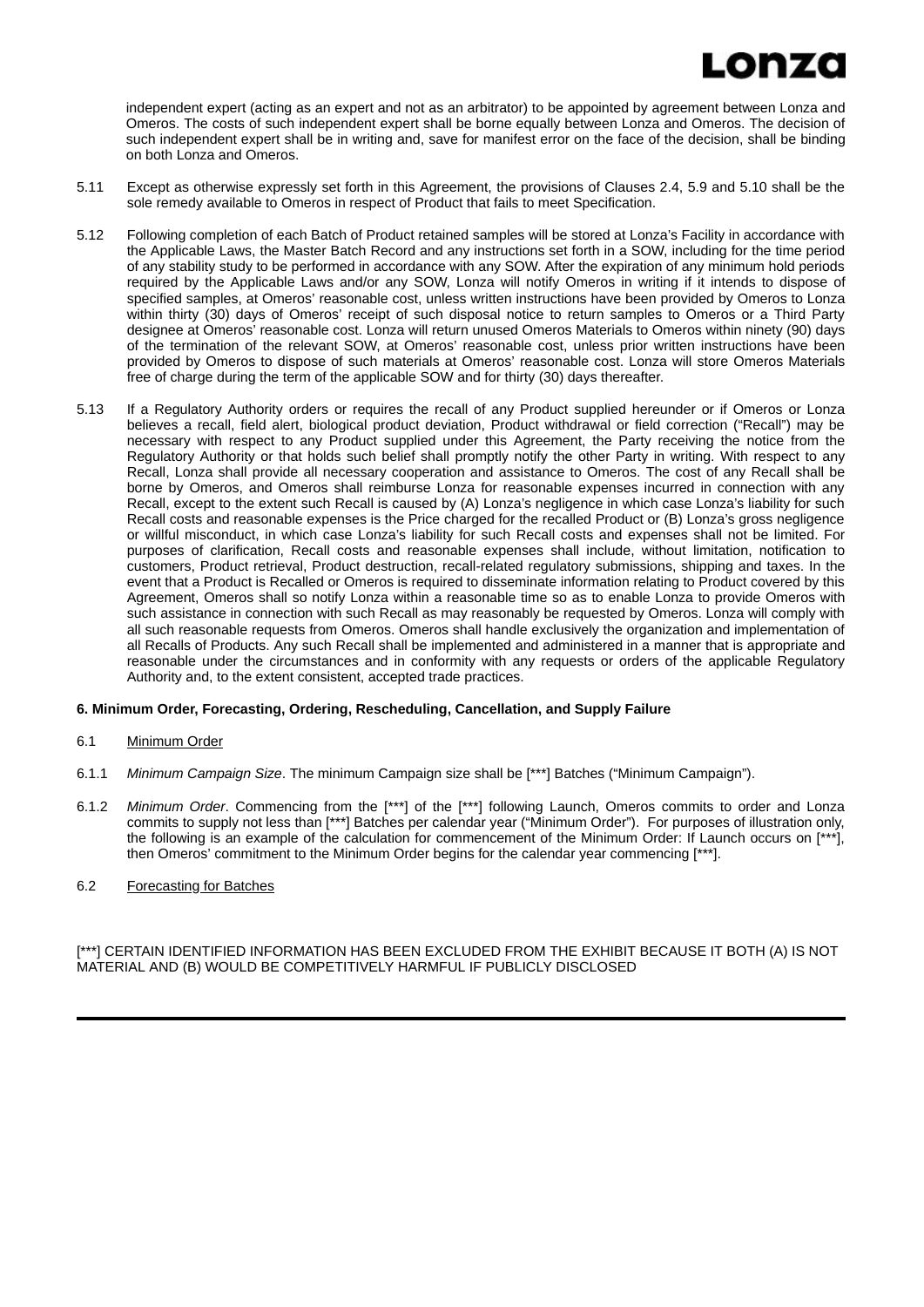independent expert (acting as an expert and not as an arbitrator) to be appointed by agreement between Lonza and Omeros. The costs of such independent expert shall be borne equally between Lonza and Omeros. The decision of such independent expert shall be in writing and, save for manifest error on the face of the decision, shall be binding on both Lonza and Omeros.

5.11 Except as otherwise expressly set forth in this Agreement, the provisions of Clauses 2.4, 5.9 and 5.10 shall be the sole remedy available to Omeros in respect of Product that fails to meet Specification.

5.12 Following completion of each Batch of Product retained samples will be stored at Lonza's Facility in accordance with the Applicable Laws, the Master Batch Record and any instructions set forth in a SOW, including for the time period of any stability study to be performed in accordance with any SOW. After the expiration of any minimum hold periods required by the Applicable Laws and/or any SOW, Lonza will notify Omeros in writing if it intends to dispose of specified samples, at Omeros' reasonable cost, unless written instructions have been provided by Omeros to Lonza within thirty (30) days of Omeros' receipt of such disposal notice to return samples to Omeros or a Third Party designee at Omeros' reasonable cost. Lonza will return unused Omeros Materials to Omeros within ninety (90) days of the termination of the relevant SOW, at Omeros' reasonable cost, unless prior written instructions have been provided by Omeros to dispose of such materials at Omeros' reasonable cost. Lonza will store Omeros Materials free of charge during the term of the applicable SOW and for thirty (30) days thereafter.

5.13 If a Regulatory Authority orders or requires the recall of any Product supplied hereunder or if Omeros or Lonza believes a recall, field alert, biological product deviation, Product withdrawal or field correction ("Recall") may be necessary with respect to any Product supplied under this Agreement, the Party receiving the notice from the Regulatory Authority or that holds such belief shall promptly notify the other Party in writing. With respect to any Recall, Lonza shall provide all necessary cooperation and assistance to Omeros. The cost of any Recall shall be borne by Omeros, and Omeros shall reimburse Lonza for reasonable expenses incurred in connection with any Recall, except to the extent such Recall is caused by (A) Lonza's negligence in which case Lonza's liability for such Recall costs and reasonable expenses is the Price charged for the recalled Product or (B) Lonza's gross negligence or willful misconduct, in which case Lonza's liability for such Recall costs and expenses shall not be limited. For purposes of clarification, Recall costs and reasonable expenses shall include, without limitation, notification to customers, Product retrieval, Product destruction, recall-related regulatory submissions, shipping and taxes. In the event that a Product is Recalled or Omeros is required to disseminate information relating to Product covered by this Agreement, Omeros shall so notify Lonza within a reasonable time so as to enable Lonza to provide Omeros with such assistance in connection with such Recall as may reasonably be requested by Omeros. Lonza will comply with all such reasonable requests from Omeros. Omeros shall handle exclusively the organization and implementation of all Recalls of Products. Any such Recall shall be implemented and administered in a manner that is appropriate and reasonable under the circumstances and in conformity with any requests or orders of the applicable Regulatory Authority and, to the extent consistent, accepted trade practices.

**6. Minimum Order, Forecasting, Ordering, Rescheduling, Cancellation, and Supply Failure**

6.1 Minimum Order

6.1.1 *Minimum Campaign Size*. The minimum Campaign size shall be [***] Batches ("Minimum Campaign").

6.1.2 *Minimum Order*. Commencing from the [***] of the [***] following Launch, Omeros commits to order and Lonza commits to supply not less than [***] Batches per calendar year ("Minimum Order"). For purposes of illustration only, the following is an example of the calculation for commencement of the Minimum Order: If Launch occurs on [***], then Omeros' commitment to the Minimum Order begins for the calendar year commencing [***].

6.2 Forecasting for Batches

[***] CERTAIN IDENTIFIED INFORMATION HAS BEEN EXCLUDED FROM THE EXHIBIT BECAUSE IT BOTH (A) IS NOT MATERIAL AND (B) WOULD BE COMPETITIVELY HARMFUL IF PUBLICLY DISCLOSED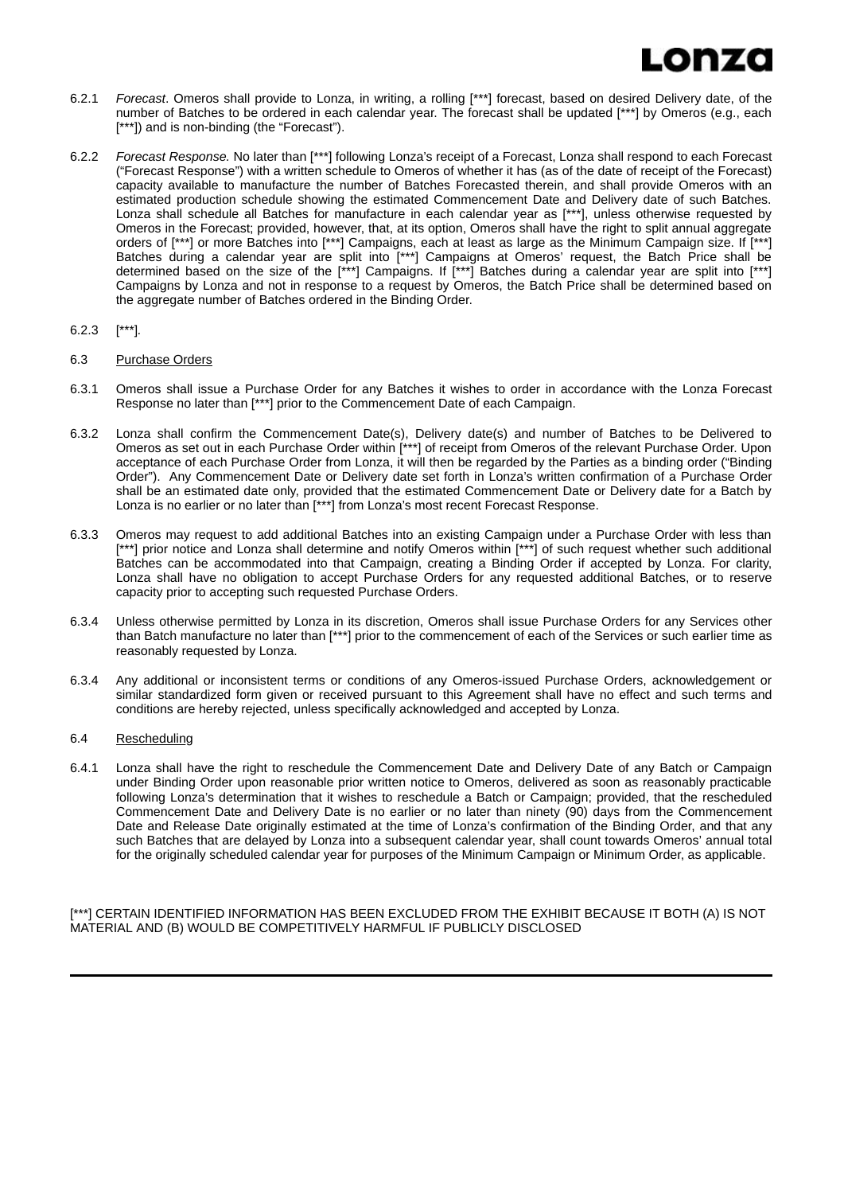6.2.1 *Forecast*. Omeros shall provide to Lonza, in writing, a rolling [***] forecast, based on desired Delivery date, of the number of Batches to be ordered in each calendar year. The forecast shall be updated [***] by Omeros (e.g., each [***]) and is non-binding (the "Forecast").

6.2.2 *Forecast Response.* No later than [***] following Lonza's receipt of a Forecast, Lonza shall respond to each Forecast ("Forecast Response") with a written schedule to Omeros of whether it has (as of the date of receipt of the Forecast) capacity available to manufacture the number of Batches Forecasted therein, and shall provide Omeros with an estimated production schedule showing the estimated Commencement Date and Delivery date of such Batches. Lonza shall schedule all Batches for manufacture in each calendar year as [***], unless otherwise requested by Omeros in the Forecast; provided, however, that, at its option, Omeros shall have the right to split annual aggregate orders of [***] or more Batches into [***] Campaigns, each at least as large as the Minimum Campaign size. If [***] Batches during a calendar year are split into [***] Campaigns at Omeros' request, the Batch Price shall be determined based on the size of the [***] Campaigns. If [***] Batches during a calendar year are split into [***] Campaigns by Lonza and not in response to a request by Omeros, the Batch Price shall be determined based on the aggregate number of Batches ordered in the Binding Order.

6.2.3 [***].

6.3 Purchase Orders

6.3.1 Omeros shall issue a Purchase Order for any Batches it wishes to order in accordance with the Lonza Forecast Response no later than [***] prior to the Commencement Date of each Campaign.

6.3.2 Lonza shall confirm the Commencement Date(s), Delivery date(s) and number of Batches to be Delivered to Omeros as set out in each Purchase Order within [***] of receipt from Omeros of the relevant Purchase Order. Upon acceptance of each Purchase Order from Lonza, it will then be regarded by the Parties as a binding order ("Binding Order"). Any Commencement Date or Delivery date set forth in Lonza's written confirmation of a Purchase Order shall be an estimated date only, provided that the estimated Commencement Date or Delivery date for a Batch by Lonza is no earlier or no later than [***] from Lonza's most recent Forecast Response.

6.3.3 Omeros may request to add additional Batches into an existing Campaign under a Purchase Order with less than [***] prior notice and Lonza shall determine and notify Omeros within [***] of such request whether such additional Batches can be accommodated into that Campaign, creating a Binding Order if accepted by Lonza. For clarity, Lonza shall have no obligation to accept Purchase Orders for any requested additional Batches, or to reserve capacity prior to accepting such requested Purchase Orders.

6.3.4 Unless otherwise permitted by Lonza in its discretion, Omeros shall issue Purchase Orders for any Services other than Batch manufacture no later than [***] prior to the commencement of each of the Services or such earlier time as reasonably requested by Lonza.

6.3.4 Any additional or inconsistent terms or conditions of any Omeros-issued Purchase Orders, acknowledgement or similar standardized form given or received pursuant to this Agreement shall have no effect and such terms and conditions are hereby rejected, unless specifically acknowledged and accepted by Lonza.

6.4 Rescheduling

6.4.1 Lonza shall have the right to reschedule the Commencement Date and Delivery Date of any Batch or Campaign under Binding Order upon reasonable prior written notice to Omeros, delivered as soon as reasonably practicable following Lonza's determination that it wishes to reschedule a Batch or Campaign; provided, that the rescheduled Commencement Date and Delivery Date is no earlier or no later than ninety (90) days from the Commencement Date and Release Date originally estimated at the time of Lonza's confirmation of the Binding Order, and that any such Batches that are delayed by Lonza into a subsequent calendar year, shall count towards Omeros' annual total for the originally scheduled calendar year for purposes of the Minimum Campaign or Minimum Order, as applicable.

[***] CERTAIN IDENTIFIED INFORMATION HAS BEEN EXCLUDED FROM THE EXHIBIT BECAUSE IT BOTH (A) IS NOT MATERIAL AND (B) WOULD BE COMPETITIVELY HARMFUL IF PUBLICLY DISCLOSED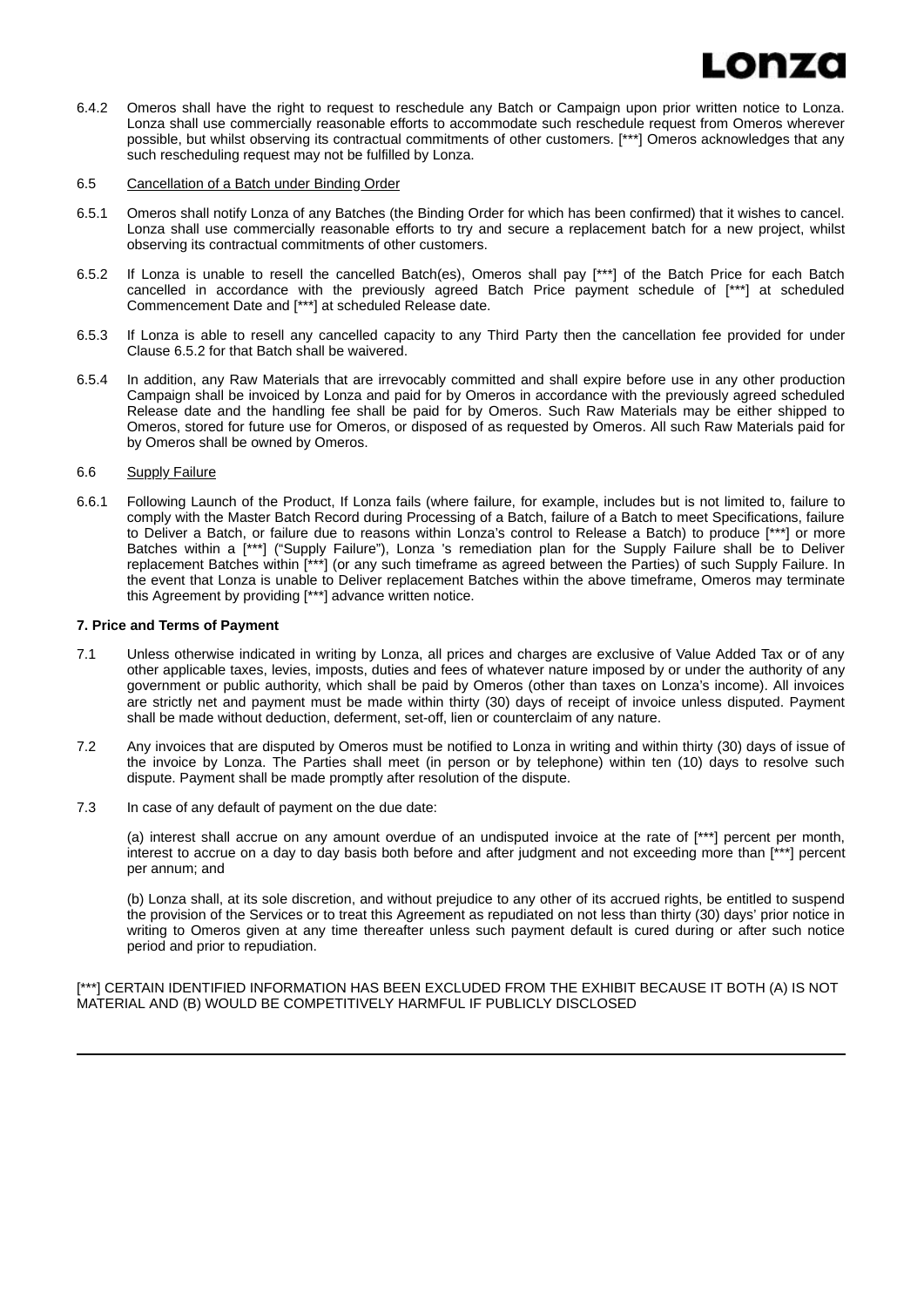6.4.2 Omeros shall have the right to request to reschedule any Batch or Campaign upon prior written notice to Lonza. Lonza shall use commercially reasonable efforts to accommodate such reschedule request from Omeros wherever possible, but whilst observing its contractual commitments of other customers. [***] Omeros acknowledges that any such rescheduling request may not be fulfilled by Lonza.

6.5 Cancellation of a Batch under Binding Order

6.5.1 Omeros shall notify Lonza of any Batches (the Binding Order for which has been confirmed) that it wishes to cancel. Lonza shall use commercially reasonable efforts to try and secure a replacement batch for a new project, whilst observing its contractual commitments of other customers.

6.5.2 If Lonza is unable to resell the cancelled Batch(es), Omeros shall pay [***] of the Batch Price for each Batch cancelled in accordance with the previously agreed Batch Price payment schedule of [***] at scheduled Commencement Date and [***] at scheduled Release date.

6.5.3 If Lonza is able to resell any cancelled capacity to any Third Party then the cancellation fee provided for under Clause 6.5.2 for that Batch shall be waivered.

6.5.4 In addition, any Raw Materials that are irrevocably committed and shall expire before use in any other production Campaign shall be invoiced by Lonza and paid for by Omeros in accordance with the previously agreed scheduled Release date and the handling fee shall be paid for by Omeros. Such Raw Materials may be either shipped to Omeros, stored for future use for Omeros, or disposed of as requested by Omeros. All such Raw Materials paid for by Omeros shall be owned by Omeros.

6.6 Supply Failure

6.6.1 Following Launch of the Product, If Lonza fails (where failure, for example, includes but is not limited to, failure to comply with the Master Batch Record during Processing of a Batch, failure of a Batch to meet Specifications, failure to Deliver a Batch, or failure due to reasons within Lonza's control to Release a Batch) to produce [***] or more Batches within a [***] ("Supply Failure"), Lonza 's remediation plan for the Supply Failure shall be to Deliver replacement Batches within [***] (or any such timeframe as agreed between the Parties) of such Supply Failure. In the event that Lonza is unable to Deliver replacement Batches within the above timeframe, Omeros may terminate this Agreement by providing [***] advance written notice.

**7. Price and Terms of Payment**

7.1 Unless otherwise indicated in writing by Lonza, all prices and charges are exclusive of Value Added Tax or of any other applicable taxes, levies, imposts, duties and fees of whatever nature imposed by or under the authority of any government or public authority, which shall be paid by Omeros (other than taxes on Lonza's income). All invoices are strictly net and payment must be made within thirty (30) days of receipt of invoice unless disputed. Payment shall be made without deduction, deferment, set-off, lien or counterclaim of any nature.

7.2 Any invoices that are disputed by Omeros must be notified to Lonza in writing and within thirty (30) days of issue of the invoice by Lonza. The Parties shall meet (in person or by telephone) within ten (10) days to resolve such dispute. Payment shall be made promptly after resolution of the dispute.

7.3 In case of any default of payment on the due date:

(a) interest shall accrue on any amount overdue of an undisputed invoice at the rate of [***] percent per month, interest to accrue on a day to day basis both before and after judgment and not exceeding more than [***] percent per annum; and

(b) Lonza shall, at its sole discretion, and without prejudice to any other of its accrued rights, be entitled to suspend the provision of the Services or to treat this Agreement as repudiated on not less than thirty (30) days' prior notice in writing to Omeros given at any time thereafter unless such payment default is cured during or after such notice period and prior to repudiation.

[***] CERTAIN IDENTIFIED INFORMATION HAS BEEN EXCLUDED FROM THE EXHIBIT BECAUSE IT BOTH (A) IS NOT MATERIAL AND (B) WOULD BE COMPETITIVELY HARMFUL IF PUBLICLY DISCLOSED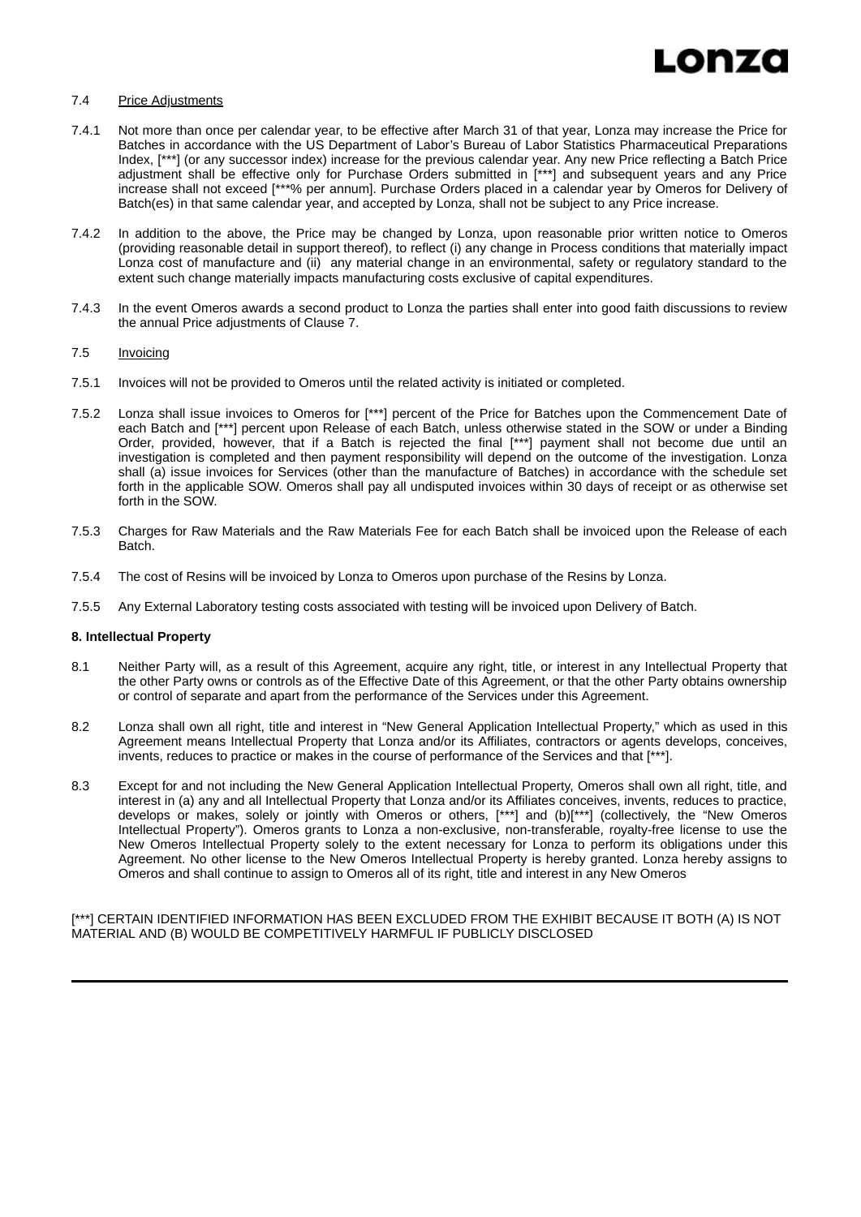7.4 Price Adjustments

7.4.1 Not more than once per calendar year, to be effective after March 31 of that year, Lonza may increase the Price for Batches in accordance with the US Department of Labor's Bureau of Labor Statistics Pharmaceutical Preparations Index, [***] (or any successor index) increase for the previous calendar year. Any new Price reflecting a Batch Price adjustment shall be effective only for Purchase Orders submitted in [***] and subsequent years and any Price increase shall not exceed [***% per annum]. Purchase Orders placed in a calendar year by Omeros for Delivery of Batch(es) in that same calendar year, and accepted by Lonza, shall not be subject to any Price increase.

7.4.2 In addition to the above, the Price may be changed by Lonza, upon reasonable prior written notice to Omeros (providing reasonable detail in support thereof), to reflect (i) any change in Process conditions that materially impact Lonza cost of manufacture and (ii) any material change in an environmental, safety or regulatory standard to the extent such change materially impacts manufacturing costs exclusive of capital expenditures.

7.4.3 In the event Omeros awards a second product to Lonza the parties shall enter into good faith discussions to review the annual Price adjustments of Clause 7.

7.5 Invoicing

7.5.1 Invoices will not be provided to Omeros until the related activity is initiated or completed.

7.5.2 Lonza shall issue invoices to Omeros for [***] percent of the Price for Batches upon the Commencement Date of each Batch and [***] percent upon Release of each Batch, unless otherwise stated in the SOW or under a Binding Order, provided, however, that if a Batch is rejected the final [***] payment shall not become due until an investigation is completed and then payment responsibility will depend on the outcome of the investigation. Lonza shall (a) issue invoices for Services (other than the manufacture of Batches) in accordance with the schedule set forth in the applicable SOW. Omeros shall pay all undisputed invoices within 30 days of receipt or as otherwise set forth in the SOW.

7.5.3 Charges for Raw Materials and the Raw Materials Fee for each Batch shall be invoiced upon the Release of each Batch.

7.5.4 The cost of Resins will be invoiced by Lonza to Omeros upon purchase of the Resins by Lonza.

7.5.5 Any External Laboratory testing costs associated with testing will be invoiced upon Delivery of Batch.

**8. Intellectual Property**

8.1 Neither Party will, as a result of this Agreement, acquire any right, title, or interest in any Intellectual Property that the other Party owns or controls as of the Effective Date of this Agreement, or that the other Party obtains ownership or control of separate and apart from the performance of the Services under this Agreement.

8.2 Lonza shall own all right, title and interest in "New General Application Intellectual Property," which as used in this Agreement means Intellectual Property that Lonza and/or its Affiliates, contractors or agents develops, conceives, invents, reduces to practice or makes in the course of performance of the Services and that [***].

8.3 Except for and not including the New General Application Intellectual Property, Omeros shall own all right, title, and interest in (a) any and all Intellectual Property that Lonza and/or its Affiliates conceives, invents, reduces to practice, develops or makes, solely or jointly with Omeros or others, [***] and (b)[***] (collectively, the "New Omeros Intellectual Property"). Omeros grants to Lonza a non-exclusive, non-transferable, royalty-free license to use the New Omeros Intellectual Property solely to the extent necessary for Lonza to perform its obligations under this Agreement. No other license to the New Omeros Intellectual Property is hereby granted. Lonza hereby assigns to Omeros and shall continue to assign to Omeros all of its right, title and interest in any New Omeros

[***] CERTAIN IDENTIFIED INFORMATION HAS BEEN EXCLUDED FROM THE EXHIBIT BECAUSE IT BOTH (A) IS NOT MATERIAL AND (B) WOULD BE COMPETITIVELY HARMFUL IF PUBLICLY DISCLOSED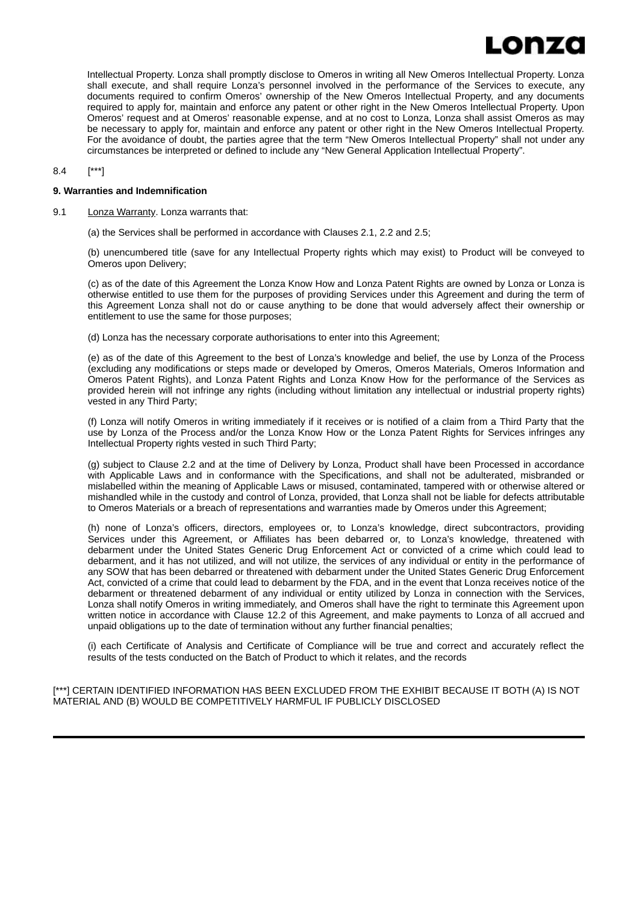Intellectual Property. Lonza shall promptly disclose to Omeros in writing all New Omeros Intellectual Property. Lonza shall execute, and shall require Lonza's personnel involved in the performance of the Services to execute, any documents required to confirm Omeros' ownership of the New Omeros Intellectual Property, and any documents required to apply for, maintain and enforce any patent or other right in the New Omeros Intellectual Property. Upon Omeros' request and at Omeros' reasonable expense, and at no cost to Lonza, Lonza shall assist Omeros as may be necessary to apply for, maintain and enforce any patent or other right in the New Omeros Intellectual Property. For the avoidance of doubt, the parties agree that the term "New Omeros Intellectual Property" shall not under any circumstances be interpreted or defined to include any "New General Application Intellectual Property".

8.4 [***]

**9. Warranties and Indemnification**

9.1 Lonza Warranty. Lonza warrants that:

(a) the Services shall be performed in accordance with Clauses 2.1, 2.2 and 2.5;

(b) unencumbered title (save for any Intellectual Property rights which may exist) to Product will be conveyed to Omeros upon Delivery;

(c) as of the date of this Agreement the Lonza Know How and Lonza Patent Rights are owned by Lonza or Lonza is otherwise entitled to use them for the purposes of providing Services under this Agreement and during the term of this Agreement Lonza shall not do or cause anything to be done that would adversely affect their ownership or entitlement to use the same for those purposes;

(d) Lonza has the necessary corporate authorisations to enter into this Agreement;

(e) as of the date of this Agreement to the best of Lonza's knowledge and belief, the use by Lonza of the Process (excluding any modifications or steps made or developed by Omeros, Omeros Materials, Omeros Information and Omeros Patent Rights), and Lonza Patent Rights and Lonza Know How for the performance of the Services as provided herein will not infringe any rights (including without limitation any intellectual or industrial property rights) vested in any Third Party;

(f) Lonza will notify Omeros in writing immediately if it receives or is notified of a claim from a Third Party that the use by Lonza of the Process and/or the Lonza Know How or the Lonza Patent Rights for Services infringes any Intellectual Property rights vested in such Third Party;

(g) subject to Clause 2.2 and at the time of Delivery by Lonza, Product shall have been Processed in accordance with Applicable Laws and in conformance with the Specifications, and shall not be adulterated, misbranded or mislabelled within the meaning of Applicable Laws or misused, contaminated, tampered with or otherwise altered or mishandled while in the custody and control of Lonza, provided, that Lonza shall not be liable for defects attributable to Omeros Materials or a breach of representations and warranties made by Omeros under this Agreement;

(h) none of Lonza's officers, directors, employees or, to Lonza's knowledge, direct subcontractors, providing Services under this Agreement, or Affiliates has been debarred or, to Lonza's knowledge, threatened with debarment under the United States Generic Drug Enforcement Act or convicted of a crime which could lead to debarment, and it has not utilized, and will not utilize, the services of any individual or entity in the performance of any SOW that has been debarred or threatened with debarment under the United States Generic Drug Enforcement Act, convicted of a crime that could lead to debarment by the FDA, and in the event that Lonza receives notice of the debarment or threatened debarment of any individual or entity utilized by Lonza in connection with the Services, Lonza shall notify Omeros in writing immediately, and Omeros shall have the right to terminate this Agreement upon written notice in accordance with Clause 12.2 of this Agreement, and make payments to Lonza of all accrued and unpaid obligations up to the date of termination without any further financial penalties;

(i) each Certificate of Analysis and Certificate of Compliance will be true and correct and accurately reflect the results of the tests conducted on the Batch of Product to which it relates, and the records

[***] CERTAIN IDENTIFIED INFORMATION HAS BEEN EXCLUDED FROM THE EXHIBIT BECAUSE IT BOTH (A) IS NOT MATERIAL AND (B) WOULD BE COMPETITIVELY HARMFUL IF PUBLICLY DISCLOSED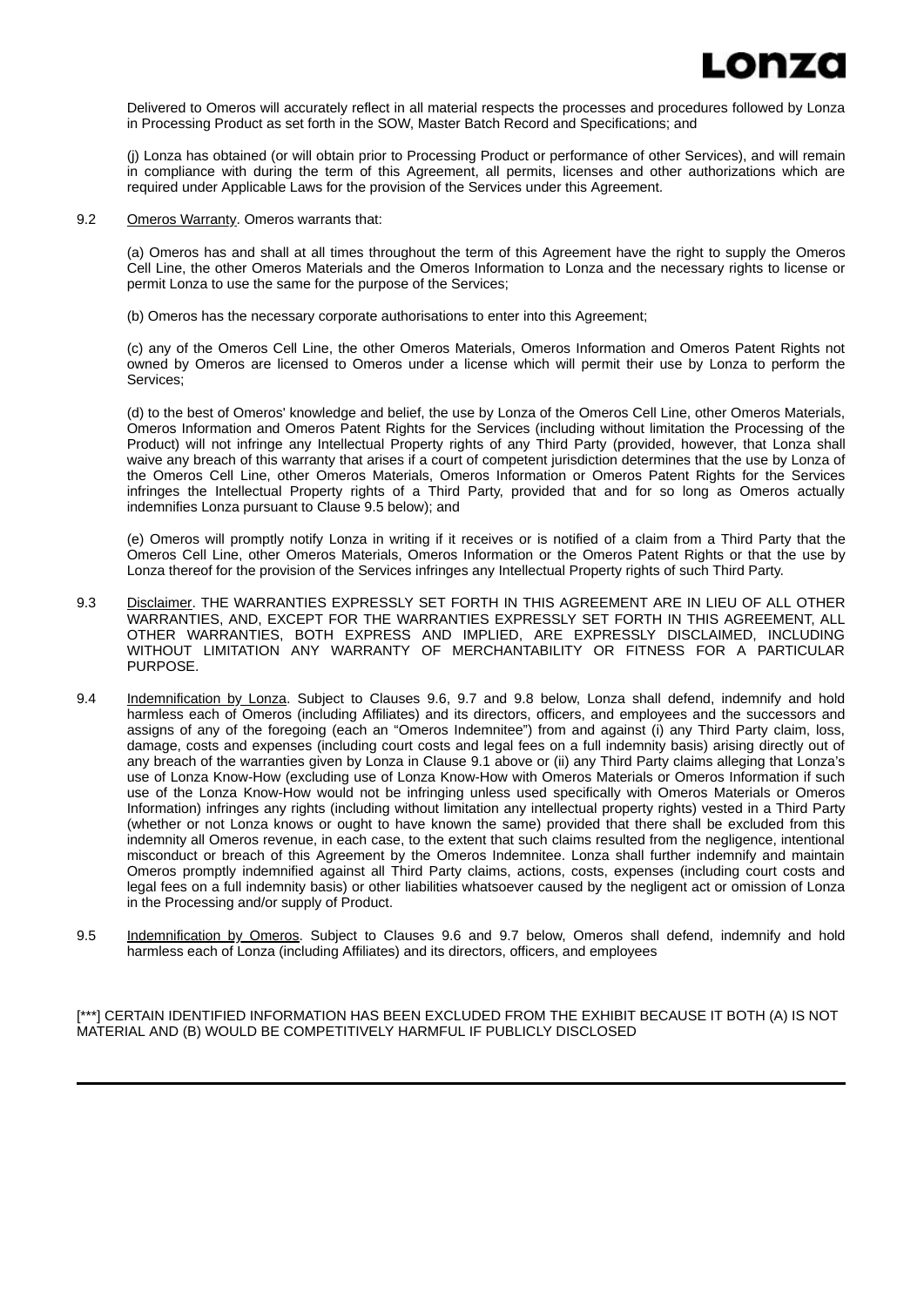Delivered to Omeros will accurately reflect in all material respects the processes and procedures followed by Lonza in Processing Product as set forth in the SOW, Master Batch Record and Specifications; and

(j) Lonza has obtained (or will obtain prior to Processing Product or performance of other Services), and will remain in compliance with during the term of this Agreement, all permits, licenses and other authorizations which are required under Applicable Laws for the provision of the Services under this Agreement.

9.2 Omeros Warranty. Omeros warrants that:

(a) Omeros has and shall at all times throughout the term of this Agreement have the right to supply the Omeros Cell Line, the other Omeros Materials and the Omeros Information to Lonza and the necessary rights to license or permit Lonza to use the same for the purpose of the Services;

(b) Omeros has the necessary corporate authorisations to enter into this Agreement;

(c) any of the Omeros Cell Line, the other Omeros Materials, Omeros Information and Omeros Patent Rights not owned by Omeros are licensed to Omeros under a license which will permit their use by Lonza to perform the Services;

(d) to the best of Omeros' knowledge and belief, the use by Lonza of the Omeros Cell Line, other Omeros Materials, Omeros Information and Omeros Patent Rights for the Services (including without limitation the Processing of the Product) will not infringe any Intellectual Property rights of any Third Party (provided, however, that Lonza shall waive any breach of this warranty that arises if a court of competent jurisdiction determines that the use by Lonza of the Omeros Cell Line, other Omeros Materials, Omeros Information or Omeros Patent Rights for the Services infringes the Intellectual Property rights of a Third Party, provided that and for so long as Omeros actually indemnifies Lonza pursuant to Clause 9.5 below); and

(e) Omeros will promptly notify Lonza in writing if it receives or is notified of a claim from a Third Party that the Omeros Cell Line, other Omeros Materials, Omeros Information or the Omeros Patent Rights or that the use by Lonza thereof for the provision of the Services infringes any Intellectual Property rights of such Third Party.

9.3 Disclaimer. THE WARRANTIES EXPRESSLY SET FORTH IN THIS AGREEMENT ARE IN LIEU OF ALL OTHER WARRANTIES, AND, EXCEPT FOR THE WARRANTIES EXPRESSLY SET FORTH IN THIS AGREEMENT, ALL OTHER WARRANTIES, BOTH EXPRESS AND IMPLIED, ARE EXPRESSLY DISCLAIMED, INCLUDING WITHOUT LIMITATION ANY WARRANTY OF MERCHANTABILITY OR FITNESS FOR A PARTICULAR PURPOSE.

9.4 Indemnification by Lonza. Subject to Clauses 9.6, 9.7 and 9.8 below, Lonza shall defend, indemnify and hold harmless each of Omeros (including Affiliates) and its directors, officers, and employees and the successors and assigns of any of the foregoing (each an "Omeros Indemnitee") from and against (i) any Third Party claim, loss, damage, costs and expenses (including court costs and legal fees on a full indemnity basis) arising directly out of any breach of the warranties given by Lonza in Clause 9.1 above or (ii) any Third Party claims alleging that Lonza's use of Lonza Know-How (excluding use of Lonza Know-How with Omeros Materials or Omeros Information if such use of the Lonza Know-How would not be infringing unless used specifically with Omeros Materials or Omeros Information) infringes any rights (including without limitation any intellectual property rights) vested in a Third Party (whether or not Lonza knows or ought to have known the same) provided that there shall be excluded from this indemnity all Omeros revenue, in each case, to the extent that such claims resulted from the negligence, intentional misconduct or breach of this Agreement by the Omeros Indemnitee. Lonza shall further indemnify and maintain Omeros promptly indemnified against all Third Party claims, actions, costs, expenses (including court costs and legal fees on a full indemnity basis) or other liabilities whatsoever caused by the negligent act or omission of Lonza in the Processing and/or supply of Product.

9.5 Indemnification by Omeros. Subject to Clauses 9.6 and 9.7 below, Omeros shall defend, indemnify and hold harmless each of Lonza (including Affiliates) and its directors, officers, and employees

[***] CERTAIN IDENTIFIED INFORMATION HAS BEEN EXCLUDED FROM THE EXHIBIT BECAUSE IT BOTH (A) IS NOT MATERIAL AND (B) WOULD BE COMPETITIVELY HARMFUL IF PUBLICLY DISCLOSED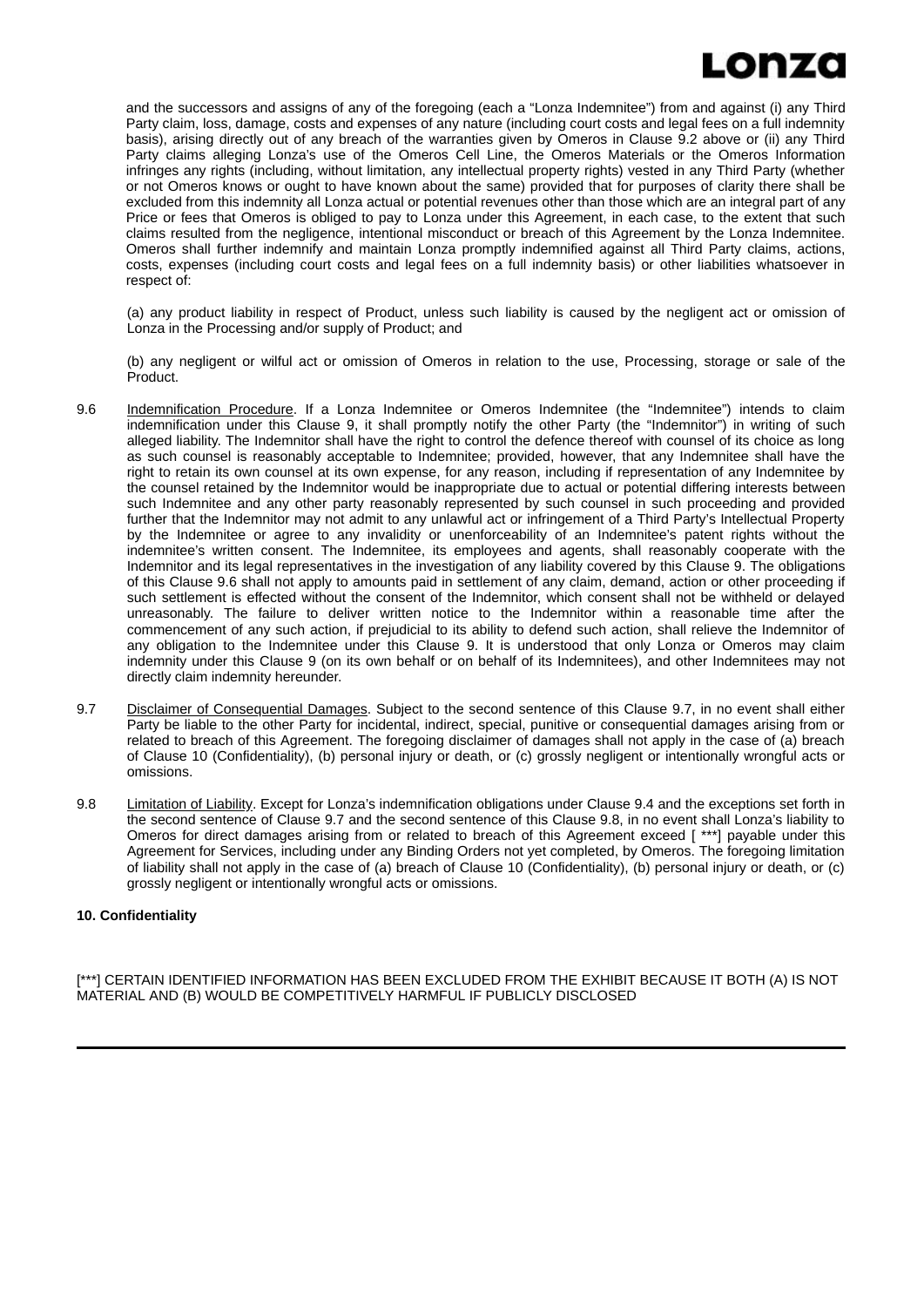and the successors and assigns of any of the foregoing (each a "Lonza Indemnitee") from and against (i) any Third Party claim, loss, damage, costs and expenses of any nature (including court costs and legal fees on a full indemnity basis), arising directly out of any breach of the warranties given by Omeros in Clause 9.2 above or (ii) any Third Party claims alleging Lonza's use of the Omeros Cell Line, the Omeros Materials or the Omeros Information infringes any rights (including, without limitation, any intellectual property rights) vested in any Third Party (whether or not Omeros knows or ought to have known about the same) provided that for purposes of clarity there shall be excluded from this indemnity all Lonza actual or potential revenues other than those which are an integral part of any Price or fees that Omeros is obliged to pay to Lonza under this Agreement, in each case, to the extent that such claims resulted from the negligence, intentional misconduct or breach of this Agreement by the Lonza Indemnitee. Omeros shall further indemnify and maintain Lonza promptly indemnified against all Third Party claims, actions, costs, expenses (including court costs and legal fees on a full indemnity basis) or other liabilities whatsoever in respect of:

(a) any product liability in respect of Product, unless such liability is caused by the negligent act or omission of Lonza in the Processing and/or supply of Product; and

(b) any negligent or wilful act or omission of Omeros in relation to the use, Processing, storage or sale of the Product.

9.6 Indemnification Procedure. If a Lonza Indemnitee or Omeros Indemnitee (the "Indemnitee") intends to claim indemnification under this Clause 9, it shall promptly notify the other Party (the "Indemnitor") in writing of such alleged liability. The Indemnitor shall have the right to control the defence thereof with counsel of its choice as long as such counsel is reasonably acceptable to Indemnitee; provided, however, that any Indemnitee shall have the right to retain its own counsel at its own expense, for any reason, including if representation of any Indemnitee by the counsel retained by the Indemnitor would be inappropriate due to actual or potential differing interests between such Indemnitee and any other party reasonably represented by such counsel in such proceeding and provided further that the Indemnitor may not admit to any unlawful act or infringement of a Third Party's Intellectual Property by the Indemnitee or agree to any invalidity or unenforceability of an Indemnitee's patent rights without the indemnitee's written consent. The Indemnitee, its employees and agents, shall reasonably cooperate with the Indemnitor and its legal representatives in the investigation of any liability covered by this Clause 9. The obligations of this Clause 9.6 shall not apply to amounts paid in settlement of any claim, demand, action or other proceeding if such settlement is effected without the consent of the Indemnitor, which consent shall not be withheld or delayed unreasonably. The failure to deliver written notice to the Indemnitor within a reasonable time after the commencement of any such action, if prejudicial to its ability to defend such action, shall relieve the Indemnitor of any obligation to the Indemnitee under this Clause 9. It is understood that only Lonza or Omeros may claim indemnity under this Clause 9 (on its own behalf or on behalf of its Indemnitees), and other Indemnitees may not directly claim indemnity hereunder.

9.7 Disclaimer of Consequential Damages. Subject to the second sentence of this Clause 9.7, in no event shall either Party be liable to the other Party for incidental, indirect, special, punitive or consequential damages arising from or related to breach of this Agreement. The foregoing disclaimer of damages shall not apply in the case of (a) breach of Clause 10 (Confidentiality), (b) personal injury or death, or (c) grossly negligent or intentionally wrongful acts or omissions.

9.8 Limitation of Liability. Except for Lonza's indemnification obligations under Clause 9.4 and the exceptions set forth in the second sentence of Clause 9.7 and the second sentence of this Clause 9.8, in no event shall Lonza's liability to Omeros for direct damages arising from or related to breach of this Agreement exceed [ ***] payable under this Agreement for Services, including under any Binding Orders not yet completed, by Omeros. The foregoing limitation of liability shall not apply in the case of (a) breach of Clause 10 (Confidentiality), (b) personal injury or death, or (c) grossly negligent or intentionally wrongful acts or omissions.

**10. Confidentiality**

[***] CERTAIN IDENTIFIED INFORMATION HAS BEEN EXCLUDED FROM THE EXHIBIT BECAUSE IT BOTH (A) IS NOT MATERIAL AND (B) WOULD BE COMPETITIVELY HARMFUL IF PUBLICLY DISCLOSED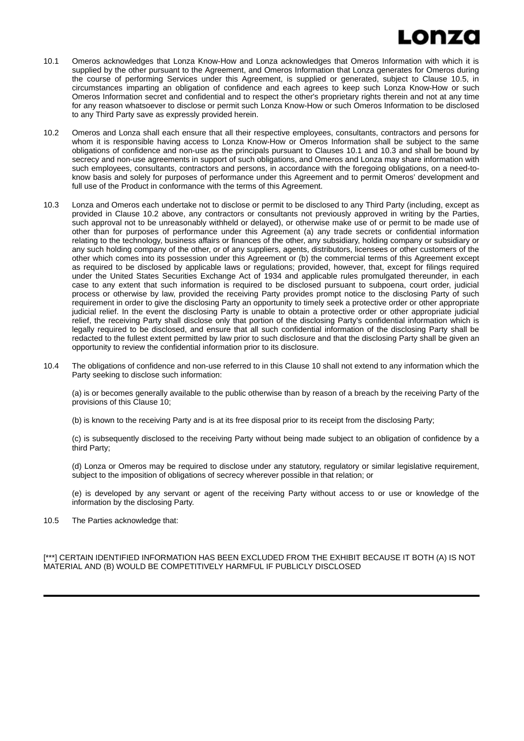10.1 Omeros acknowledges that Lonza Know-How and Lonza acknowledges that Omeros Information with which it is supplied by the other pursuant to the Agreement, and Omeros Information that Lonza generates for Omeros during the course of performing Services under this Agreement, is supplied or generated, subject to Clause 10.5, in circumstances imparting an obligation of confidence and each agrees to keep such Lonza Know-How or such Omeros Information secret and confidential and to respect the other's proprietary rights therein and not at any time for any reason whatsoever to disclose or permit such Lonza Know-How or such Omeros Information to be disclosed to any Third Party save as expressly provided herein.

10.2 Omeros and Lonza shall each ensure that all their respective employees, consultants, contractors and persons for whom it is responsible having access to Lonza Know-How or Omeros Information shall be subject to the same obligations of confidence and non-use as the principals pursuant to Clauses 10.1 and 10.3 and shall be bound by secrecy and non-use agreements in support of such obligations, and Omeros and Lonza may share information with such employees, consultants, contractors and persons, in accordance with the foregoing obligations, on a need-to-know basis and solely for purposes of performance under this Agreement and to permit Omeros' development and full use of the Product in conformance with the terms of this Agreement.

10.3 Lonza and Omeros each undertake not to disclose or permit to be disclosed to any Third Party (including, except as provided in Clause 10.2 above, any contractors or consultants not previously approved in writing by the Parties, such approval not to be unreasonably withheld or delayed), or otherwise make use of or permit to be made use of other than for purposes of performance under this Agreement (a) any trade secrets or confidential information relating to the technology, business affairs or finances of the other, any subsidiary, holding company or subsidiary or any such holding company of the other, or of any suppliers, agents, distributors, licensees or other customers of the other which comes into its possession under this Agreement or (b) the commercial terms of this Agreement except as required to be disclosed by applicable laws or regulations; provided, however, that, except for filings required under the United States Securities Exchange Act of 1934 and applicable rules promulgated thereunder, in each case to any extent that such information is required to be disclosed pursuant to subpoena, court order, judicial process or otherwise by law, provided the receiving Party provides prompt notice to the disclosing Party of such requirement in order to give the disclosing Party an opportunity to timely seek a protective order or other appropriate judicial relief. In the event the disclosing Party is unable to obtain a protective order or other appropriate judicial relief, the receiving Party shall disclose only that portion of the disclosing Party's confidential information which is legally required to be disclosed, and ensure that all such confidential information of the disclosing Party shall be redacted to the fullest extent permitted by law prior to such disclosure and that the disclosing Party shall be given an opportunity to review the confidential information prior to its disclosure.

10.4 The obligations of confidence and non-use referred to in this Clause 10 shall not extend to any information which the Party seeking to disclose such information:

(a) is or becomes generally available to the public otherwise than by reason of a breach by the receiving Party of the provisions of this Clause 10;

(b) is known to the receiving Party and is at its free disposal prior to its receipt from the disclosing Party;

(c) is subsequently disclosed to the receiving Party without being made subject to an obligation of confidence by a third Party;

(d) Lonza or Omeros may be required to disclose under any statutory, regulatory or similar legislative requirement, subject to the imposition of obligations of secrecy wherever possible in that relation; or

(e) is developed by any servant or agent of the receiving Party without access to or use or knowledge of the information by the disclosing Party.

10.5 The Parties acknowledge that:

[***] CERTAIN IDENTIFIED INFORMATION HAS BEEN EXCLUDED FROM THE EXHIBIT BECAUSE IT BOTH (A) IS NOT MATERIAL AND (B) WOULD BE COMPETITIVELY HARMFUL IF PUBLICLY DISCLOSED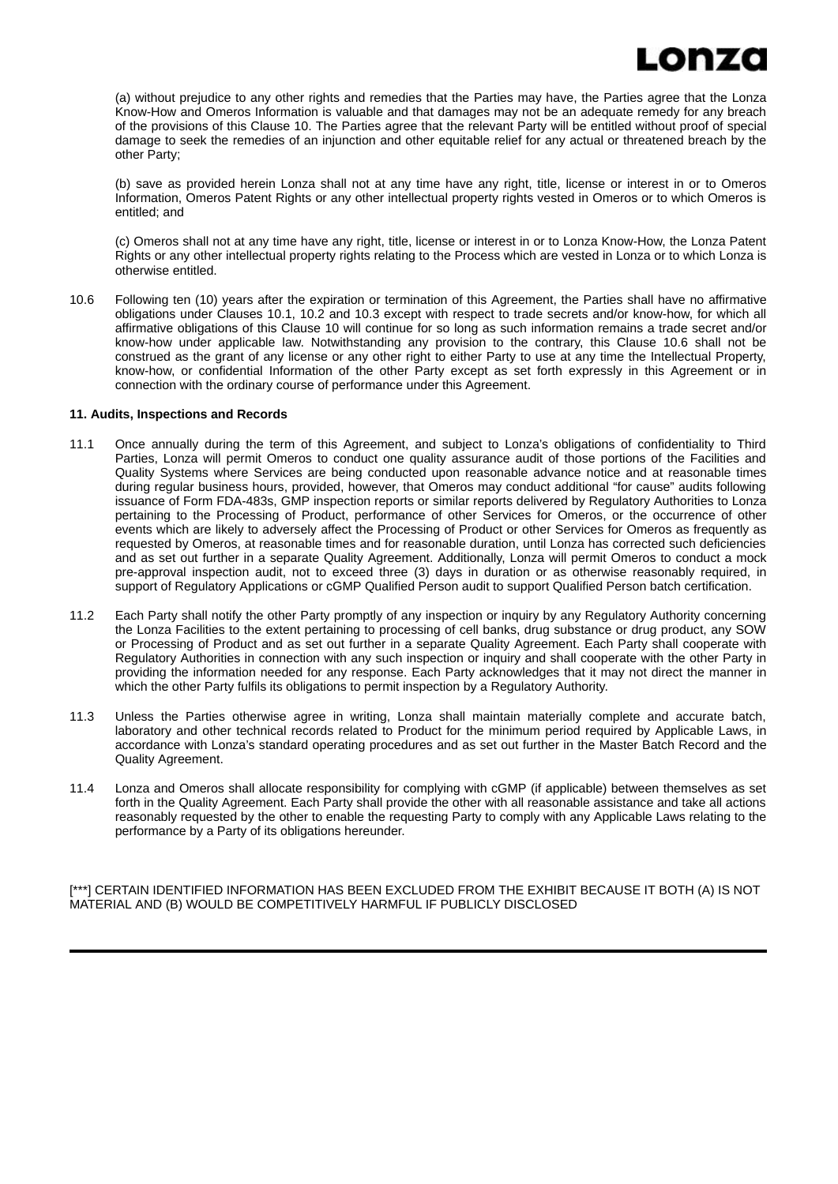(a) without prejudice to any other rights and remedies that the Parties may have, the Parties agree that the Lonza Know-How and Omeros Information is valuable and that damages may not be an adequate remedy for any breach of the provisions of this Clause 10. The Parties agree that the relevant Party will be entitled without proof of special damage to seek the remedies of an injunction and other equitable relief for any actual or threatened breach by the other Party;

(b) save as provided herein Lonza shall not at any time have any right, title, license or interest in or to Omeros Information, Omeros Patent Rights or any other intellectual property rights vested in Omeros or to which Omeros is entitled; and

(c) Omeros shall not at any time have any right, title, license or interest in or to Lonza Know-How, the Lonza Patent Rights or any other intellectual property rights relating to the Process which are vested in Lonza or to which Lonza is otherwise entitled.

10.6 Following ten (10) years after the expiration or termination of this Agreement, the Parties shall have no affirmative obligations under Clauses 10.1, 10.2 and 10.3 except with respect to trade secrets and/or know-how, for which all affirmative obligations of this Clause 10 will continue for so long as such information remains a trade secret and/or know-how under applicable law. Notwithstanding any provision to the contrary, this Clause 10.6 shall not be construed as the grant of any license or any other right to either Party to use at any time the Intellectual Property, know-how, or confidential Information of the other Party except as set forth expressly in this Agreement or in connection with the ordinary course of performance under this Agreement.

**11. Audits, Inspections and Records**

11.1 Once annually during the term of this Agreement, and subject to Lonza's obligations of confidentiality to Third Parties, Lonza will permit Omeros to conduct one quality assurance audit of those portions of the Facilities and Quality Systems where Services are being conducted upon reasonable advance notice and at reasonable times during regular business hours, provided, however, that Omeros may conduct additional "for cause" audits following issuance of Form FDA-483s, GMP inspection reports or similar reports delivered by Regulatory Authorities to Lonza pertaining to the Processing of Product, performance of other Services for Omeros, or the occurrence of other events which are likely to adversely affect the Processing of Product or other Services for Omeros as frequently as requested by Omeros, at reasonable times and for reasonable duration, until Lonza has corrected such deficiencies and as set out further in a separate Quality Agreement. Additionally, Lonza will permit Omeros to conduct a mock pre-approval inspection audit, not to exceed three (3) days in duration or as otherwise reasonably required, in support of Regulatory Applications or cGMP Qualified Person audit to support Qualified Person batch certification.

11.2 Each Party shall notify the other Party promptly of any inspection or inquiry by any Regulatory Authority concerning the Lonza Facilities to the extent pertaining to processing of cell banks, drug substance or drug product, any SOW or Processing of Product and as set out further in a separate Quality Agreement. Each Party shall cooperate with Regulatory Authorities in connection with any such inspection or inquiry and shall cooperate with the other Party in providing the information needed for any response. Each Party acknowledges that it may not direct the manner in which the other Party fulfils its obligations to permit inspection by a Regulatory Authority.

11.3 Unless the Parties otherwise agree in writing, Lonza shall maintain materially complete and accurate batch, laboratory and other technical records related to Product for the minimum period required by Applicable Laws, in accordance with Lonza's standard operating procedures and as set out further in the Master Batch Record and the Quality Agreement.

11.4 Lonza and Omeros shall allocate responsibility for complying with cGMP (if applicable) between themselves as set forth in the Quality Agreement. Each Party shall provide the other with all reasonable assistance and take all actions reasonably requested by the other to enable the requesting Party to comply with any Applicable Laws relating to the performance by a Party of its obligations hereunder.

[***] CERTAIN IDENTIFIED INFORMATION HAS BEEN EXCLUDED FROM THE EXHIBIT BECAUSE IT BOTH (A) IS NOT MATERIAL AND (B) WOULD BE COMPETITIVELY HARMFUL IF PUBLICLY DISCLOSED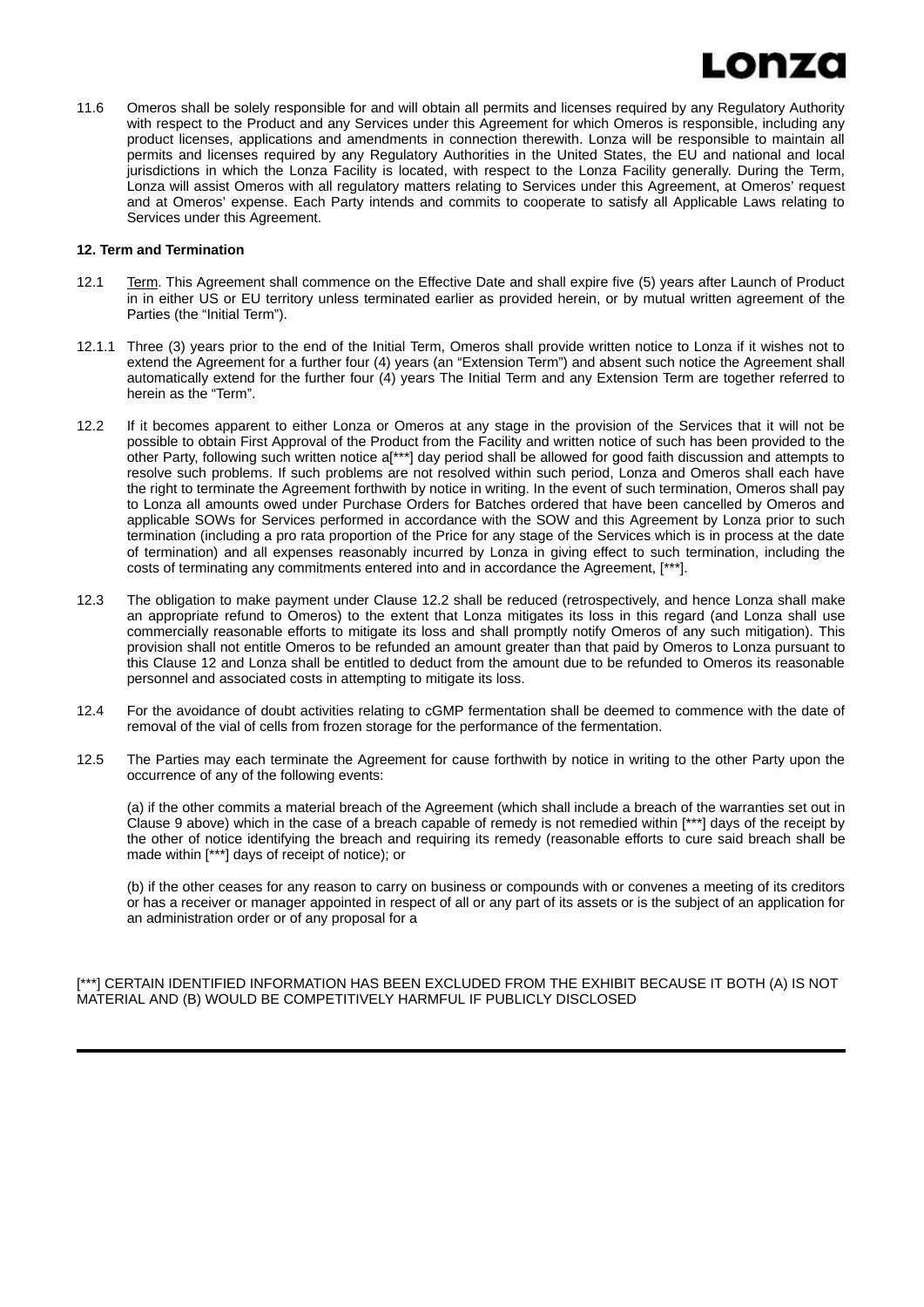11.6 Omeros shall be solely responsible for and will obtain all permits and licenses required by any Regulatory Authority with respect to the Product and any Services under this Agreement for which Omeros is responsible, including any product licenses, applications and amendments in connection therewith. Lonza will be responsible to maintain all permits and licenses required by any Regulatory Authorities in the United States, the EU and national and local jurisdictions in which the Lonza Facility is located, with respect to the Lonza Facility generally. During the Term, Lonza will assist Omeros with all regulatory matters relating to Services under this Agreement, at Omeros' request and at Omeros' expense. Each Party intends and commits to cooperate to satisfy all Applicable Laws relating to Services under this Agreement.

**12. Term and Termination**

12.1 Term. This Agreement shall commence on the Effective Date and shall expire five (5) years after Launch of Product in in either US or EU territory unless terminated earlier as provided herein, or by mutual written agreement of the Parties (the "Initial Term").

12.1.1 Three (3) years prior to the end of the Initial Term, Omeros shall provide written notice to Lonza if it wishes not to extend the Agreement for a further four (4) years (an "Extension Term") and absent such notice the Agreement shall automatically extend for the further four (4) years The Initial Term and any Extension Term are together referred to herein as the "Term".

12.2 If it becomes apparent to either Lonza or Omeros at any stage in the provision of the Services that it will not be possible to obtain First Approval of the Product from the Facility and written notice of such has been provided to the other Party, following such written notice a[***] day period shall be allowed for good faith discussion and attempts to resolve such problems. If such problems are not resolved within such period, Lonza and Omeros shall each have the right to terminate the Agreement forthwith by notice in writing. In the event of such termination, Omeros shall pay to Lonza all amounts owed under Purchase Orders for Batches ordered that have been cancelled by Omeros and applicable SOWs for Services performed in accordance with the SOW and this Agreement by Lonza prior to such termination (including a pro rata proportion of the Price for any stage of the Services which is in process at the date of termination) and all expenses reasonably incurred by Lonza in giving effect to such termination, including the costs of terminating any commitments entered into and in accordance the Agreement, [***].

12.3 The obligation to make payment under Clause 12.2 shall be reduced (retrospectively, and hence Lonza shall make an appropriate refund to Omeros) to the extent that Lonza mitigates its loss in this regard (and Lonza shall use commercially reasonable efforts to mitigate its loss and shall promptly notify Omeros of any such mitigation). This provision shall not entitle Omeros to be refunded an amount greater than that paid by Omeros to Lonza pursuant to this Clause 12 and Lonza shall be entitled to deduct from the amount due to be refunded to Omeros its reasonable personnel and associated costs in attempting to mitigate its loss.

12.4 For the avoidance of doubt activities relating to cGMP fermentation shall be deemed to commence with the date of removal of the vial of cells from frozen storage for the performance of the fermentation.

12.5 The Parties may each terminate the Agreement for cause forthwith by notice in writing to the other Party upon the occurrence of any of the following events:

(a) if the other commits a material breach of the Agreement (which shall include a breach of the warranties set out in Clause 9 above) which in the case of a breach capable of remedy is not remedied within [***] days of the receipt by the other of notice identifying the breach and requiring its remedy (reasonable efforts to cure said breach shall be made within [***] days of receipt of notice); or

(b) if the other ceases for any reason to carry on business or compounds with or convenes a meeting of its creditors or has a receiver or manager appointed in respect of all or any part of its assets or is the subject of an application for an administration order or of any proposal for a

[***] CERTAIN IDENTIFIED INFORMATION HAS BEEN EXCLUDED FROM THE EXHIBIT BECAUSE IT BOTH (A) IS NOT MATERIAL AND (B) WOULD BE COMPETITIVELY HARMFUL IF PUBLICLY DISCLOSED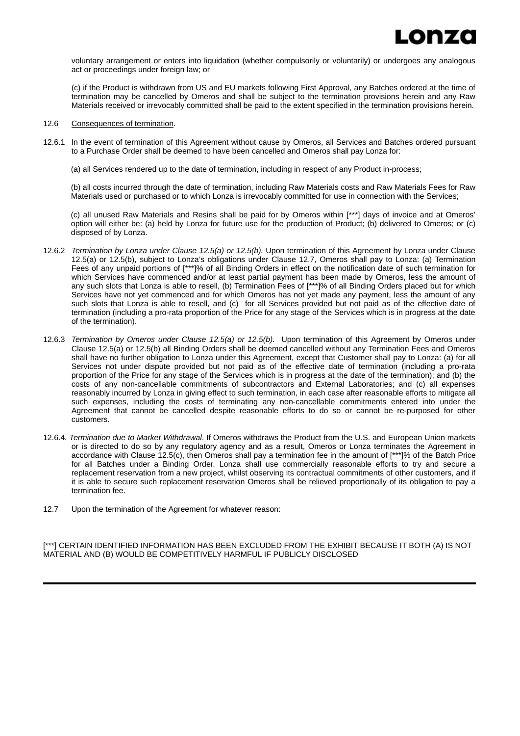voluntary arrangement or enters into liquidation (whether compulsorily or voluntarily) or undergoes any analogous act or proceedings under foreign law; or

(c) if the Product is withdrawn from US and EU markets following First Approval, any Batches ordered at the time of termination may be cancelled by Omeros and shall be subject to the termination provisions herein and any Raw Materials received or irrevocably committed shall be paid to the extent specified in the termination provisions herein.

12.6 Consequences of termination.

12.6.1 In the event of termination of this Agreement without cause by Omeros, all Services and Batches ordered pursuant to a Purchase Order shall be deemed to have been cancelled and Omeros shall pay Lonza for:

(a) all Services rendered up to the date of termination, including in respect of any Product in-process;

(b) all costs incurred through the date of termination, including Raw Materials costs and Raw Materials Fees for Raw Materials used or purchased or to which Lonza is irrevocably committed for use in connection with the Services;

(c) all unused Raw Materials and Resins shall be paid for by Omeros within [***] days of invoice and at Omeros' option will either be: (a) held by Lonza for future use for the production of Product; (b) delivered to Omeros; or (c) disposed of by Lonza.

12.6.2 *Termination by Lonza under Clause 12.5(a) or 12.5(b).* Upon termination of this Agreement by Lonza under Clause 12.5(a) or 12.5(b), subject to Lonza's obligations under Clause 12.7, Omeros shall pay to Lonza: (a) Termination Fees of any unpaid portions of [***]% of all Binding Orders in effect on the notification date of such termination for which Services have commenced and/or at least partial payment has been made by Omeros, less the amount of any such slots that Lonza is able to resell, (b) Termination Fees of [***]% of all Binding Orders placed but for which Services have not yet commenced and for which Omeros has not yet made any payment, less the amount of any such slots that Lonza is able to resell, and (c) for all Services provided but not paid as of the effective date of termination (including a pro-rata proportion of the Price for any stage of the Services which is in progress at the date of the termination).

12.6.3 *Termination by Omeros under Clause 12.5(a) or 12.5(b).* Upon termination of this Agreement by Omeros under Clause 12.5(a) or 12.5(b) all Binding Orders shall be deemed cancelled without any Termination Fees and Omeros shall have no further obligation to Lonza under this Agreement, except that Customer shall pay to Lonza: (a) for all Services not under dispute provided but not paid as of the effective date of termination (including a pro-rata proportion of the Price for any stage of the Services which is in progress at the date of the termination); and (b) the costs of any non-cancellable commitments of subcontractors and External Laboratories; and (c) all expenses reasonably incurred by Lonza in giving effect to such termination, in each case after reasonable efforts to mitigate all such expenses, including the costs of terminating any non-cancellable commitments entered into under the Agreement that cannot be cancelled despite reasonable efforts to do so or cannot be re-purposed for other customers.

12.6.4. *Termination due to Market Withdrawal*. If Omeros withdraws the Product from the U.S. and European Union markets or is directed to do so by any regulatory agency and as a result, Omeros or Lonza terminates the Agreement in accordance with Clause 12.5(c), then Omeros shall pay a termination fee in the amount of [***]% of the Batch Price for all Batches under a Binding Order. Lonza shall use commercially reasonable efforts to try and secure a replacement reservation from a new project, whilst observing its contractual commitments of other customers, and if it is able to secure such replacement reservation Omeros shall be relieved proportionally of its obligation to pay a termination fee.

12.7 Upon the termination of the Agreement for whatever reason:

[***] CERTAIN IDENTIFIED INFORMATION HAS BEEN EXCLUDED FROM THE EXHIBIT BECAUSE IT BOTH (A) IS NOT MATERIAL AND (B) WOULD BE COMPETITIVELY HARMFUL IF PUBLICLY DISCLOSED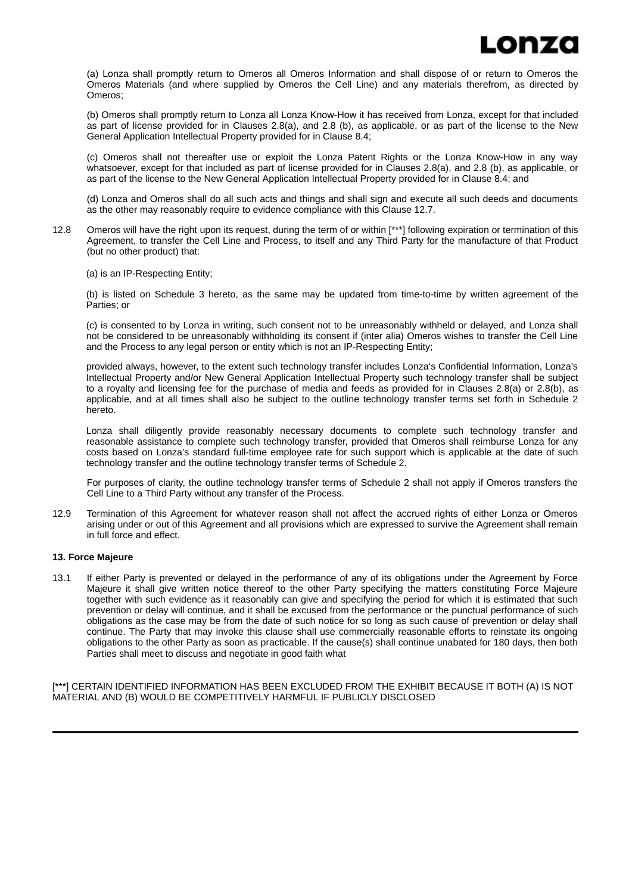(a) Lonza shall promptly return to Omeros all Omeros Information and shall dispose of or return to Omeros the Omeros Materials (and where supplied by Omeros the Cell Line) and any materials therefrom, as directed by Omeros;

(b) Omeros shall promptly return to Lonza all Lonza Know-How it has received from Lonza, except for that included as part of license provided for in Clauses 2.8(a), and 2.8 (b), as applicable, or as part of the license to the New General Application Intellectual Property provided for in Clause 8.4;

(c) Omeros shall not thereafter use or exploit the Lonza Patent Rights or the Lonza Know-How in any way whatsoever, except for that included as part of license provided for in Clauses 2.8(a), and 2.8 (b), as applicable, or as part of the license to the New General Application Intellectual Property provided for in Clause 8.4; and

(d) Lonza and Omeros shall do all such acts and things and shall sign and execute all such deeds and documents as the other may reasonably require to evidence compliance with this Clause 12.7.

12.8 Omeros will have the right upon its request, during the term of or within [***] following expiration or termination of this Agreement, to transfer the Cell Line and Process, to itself and any Third Party for the manufacture of that Product (but no other product) that:

(a) is an IP-Respecting Entity;

(b) is listed on Schedule 3 hereto, as the same may be updated from time-to-time by written agreement of the Parties; or

(c) is consented to by Lonza in writing, such consent not to be unreasonably withheld or delayed, and Lonza shall not be considered to be unreasonably withholding its consent if (inter alia) Omeros wishes to transfer the Cell Line and the Process to any legal person or entity which is not an IP-Respecting Entity;

provided always, however, to the extent such technology transfer includes Lonza's Confidential Information, Lonza's Intellectual Property and/or New General Application Intellectual Property such technology transfer shall be subject to a royalty and licensing fee for the purchase of media and feeds as provided for in Clauses 2.8(a) or 2.8(b), as applicable, and at all times shall also be subject to the outline technology transfer terms set forth in Schedule 2 hereto.

Lonza shall diligently provide reasonably necessary documents to complete such technology transfer and reasonable assistance to complete such technology transfer, provided that Omeros shall reimburse Lonza for any costs based on Lonza's standard full-time employee rate for such support which is applicable at the date of such technology transfer and the outline technology transfer terms of Schedule 2.

For purposes of clarity, the outline technology transfer terms of Schedule 2 shall not apply if Omeros transfers the Cell Line to a Third Party without any transfer of the Process.

12.9 Termination of this Agreement for whatever reason shall not affect the accrued rights of either Lonza or Omeros arising under or out of this Agreement and all provisions which are expressed to survive the Agreement shall remain in full force and effect.

**13. Force Majeure**

13.1 If either Party is prevented or delayed in the performance of any of its obligations under the Agreement by Force Majeure it shall give written notice thereof to the other Party specifying the matters constituting Force Majeure together with such evidence as it reasonably can give and specifying the period for which it is estimated that such prevention or delay will continue, and it shall be excused from the performance or the punctual performance of such obligations as the case may be from the date of such notice for so long as such cause of prevention or delay shall continue. The Party that may invoke this clause shall use commercially reasonable efforts to reinstate its ongoing obligations to the other Party as soon as practicable. If the cause(s) shall continue unabated for 180 days, then both Parties shall meet to discuss and negotiate in good faith what

[***] CERTAIN IDENTIFIED INFORMATION HAS BEEN EXCLUDED FROM THE EXHIBIT BECAUSE IT BOTH (A) IS NOT MATERIAL AND (B) WOULD BE COMPETITIVELY HARMFUL IF PUBLICLY DISCLOSED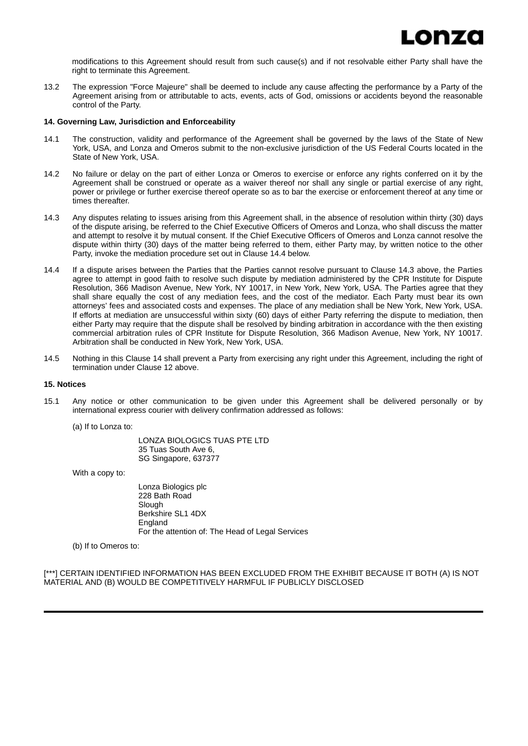modifications to this Agreement should result from such cause(s) and if not resolvable either Party shall have the right to terminate this Agreement.

13.2 The expression "Force Majeure" shall be deemed to include any cause affecting the performance by a Party of the Agreement arising from or attributable to acts, events, acts of God, omissions or accidents beyond the reasonable control of the Party.

**14. Governing Law, Jurisdiction and Enforceability**

14.1 The construction, validity and performance of the Agreement shall be governed by the laws of the State of New York, USA, and Lonza and Omeros submit to the non-exclusive jurisdiction of the US Federal Courts located in the State of New York, USA.

14.2 No failure or delay on the part of either Lonza or Omeros to exercise or enforce any rights conferred on it by the Agreement shall be construed or operate as a waiver thereof nor shall any single or partial exercise of any right, power or privilege or further exercise thereof operate so as to bar the exercise or enforcement thereof at any time or times thereafter.

14.3 Any disputes relating to issues arising from this Agreement shall, in the absence of resolution within thirty (30) days of the dispute arising, be referred to the Chief Executive Officers of Omeros and Lonza, who shall discuss the matter and attempt to resolve it by mutual consent. If the Chief Executive Officers of Omeros and Lonza cannot resolve the dispute within thirty (30) days of the matter being referred to them, either Party may, by written notice to the other Party, invoke the mediation procedure set out in Clause 14.4 below.

14.4 If a dispute arises between the Parties that the Parties cannot resolve pursuant to Clause 14.3 above, the Parties agree to attempt in good faith to resolve such dispute by mediation administered by the CPR Institute for Dispute Resolution, 366 Madison Avenue, New York, NY 10017, in New York, New York, USA. The Parties agree that they shall share equally the cost of any mediation fees, and the cost of the mediator. Each Party must bear its own attorneys' fees and associated costs and expenses. The place of any mediation shall be New York, New York, USA. If efforts at mediation are unsuccessful within sixty (60) days of either Party referring the dispute to mediation, then either Party may require that the dispute shall be resolved by binding arbitration in accordance with the then existing commercial arbitration rules of CPR Institute for Dispute Resolution, 366 Madison Avenue, New York, NY 10017. Arbitration shall be conducted in New York, New York, USA.

14.5 Nothing in this Clause 14 shall prevent a Party from exercising any right under this Agreement, including the right of termination under Clause 12 above.

**15. Notices**

15.1 Any notice or other communication to be given under this Agreement shall be delivered personally or by international express courier with delivery confirmation addressed as follows:

(a) If to Lonza to:

LONZA BIOLOGICS TUAS PTE LTD
35 Tuas South Ave 6,
SG Singapore, 637377

With a copy to:

Lonza Biologics plc
228 Bath Road
Slough
Berkshire SL1 4DX
England
For the attention of: The Head of Legal Services

(b) If to Omeros to:

[***] CERTAIN IDENTIFIED INFORMATION HAS BEEN EXCLUDED FROM THE EXHIBIT BECAUSE IT BOTH (A) IS NOT MATERIAL AND (B) WOULD BE COMPETITIVELY HARMFUL IF PUBLICLY DISCLOSED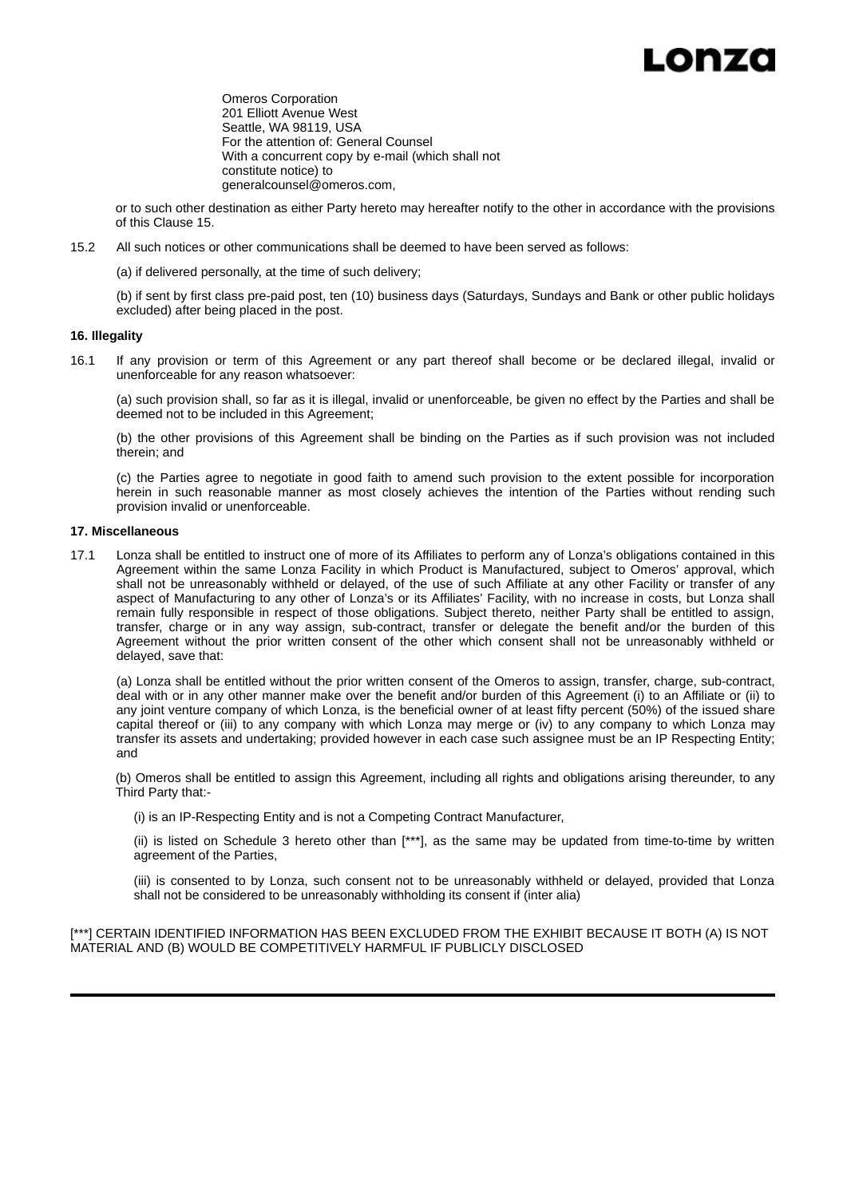Omeros Corporation
201 Elliott Avenue West
Seattle, WA 98119, USA
For the attention of: General Counsel
With a concurrent copy by e-mail (which shall not constitute notice) to
generalcounsel@omeros.com,

or to such other destination as either Party hereto may hereafter notify to the other in accordance with the provisions of this Clause 15.

15.2 All such notices or other communications shall be deemed to have been served as follows:

(a) if delivered personally, at the time of such delivery;

(b) if sent by first class pre-paid post, ten (10) business days (Saturdays, Sundays and Bank or other public holidays excluded) after being placed in the post.

**16. Illegality**

16.1 If any provision or term of this Agreement or any part thereof shall become or be declared illegal, invalid or unenforceable for any reason whatsoever:

(a) such provision shall, so far as it is illegal, invalid or unenforceable, be given no effect by the Parties and shall be deemed not to be included in this Agreement;

(b) the other provisions of this Agreement shall be binding on the Parties as if such provision was not included therein; and

(c) the Parties agree to negotiate in good faith to amend such provision to the extent possible for incorporation herein in such reasonable manner as most closely achieves the intention of the Parties without rending such provision invalid or unenforceable.

**17. Miscellaneous**

17.1 Lonza shall be entitled to instruct one of more of its Affiliates to perform any of Lonza's obligations contained in this Agreement within the same Lonza Facility in which Product is Manufactured, subject to Omeros' approval, which shall not be unreasonably withheld or delayed, of the use of such Affiliate at any other Facility or transfer of any aspect of Manufacturing to any other of Lonza's or its Affiliates' Facility, with no increase in costs, but Lonza shall remain fully responsible in respect of those obligations. Subject thereto, neither Party shall be entitled to assign, transfer, charge or in any way assign, sub-contract, transfer or delegate the benefit and/or the burden of this Agreement without the prior written consent of the other which consent shall not be unreasonably withheld or delayed, save that:

(a) Lonza shall be entitled without the prior written consent of the Omeros to assign, transfer, charge, sub-contract, deal with or in any other manner make over the benefit and/or burden of this Agreement (i) to an Affiliate or (ii) to any joint venture company of which Lonza, is the beneficial owner of at least fifty percent (50%) of the issued share capital thereof or (iii) to any company with which Lonza may merge or (iv) to any company to which Lonza may transfer its assets and undertaking; provided however in each case such assignee must be an IP Respecting Entity; and

(b) Omeros shall be entitled to assign this Agreement, including all rights and obligations arising thereunder, to any Third Party that:-

(i) is an IP-Respecting Entity and is not a Competing Contract Manufacturer,

(ii) is listed on Schedule 3 hereto other than [***], as the same may be updated from time-to-time by written agreement of the Parties,

(iii) is consented to by Lonza, such consent not to be unreasonably withheld or delayed, provided that Lonza shall not be considered to be unreasonably withholding its consent if (inter alia)

[***] CERTAIN IDENTIFIED INFORMATION HAS BEEN EXCLUDED FROM THE EXHIBIT BECAUSE IT BOTH (A) IS NOT MATERIAL AND (B) WOULD BE COMPETITIVELY HARMFUL IF PUBLICLY DISCLOSED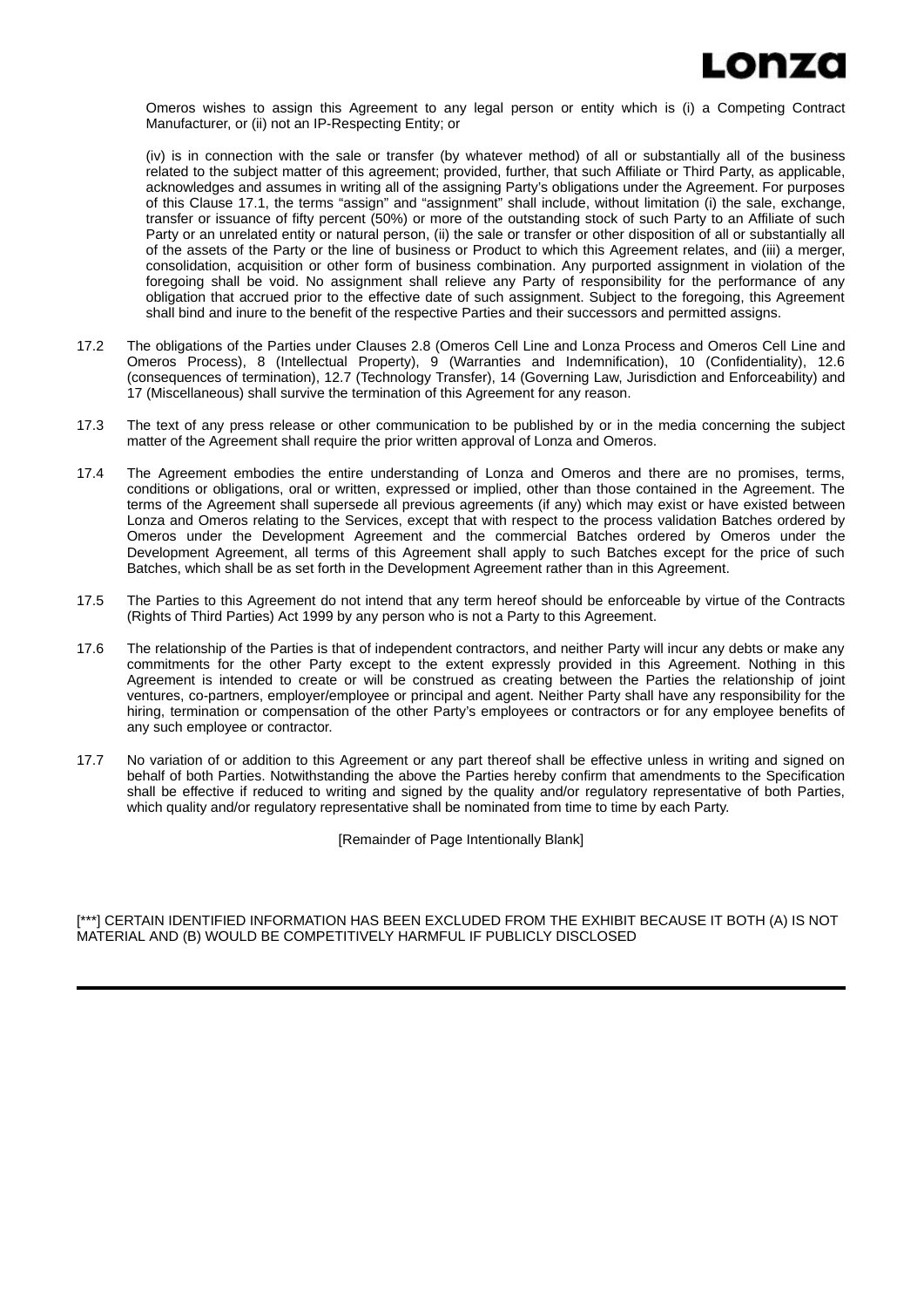Omeros wishes to assign this Agreement to any legal person or entity which is (i) a Competing Contract Manufacturer, or (ii) not an IP-Respecting Entity; or

(iv) is in connection with the sale or transfer (by whatever method) of all or substantially all of the business related to the subject matter of this agreement; provided, further, that such Affiliate or Third Party, as applicable, acknowledges and assumes in writing all of the assigning Party's obligations under the Agreement. For purposes of this Clause 17.1, the terms "assign" and "assignment" shall include, without limitation (i) the sale, exchange, transfer or issuance of fifty percent (50%) or more of the outstanding stock of such Party to an Affiliate of such Party or an unrelated entity or natural person, (ii) the sale or transfer or other disposition of all or substantially all of the assets of the Party or the line of business or Product to which this Agreement relates, and (iii) a merger, consolidation, acquisition or other form of business combination. Any purported assignment in violation of the foregoing shall be void. No assignment shall relieve any Party of responsibility for the performance of any obligation that accrued prior to the effective date of such assignment. Subject to the foregoing, this Agreement shall bind and inure to the benefit of the respective Parties and their successors and permitted assigns.

17.2 The obligations of the Parties under Clauses 2.8 (Omeros Cell Line and Lonza Process and Omeros Cell Line and Omeros Process), 8 (Intellectual Property), 9 (Warranties and Indemnification), 10 (Confidentiality), 12.6 (consequences of termination), 12.7 (Technology Transfer), 14 (Governing Law, Jurisdiction and Enforceability) and 17 (Miscellaneous) shall survive the termination of this Agreement for any reason.

17.3 The text of any press release or other communication to be published by or in the media concerning the subject matter of the Agreement shall require the prior written approval of Lonza and Omeros.

17.4 The Agreement embodies the entire understanding of Lonza and Omeros and there are no promises, terms, conditions or obligations, oral or written, expressed or implied, other than those contained in the Agreement. The terms of the Agreement shall supersede all previous agreements (if any) which may exist or have existed between Lonza and Omeros relating to the Services, except that with respect to the process validation Batches ordered by Omeros under the Development Agreement and the commercial Batches ordered by Omeros under the Development Agreement, all terms of this Agreement shall apply to such Batches except for the price of such Batches, which shall be as set forth in the Development Agreement rather than in this Agreement.

17.5 The Parties to this Agreement do not intend that any term hereof should be enforceable by virtue of the Contracts (Rights of Third Parties) Act 1999 by any person who is not a Party to this Agreement.

17.6 The relationship of the Parties is that of independent contractors, and neither Party will incur any debts or make any commitments for the other Party except to the extent expressly provided in this Agreement. Nothing in this Agreement is intended to create or will be construed as creating between the Parties the relationship of joint ventures, co-partners, employer/employee or principal and agent. Neither Party shall have any responsibility for the hiring, termination or compensation of the other Party's employees or contractors or for any employee benefits of any such employee or contractor.

17.7 No variation of or addition to this Agreement or any part thereof shall be effective unless in writing and signed on behalf of both Parties. Notwithstanding the above the Parties hereby confirm that amendments to the Specification shall be effective if reduced to writing and signed by the quality and/or regulatory representative of both Parties, which quality and/or regulatory representative shall be nominated from time to time by each Party.

[Remainder of Page Intentionally Blank]

[***] CERTAIN IDENTIFIED INFORMATION HAS BEEN EXCLUDED FROM THE EXHIBIT BECAUSE IT BOTH (A) IS NOT MATERIAL AND (B) WOULD BE COMPETITIVELY HARMFUL IF PUBLICLY DISCLOSED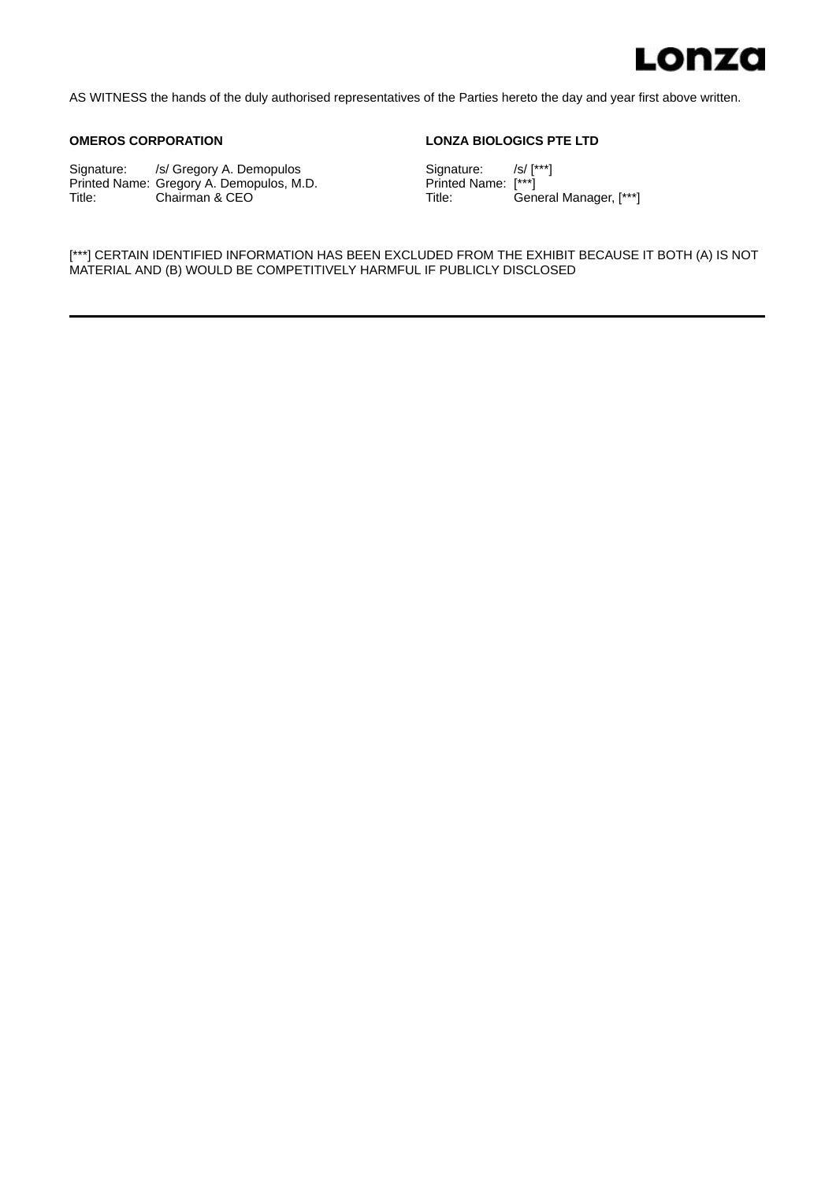AS WITNESS the hands of the duly authorised representatives of the Parties hereto the day and year first above written.

**OMEROS CORPORATION**

Signature: /s/ Gregory A. Demopulos
Printed Name: Gregory A. Demopulos, M.D.
Title: Chairman & CEO

**LONZA BIOLOGICS PTE LTD**

Signature: /s/ [***]
Printed Name: [***]
Title: General Manager, [***]

[***] CERTAIN IDENTIFIED INFORMATION HAS BEEN EXCLUDED FROM THE EXHIBIT BECAUSE IT BOTH (A) IS NOT MATERIAL AND (B) WOULD BE COMPETITIVELY HARMFUL IF PUBLICLY DISCLOSED

---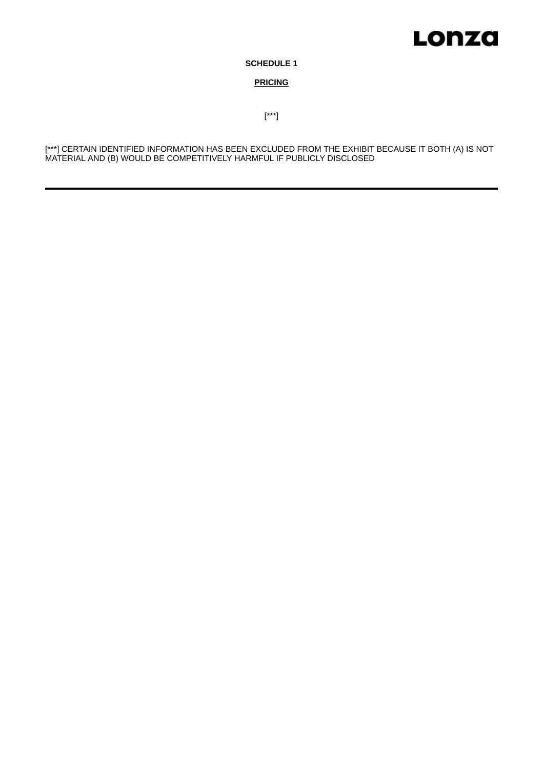**SCHEDULE 1**

**PRICING**

[***]

[***] CERTAIN IDENTIFIED INFORMATION HAS BEEN EXCLUDED FROM THE EXHIBIT BECAUSE IT BOTH (A) IS NOT MATERIAL AND (B) WOULD BE COMPETITIVELY HARMFUL IF PUBLICLY DISCLOSED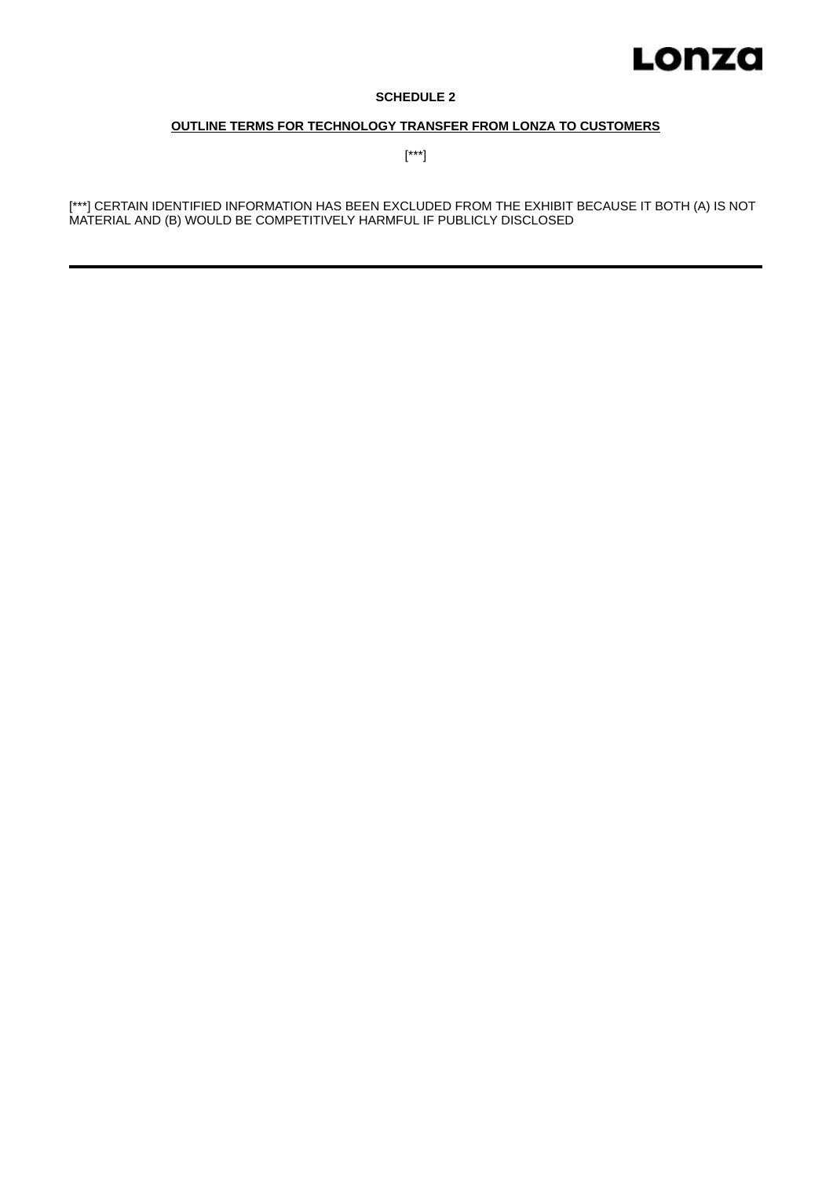**SCHEDULE 2**

**OUTLINE TERMS FOR TECHNOLOGY TRANSFER FROM LONZA TO CUSTOMERS**

[***]

[***] CERTAIN IDENTIFIED INFORMATION HAS BEEN EXCLUDED FROM THE EXHIBIT BECAUSE IT BOTH (A) IS NOT MATERIAL AND (B) WOULD BE COMPETITIVELY HARMFUL IF PUBLICLY DISCLOSED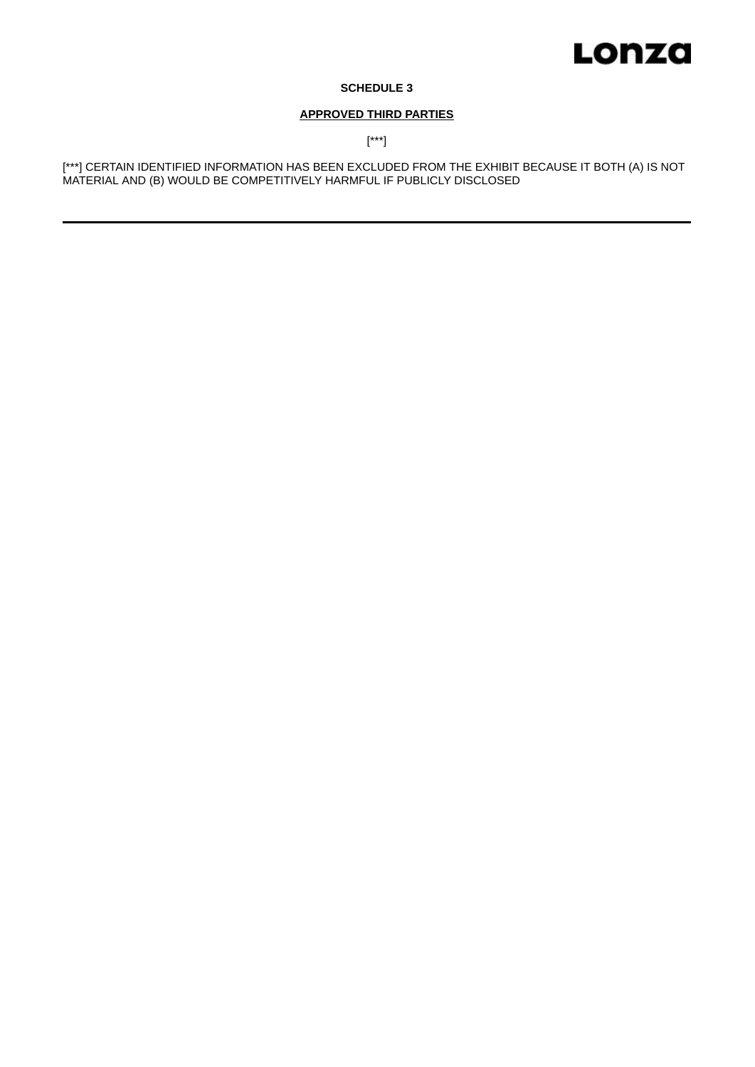**SCHEDULE 3**

**APPROVED THIRD PARTIES**

[***]

[***] CERTAIN IDENTIFIED INFORMATION HAS BEEN EXCLUDED FROM THE EXHIBIT BECAUSE IT BOTH (A) IS NOT MATERIAL AND (B) WOULD BE COMPETITIVELY HARMFUL IF PUBLICLY DISCLOSED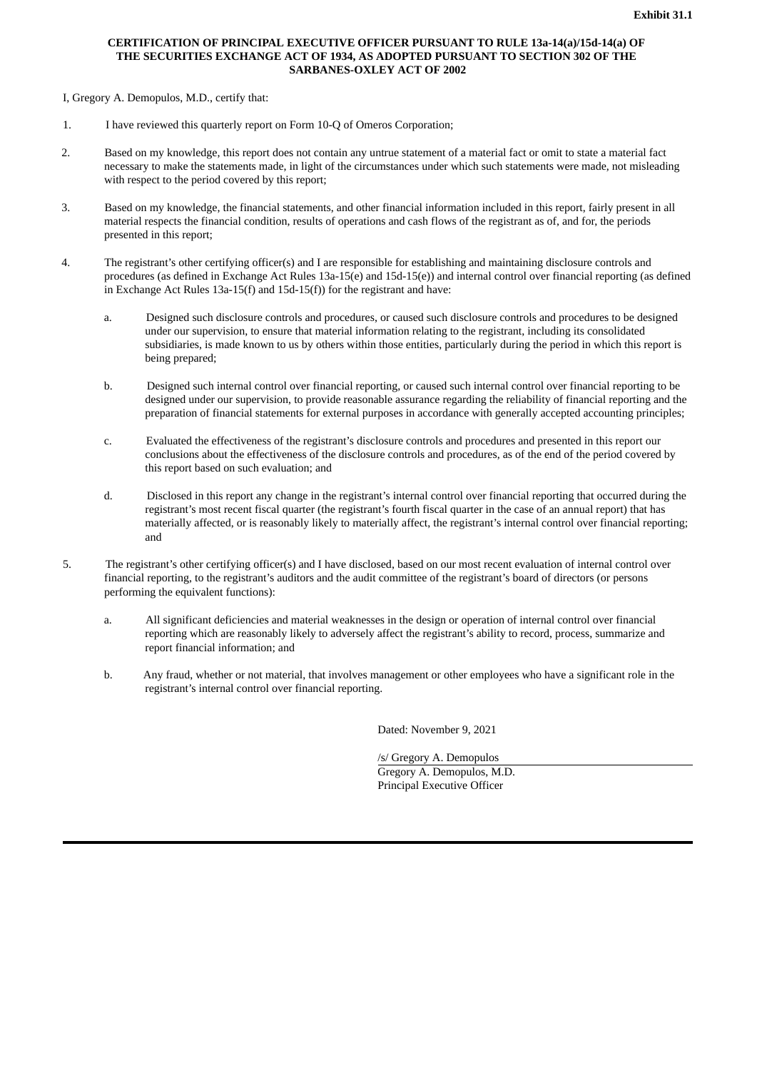**Exhibit 31.1**

**CERTIFICATION OF PRINCIPAL EXECUTIVE OFFICER PURSUANT TO RULE 13a-14(a)/15d-14(a) OF THE SECURITIES EXCHANGE ACT OF 1934, AS ADOPTED PURSUANT TO SECTION 302 OF THE SARBANES-OXLEY ACT OF 2002**

I, Gregory A. Demopulos, M.D., certify that:

1. I have reviewed this quarterly report on Form 10-Q of Omeros Corporation;

2. Based on my knowledge, this report does not contain any untrue statement of a material fact or omit to state a material fact necessary to make the statements made, in light of the circumstances under which such statements were made, not misleading with respect to the period covered by this report;

3. Based on my knowledge, the financial statements, and other financial information included in this report, fairly present in all material respects the financial condition, results of operations and cash flows of the registrant as of, and for, the periods presented in this report;

4. The registrant's other certifying officer(s) and I are responsible for establishing and maintaining disclosure controls and procedures (as defined in Exchange Act Rules 13a-15(e) and 15d-15(e)) and internal control over financial reporting (as defined in Exchange Act Rules 13a-15(f) and 15d-15(f)) for the registrant and have:

   a. Designed such disclosure controls and procedures, or caused such disclosure controls and procedures to be designed under our supervision, to ensure that material information relating to the registrant, including its consolidated subsidiaries, is made known to us by others within those entities, particularly during the period in which this report is being prepared;

   b. Designed such internal control over financial reporting, or caused such internal control over financial reporting to be designed under our supervision, to provide reasonable assurance regarding the reliability of financial reporting and the preparation of financial statements for external purposes in accordance with generally accepted accounting principles;

   c. Evaluated the effectiveness of the registrant's disclosure controls and procedures and presented in this report our conclusions about the effectiveness of the disclosure controls and procedures, as of the end of the period covered by this report based on such evaluation; and

   d. Disclosed in this report any change in the registrant's internal control over financial reporting that occurred during the registrant's most recent fiscal quarter (the registrant's fourth fiscal quarter in the case of an annual report) that has materially affected, or is reasonably likely to materially affect, the registrant's internal control over financial reporting; and

5. The registrant's other certifying officer(s) and I have disclosed, based on our most recent evaluation of internal control over financial reporting, to the registrant's auditors and the audit committee of the registrant's board of directors (or persons performing the equivalent functions):

   a. All significant deficiencies and material weaknesses in the design or operation of internal control over financial reporting which are reasonably likely to adversely affect the registrant's ability to record, process, summarize and report financial information; and

   b. Any fraud, whether or not material, that involves management or other employees who have a significant role in the registrant's internal control over financial reporting.

Dated: November 9, 2021

/s/ Gregory A. Demopulos
Gregory A. Demopulos, M.D.
Principal Executive Officer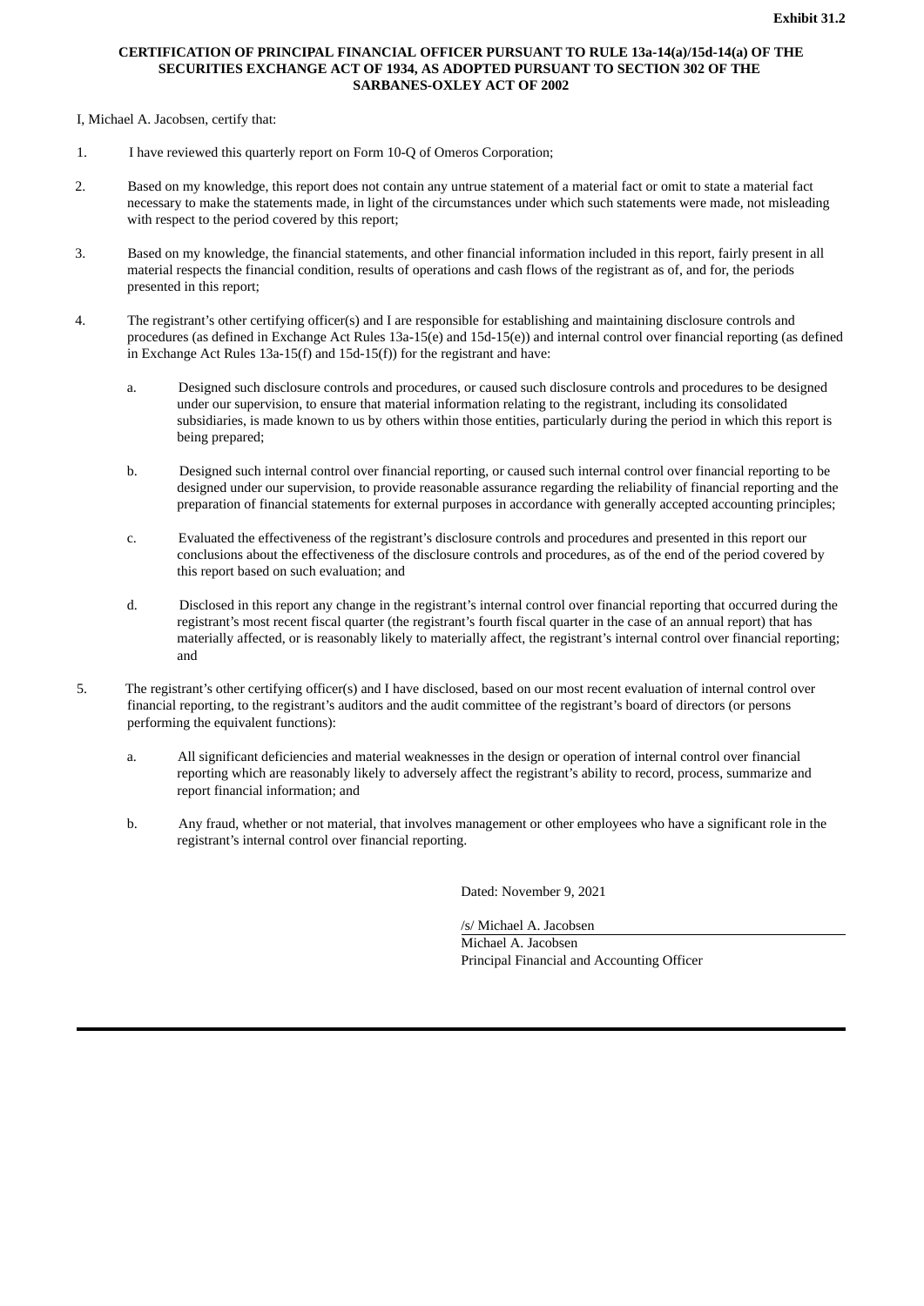**Exhibit 31.2**

**CERTIFICATION OF PRINCIPAL FINANCIAL OFFICER PURSUANT TO RULE 13a-14(a)/15d-14(a) OF THE SECURITIES EXCHANGE ACT OF 1934, AS ADOPTED PURSUANT TO SECTION 302 OF THE SARBANES-OXLEY ACT OF 2002**

I, Michael A. Jacobsen, certify that:

1. I have reviewed this quarterly report on Form 10-Q of Omeros Corporation;

2. Based on my knowledge, this report does not contain any untrue statement of a material fact or omit to state a material fact necessary to make the statements made, in light of the circumstances under which such statements were made, not misleading with respect to the period covered by this report;

3. Based on my knowledge, the financial statements, and other financial information included in this report, fairly present in all material respects the financial condition, results of operations and cash flows of the registrant as of, and for, the periods presented in this report;

4. The registrant's other certifying officer(s) and I are responsible for establishing and maintaining disclosure controls and procedures (as defined in Exchange Act Rules 13a-15(e) and 15d-15(e)) and internal control over financial reporting (as defined in Exchange Act Rules 13a-15(f) and 15d-15(f)) for the registrant and have:

   a. Designed such disclosure controls and procedures, or caused such disclosure controls and procedures to be designed under our supervision, to ensure that material information relating to the registrant, including its consolidated subsidiaries, is made known to us by others within those entities, particularly during the period in which this report is being prepared;

   b. Designed such internal control over financial reporting, or caused such internal control over financial reporting to be designed under our supervision, to provide reasonable assurance regarding the reliability of financial reporting and the preparation of financial statements for external purposes in accordance with generally accepted accounting principles;

   c. Evaluated the effectiveness of the registrant's disclosure controls and procedures and presented in this report our conclusions about the effectiveness of the disclosure controls and procedures, as of the end of the period covered by this report based on such evaluation; and

   d. Disclosed in this report any change in the registrant's internal control over financial reporting that occurred during the registrant's most recent fiscal quarter (the registrant's fourth fiscal quarter in the case of an annual report) that has materially affected, or is reasonably likely to materially affect, the registrant's internal control over financial reporting; and

5. The registrant's other certifying officer(s) and I have disclosed, based on our most recent evaluation of internal control over financial reporting, to the registrant's auditors and the audit committee of the registrant's board of directors (or persons performing the equivalent functions):

   a. All significant deficiencies and material weaknesses in the design or operation of internal control over financial reporting which are reasonably likely to adversely affect the registrant's ability to record, process, summarize and report financial information; and

   b. Any fraud, whether or not material, that involves management or other employees who have a significant role in the registrant's internal control over financial reporting.

Dated: November 9, 2021

/s/ Michael A. Jacobsen

Michael A. Jacobsen
Principal Financial and Accounting Officer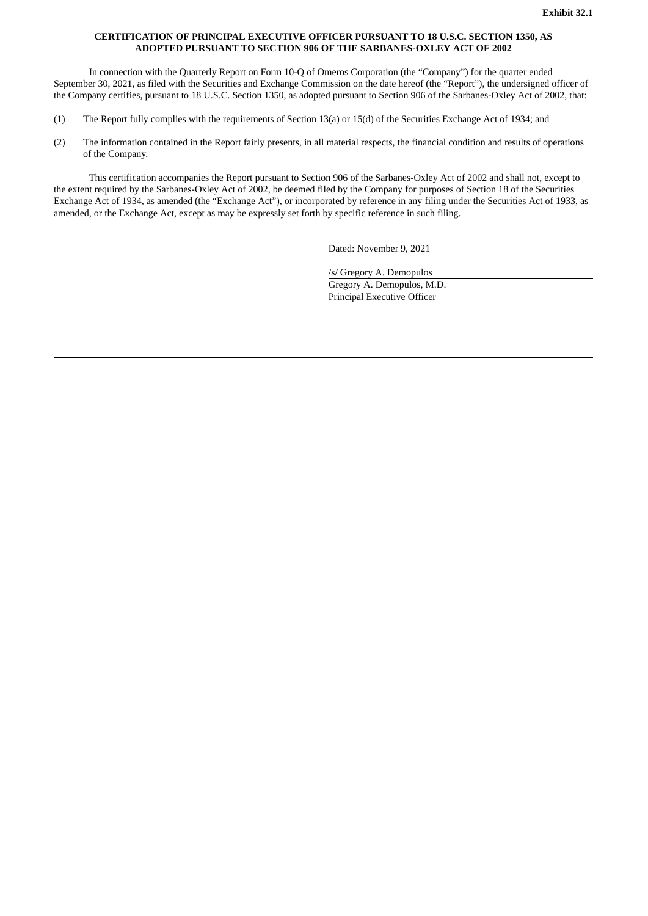**Exhibit 32.1**

**CERTIFICATION OF PRINCIPAL EXECUTIVE OFFICER PURSUANT TO 18 U.S.C. SECTION 1350, AS ADOPTED PURSUANT TO SECTION 906 OF THE SARBANES-OXLEY ACT OF 2002**

In connection with the Quarterly Report on Form 10-Q of Omeros Corporation (the "Company") for the quarter ended September 30, 2021, as filed with the Securities and Exchange Commission on the date hereof (the "Report"), the undersigned officer of the Company certifies, pursuant to 18 U.S.C. Section 1350, as adopted pursuant to Section 906 of the Sarbanes-Oxley Act of 2002, that:

(1) The Report fully complies with the requirements of Section 13(a) or 15(d) of the Securities Exchange Act of 1934; and

(2) The information contained in the Report fairly presents, in all material respects, the financial condition and results of operations of the Company.

This certification accompanies the Report pursuant to Section 906 of the Sarbanes-Oxley Act of 2002 and shall not, except to the extent required by the Sarbanes-Oxley Act of 2002, be deemed filed by the Company for purposes of Section 18 of the Securities Exchange Act of 1934, as amended (the "Exchange Act"), or incorporated by reference in any filing under the Securities Act of 1933, as amended, or the Exchange Act, except as may be expressly set forth by specific reference in such filing.

Dated: November 9, 2021

/s/ Gregory A. Demopulos

Gregory A. Demopulos, M.D.
Principal Executive Officer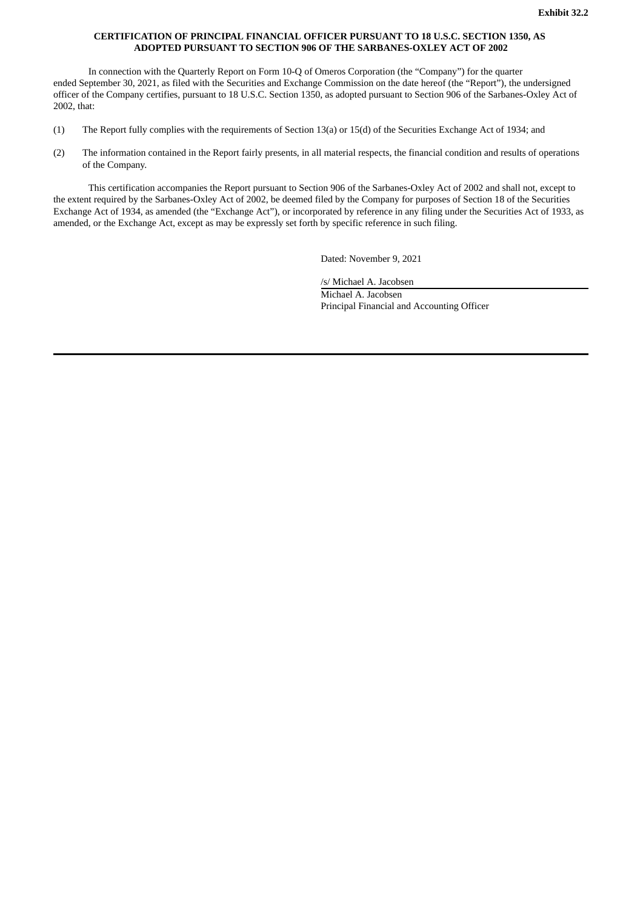**Exhibit 32.2**

**CERTIFICATION OF PRINCIPAL FINANCIAL OFFICER PURSUANT TO 18 U.S.C. SECTION 1350, AS ADOPTED PURSUANT TO SECTION 906 OF THE SARBANES-OXLEY ACT OF 2002**

In connection with the Quarterly Report on Form 10-Q of Omeros Corporation (the "Company") for the quarter ended September 30, 2021, as filed with the Securities and Exchange Commission on the date hereof (the "Report"), the undersigned officer of the Company certifies, pursuant to 18 U.S.C. Section 1350, as adopted pursuant to Section 906 of the Sarbanes-Oxley Act of 2002, that:

(1) The Report fully complies with the requirements of Section 13(a) or 15(d) of the Securities Exchange Act of 1934; and

(2) The information contained in the Report fairly presents, in all material respects, the financial condition and results of operations of the Company.

This certification accompanies the Report pursuant to Section 906 of the Sarbanes-Oxley Act of 2002 and shall not, except to the extent required by the Sarbanes-Oxley Act of 2002, be deemed filed by the Company for purposes of Section 18 of the Securities Exchange Act of 1934, as amended (the "Exchange Act"), or incorporated by reference in any filing under the Securities Act of 1933, as amended, or the Exchange Act, except as may be expressly set forth by specific reference in such filing.

Dated: November 9, 2021

/s/ Michael A. Jacobsen

Michael A. Jacobsen
Principal Financial and Accounting Officer